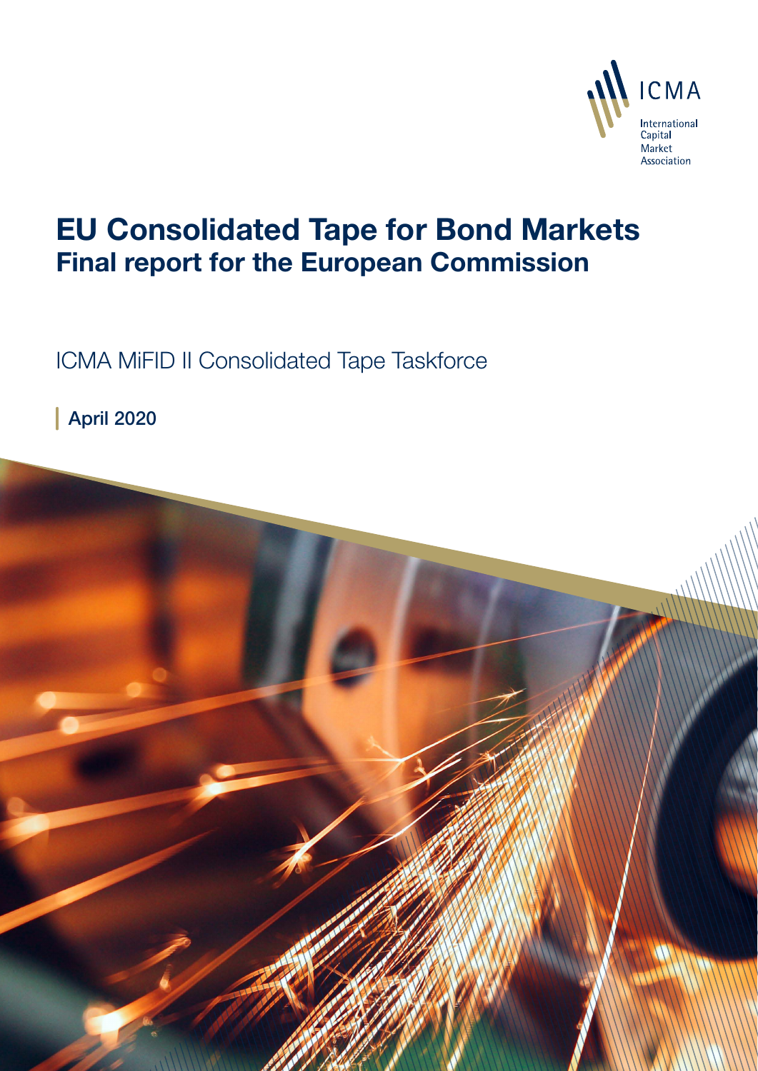ICMA

International Capital Market Association

# EU Consolidated Tape for Bond Markets
## Final report for the European Commission

ICMA MiFID II Consolidated Tape Taskforce

**April 2020**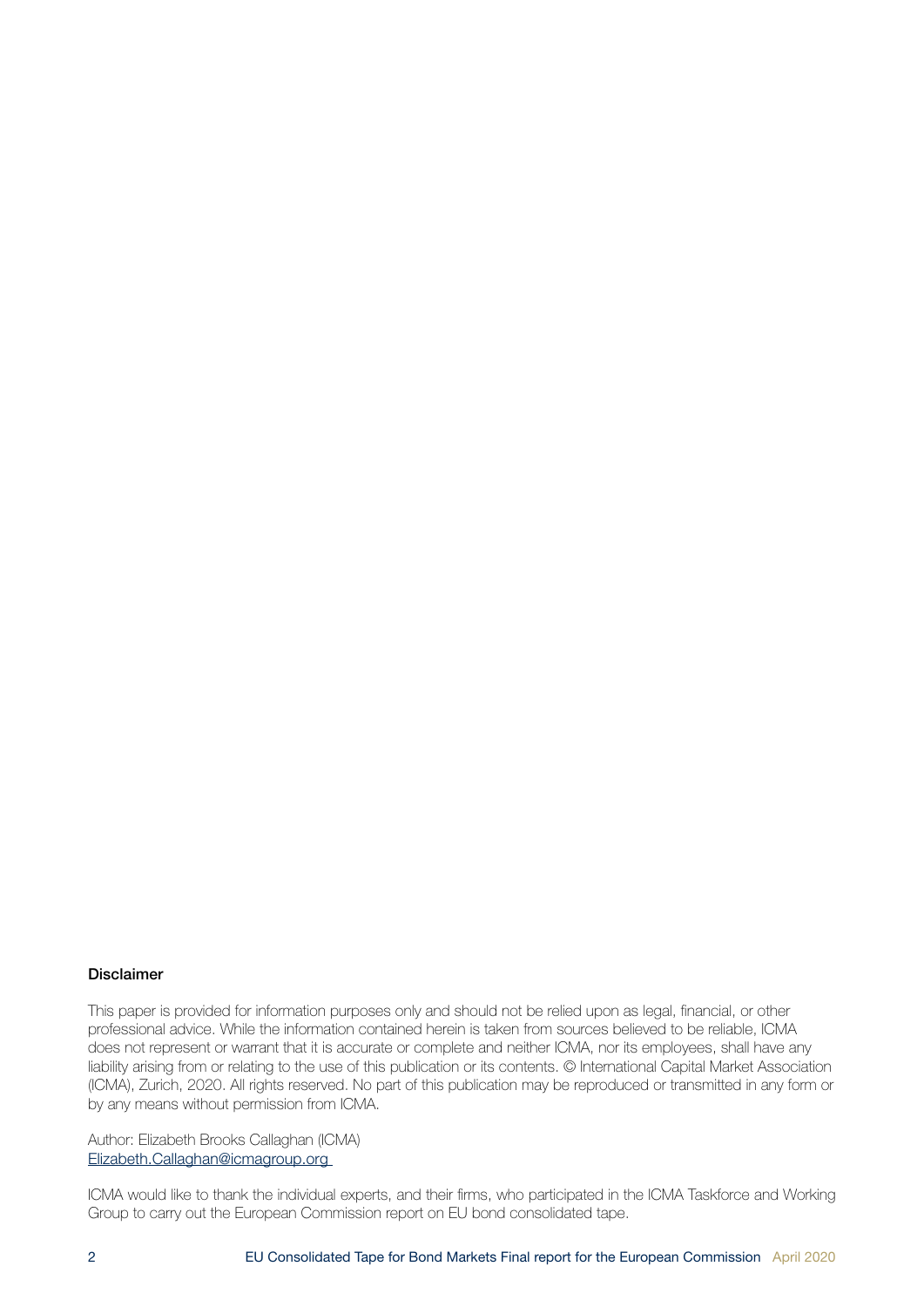**Disclaimer**

This paper is provided for information purposes only and should not be relied upon as legal, financial, or other professional advice. While the information contained herein is taken from sources believed to be reliable, ICMA does not represent or warrant that it is accurate or complete and neither ICMA, nor its employees, shall have any liability arising from or relating to the use of this publication or its contents. © International Capital Market Association (ICMA), Zurich, 2020. All rights reserved. No part of this publication may be reproduced or transmitted in any form or by any means without permission from ICMA.

Author: Elizabeth Brooks Callaghan (ICMA)
Elizabeth.Callaghan@icmagroup.org

ICMA would like to thank the individual experts, and their firms, who participated in the ICMA Taskforce and Working Group to carry out the European Commission report on EU bond consolidated tape.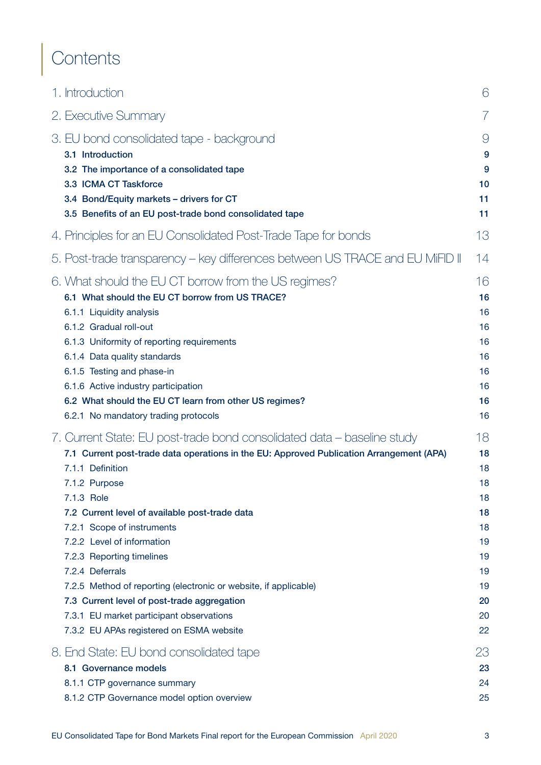# Contents

| | |
|---|---|
| 1. Introduction | 6 |
| 2. Executive Summary | 7 |
| 3. EU bond consolidated tape - background | 9 |
| **3.1 Introduction** | **9** |
| **3.2 The importance of a consolidated tape** | **9** |
| **3.3 ICMA CT Taskforce** | **10** |
| **3.4 Bond/Equity markets – drivers for CT** | **11** |
| **3.5 Benefits of an EU post-trade bond consolidated tape** | **11** |
| 4. Principles for an EU Consolidated Post-Trade Tape for bonds | 13 |
| 5. Post-trade transparency – key differences between US TRACE and EU MiFID II | 14 |
| 6. What should the EU CT borrow from the US regimes? | 16 |
| **6.1 What should the EU CT borrow from US TRACE?** | **16** |
| 6.1.1 Liquidity analysis | 16 |
| 6.1.2 Gradual roll-out | 16 |
| 6.1.3 Uniformity of reporting requirements | 16 |
| 6.1.4 Data quality standards | 16 |
| 6.1.5 Testing and phase-in | 16 |
| 6.1.6 Active industry participation | 16 |
| **6.2 What should the EU CT learn from other US regimes?** | **16** |
| 6.2.1 No mandatory trading protocols | 16 |
| 7. Current State: EU post-trade bond consolidated data – baseline study | 18 |
| **7.1 Current post-trade data operations in the EU: Approved Publication Arrangement (APA)** | **18** |
| 7.1.1 Definition | 18 |
| 7.1.2 Purpose | 18 |
| 7.1.3 Role | 18 |
| **7.2 Current level of available post-trade data** | **18** |
| 7.2.1 Scope of instruments | 18 |
| 7.2.2 Level of information | 19 |
| 7.2.3 Reporting timelines | 19 |
| 7.2.4 Deferrals | 19 |
| 7.2.5 Method of reporting (electronic or website, if applicable) | 19 |
| **7.3 Current level of post-trade aggregation** | **20** |
| 7.3.1 EU market participant observations | 20 |
| 7.3.2 EU APAs registered on ESMA website | 22 |
| 8. End State: EU bond consolidated tape | 23 |
| **8.1 Governance models** | **23** |
| 8.1.1 CTP governance summary | 24 |
| 8.1.2 CTP Governance model option overview | 25 |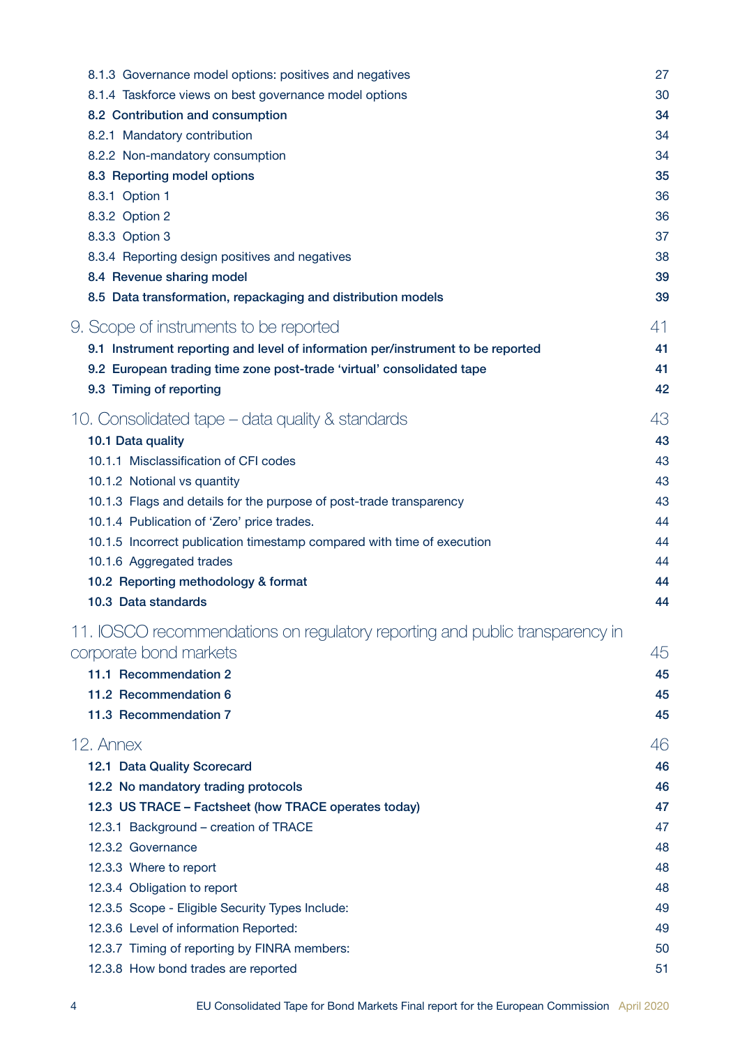| | |
|---|---|
| 8.1.3 Governance model options: positives and negatives | 27 |
| 8.1.4 Taskforce views on best governance model options | 30 |
| **8.2 Contribution and consumption** | **34** |
| 8.2.1 Mandatory contribution | 34 |
| 8.2.2 Non-mandatory consumption | 34 |
| **8.3 Reporting model options** | **35** |
| 8.3.1 Option 1 | 36 |
| 8.3.2 Option 2 | 36 |
| 8.3.3 Option 3 | 37 |
| 8.3.4 Reporting design positives and negatives | 38 |
| **8.4 Revenue sharing model** | **39** |
| **8.5 Data transformation, repackaging and distribution models** | **39** |
| 9. Scope of instruments to be reported | 41 |
| **9.1 Instrument reporting and level of information per/instrument to be reported** | **41** |
| **9.2 European trading time zone post-trade 'virtual' consolidated tape** | **41** |
| **9.3 Timing of reporting** | **42** |
| 10. Consolidated tape – data quality & standards | 43 |
| **10.1 Data quality** | **43** |
| 10.1.1 Misclassification of CFI codes | 43 |
| 10.1.2 Notional vs quantity | 43 |
| 10.1.3 Flags and details for the purpose of post-trade transparency | 43 |
| 10.1.4 Publication of 'Zero' price trades. | 44 |
| 10.1.5 Incorrect publication timestamp compared with time of execution | 44 |
| 10.1.6 Aggregated trades | 44 |
| **10.2 Reporting methodology & format** | **44** |
| **10.3 Data standards** | **44** |
| 11. IOSCO recommendations on regulatory reporting and public transparency in corporate bond markets | 45 |
| **11.1 Recommendation 2** | **45** |
| **11.2 Recommendation 6** | **45** |
| **11.3 Recommendation 7** | **45** |
| 12. Annex | 46 |
| **12.1 Data Quality Scorecard** | **46** |
| **12.2 No mandatory trading protocols** | **46** |
| **12.3 US TRACE – Factsheet (how TRACE operates today)** | **47** |
| 12.3.1 Background – creation of TRACE | 47 |
| 12.3.2 Governance | 48 |
| 12.3.3 Where to report | 48 |
| 12.3.4 Obligation to report | 48 |
| 12.3.5 Scope - Eligible Security Types Include: | 49 |
| 12.3.6 Level of information Reported: | 49 |
| 12.3.7 Timing of reporting by FINRA members: | 50 |
| 12.3.8 How bond trades are reported | 51 |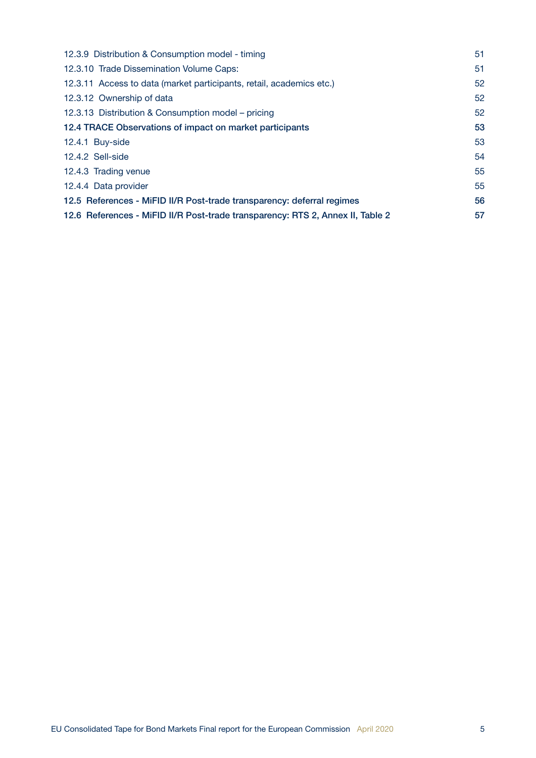12.3.9 Distribution & Consumption model - timing 51

12.3.10 Trade Dissemination Volume Caps: 51

12.3.11 Access to data (market participants, retail, academics etc.) 52

12.3.12 Ownership of data 52

12.3.13 Distribution & Consumption model – pricing 52

**12.4 TRACE Observations of impact on market participants 53**

12.4.1 Buy-side 53

12.4.2 Sell-side 54

12.4.3 Trading venue 55

12.4.4 Data provider 55

**12.5 References - MiFID II/R Post-trade transparency: deferral regimes 56**

**12.6 References - MiFID II/R Post-trade transparency: RTS 2, Annex II, Table 2 57**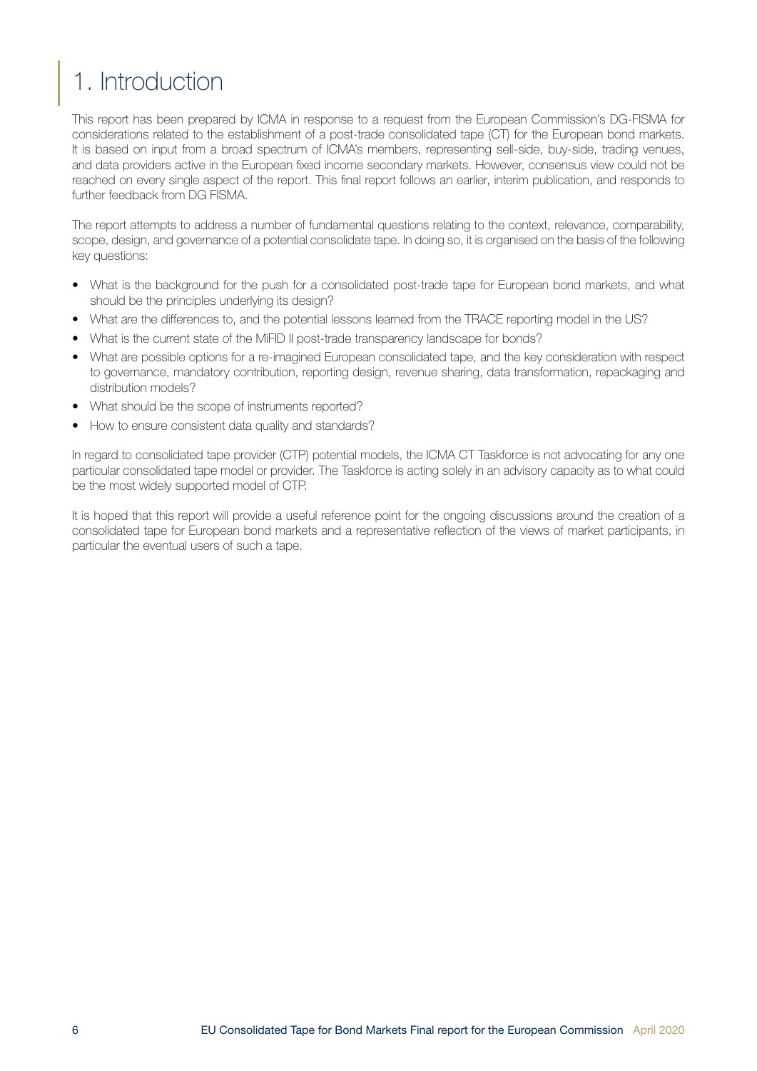# 1. Introduction

This report has been prepared by ICMA in response to a request from the European Commission's DG-FISMA for considerations related to the establishment of a post-trade consolidated tape (CT) for the European bond markets. It is based on input from a broad spectrum of ICMA's members, representing sell-side, buy-side, trading venues, and data providers active in the European fixed income secondary markets. However, consensus view could not be reached on every single aspect of the report. This final report follows an earlier, interim publication, and responds to further feedback from DG FISMA.

The report attempts to address a number of fundamental questions relating to the context, relevance, comparability, scope, design, and governance of a potential consolidate tape. In doing so, it is organised on the basis of the following key questions:

- What is the background for the push for a consolidated post-trade tape for European bond markets, and what should be the principles underlying its design?
- What are the differences to, and the potential lessons learned from the TRACE reporting model in the US?
- What is the current state of the MiFID II post-trade transparency landscape for bonds?
- What are possible options for a re-imagined European consolidated tape, and the key consideration with respect to governance, mandatory contribution, reporting design, revenue sharing, data transformation, repackaging and distribution models?
- What should be the scope of instruments reported?
- How to ensure consistent data quality and standards?

In regard to consolidated tape provider (CTP) potential models, the ICMA CT Taskforce is not advocating for any one particular consolidated tape model or provider. The Taskforce is acting solely in an advisory capacity as to what could be the most widely supported model of CTP.

It is hoped that this report will provide a useful reference point for the ongoing discussions around the creation of a consolidated tape for European bond markets and a representative reflection of the views of market participants, in particular the eventual users of such a tape.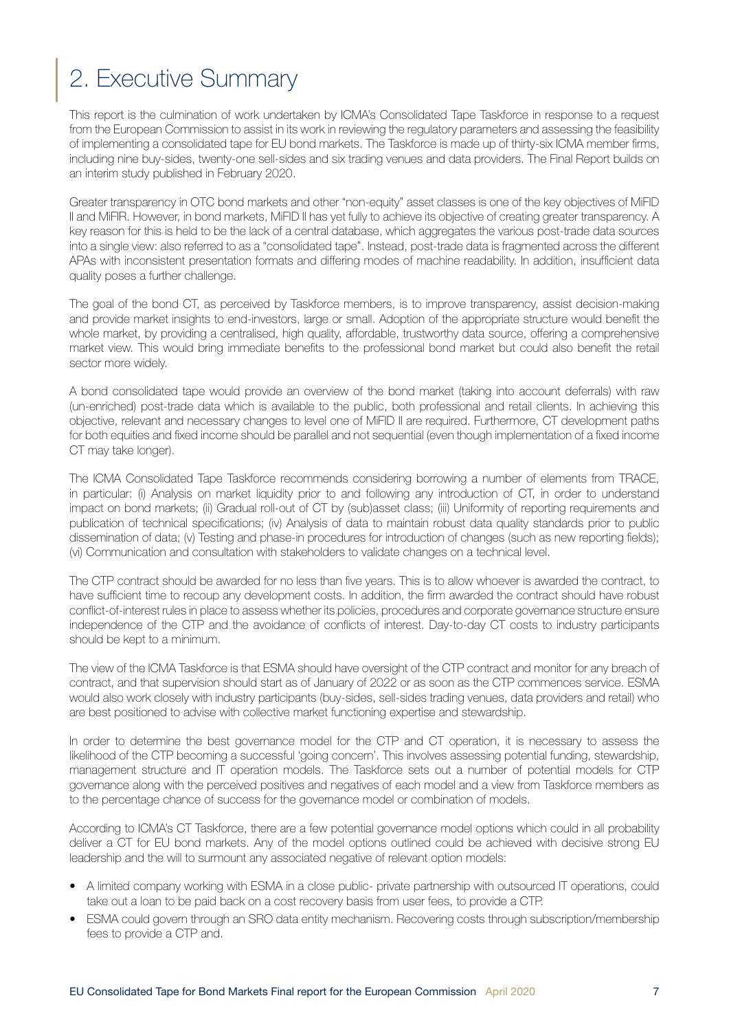# 2. Executive Summary

This report is the culmination of work undertaken by ICMA's Consolidated Tape Taskforce in response to a request from the European Commission to assist in its work in reviewing the regulatory parameters and assessing the feasibility of implementing a consolidated tape for EU bond markets. The Taskforce is made up of thirty-six ICMA member firms, including nine buy-sides, twenty-one sell-sides and six trading venues and data providers. The Final Report builds on an interim study published in February 2020.

Greater transparency in OTC bond markets and other "non-equity" asset classes is one of the key objectives of MiFID II and MiFIR. However, in bond markets, MiFID II has yet fully to achieve its objective of creating greater transparency. A key reason for this is held to be the lack of a central database, which aggregates the various post-trade data sources into a single view: also referred to as a "consolidated tape". Instead, post-trade data is fragmented across the different APAs with inconsistent presentation formats and differing modes of machine readability. In addition, insufficient data quality poses a further challenge.

The goal of the bond CT, as perceived by Taskforce members, is to improve transparency, assist decision-making and provide market insights to end-investors, large or small. Adoption of the appropriate structure would benefit the whole market, by providing a centralised, high quality, affordable, trustworthy data source, offering a comprehensive market view. This would bring immediate benefits to the professional bond market but could also benefit the retail sector more widely.

A bond consolidated tape would provide an overview of the bond market (taking into account deferrals) with raw (un-enriched) post-trade data which is available to the public, both professional and retail clients. In achieving this objective, relevant and necessary changes to level one of MiFID II are required. Furthermore, CT development paths for both equities and fixed income should be parallel and not sequential (even though implementation of a fixed income CT may take longer).

The ICMA Consolidated Tape Taskforce recommends considering borrowing a number of elements from TRACE, in particular: (i) Analysis on market liquidity prior to and following any introduction of CT, in order to understand impact on bond markets; (ii) Gradual roll-out of CT by (sub)asset class; (iii) Uniformity of reporting requirements and publication of technical specifications; (iv) Analysis of data to maintain robust data quality standards prior to public dissemination of data; (v) Testing and phase-in procedures for introduction of changes (such as new reporting fields); (vi) Communication and consultation with stakeholders to validate changes on a technical level.

The CTP contract should be awarded for no less than five years. This is to allow whoever is awarded the contract, to have sufficient time to recoup any development costs. In addition, the firm awarded the contract should have robust conflict-of-interest rules in place to assess whether its policies, procedures and corporate governance structure ensure independence of the CTP and the avoidance of conflicts of interest. Day-to-day CT costs to industry participants should be kept to a minimum.

The view of the ICMA Taskforce is that ESMA should have oversight of the CTP contract and monitor for any breach of contract, and that supervision should start as of January of 2022 or as soon as the CTP commences service. ESMA would also work closely with industry participants (buy-sides, sell-sides trading venues, data providers and retail) who are best positioned to advise with collective market functioning expertise and stewardship.

In order to determine the best governance model for the CTP and CT operation, it is necessary to assess the likelihood of the CTP becoming a successful 'going concern'. This involves assessing potential funding, stewardship, management structure and IT operation models. The Taskforce sets out a number of potential models for CTP governance along with the perceived positives and negatives of each model and a view from Taskforce members as to the percentage chance of success for the governance model or combination of models.

According to ICMA's CT Taskforce, there are a few potential governance model options which could in all probability deliver a CT for EU bond markets. Any of the model options outlined could be achieved with decisive strong EU leadership and the will to surmount any associated negative of relevant option models:

- A limited company working with ESMA in a close public- private partnership with outsourced IT operations, could take out a loan to be paid back on a cost recovery basis from user fees, to provide a CTP.
- ESMA could govern through an SRO data entity mechanism. Recovering costs through subscription/membership fees to provide a CTP and.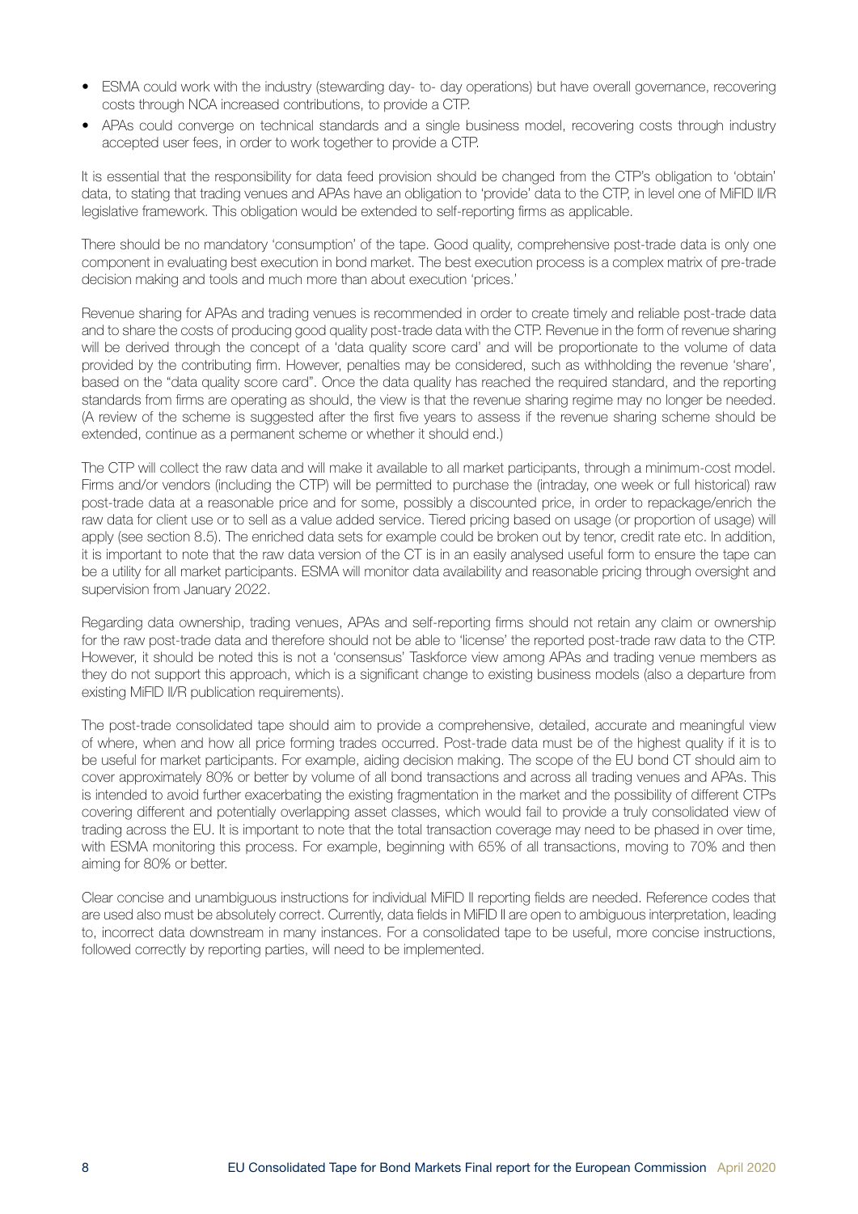- ESMA could work with the industry (stewarding day- to- day operations) but have overall governance, recovering costs through NCA increased contributions, to provide a CTP.
- APAs could converge on technical standards and a single business model, recovering costs through industry accepted user fees, in order to work together to provide a CTP.

It is essential that the responsibility for data feed provision should be changed from the CTP's obligation to 'obtain' data, to stating that trading venues and APAs have an obligation to 'provide' data to the CTP, in level one of MiFID II/R legislative framework. This obligation would be extended to self-reporting firms as applicable.

There should be no mandatory 'consumption' of the tape. Good quality, comprehensive post-trade data is only one component in evaluating best execution in bond market. The best execution process is a complex matrix of pre-trade decision making and tools and much more than about execution 'prices.'

Revenue sharing for APAs and trading venues is recommended in order to create timely and reliable post-trade data and to share the costs of producing good quality post-trade data with the CTP. Revenue in the form of revenue sharing will be derived through the concept of a 'data quality score card' and will be proportionate to the volume of data provided by the contributing firm. However, penalties may be considered, such as withholding the revenue 'share', based on the "data quality score card". Once the data quality has reached the required standard, and the reporting standards from firms are operating as should, the view is that the revenue sharing regime may no longer be needed. (A review of the scheme is suggested after the first five years to assess if the revenue sharing scheme should be extended, continue as a permanent scheme or whether it should end.)

The CTP will collect the raw data and will make it available to all market participants, through a minimum-cost model. Firms and/or vendors (including the CTP) will be permitted to purchase the (intraday, one week or full historical) raw post-trade data at a reasonable price and for some, possibly a discounted price, in order to repackage/enrich the raw data for client use or to sell as a value added service. Tiered pricing based on usage (or proportion of usage) will apply (see section 8.5). The enriched data sets for example could be broken out by tenor, credit rate etc. In addition, it is important to note that the raw data version of the CT is in an easily analysed useful form to ensure the tape can be a utility for all market participants. ESMA will monitor data availability and reasonable pricing through oversight and supervision from January 2022.

Regarding data ownership, trading venues, APAs and self-reporting firms should not retain any claim or ownership for the raw post-trade data and therefore should not be able to 'license' the reported post-trade raw data to the CTP. However, it should be noted this is not a 'consensus' Taskforce view among APAs and trading venue members as they do not support this approach, which is a significant change to existing business models (also a departure from existing MiFID II/R publication requirements).

The post-trade consolidated tape should aim to provide a comprehensive, detailed, accurate and meaningful view of where, when and how all price forming trades occurred. Post-trade data must be of the highest quality if it is to be useful for market participants. For example, aiding decision making. The scope of the EU bond CT should aim to cover approximately 80% or better by volume of all bond transactions and across all trading venues and APAs. This is intended to avoid further exacerbating the existing fragmentation in the market and the possibility of different CTPs covering different and potentially overlapping asset classes, which would fail to provide a truly consolidated view of trading across the EU. It is important to note that the total transaction coverage may need to be phased in over time, with ESMA monitoring this process. For example, beginning with 65% of all transactions, moving to 70% and then aiming for 80% or better.

Clear concise and unambiguous instructions for individual MiFID II reporting fields are needed. Reference codes that are used also must be absolutely correct. Currently, data fields in MiFID II are open to ambiguous interpretation, leading to, incorrect data downstream in many instances. For a consolidated tape to be useful, more concise instructions, followed correctly by reporting parties, will need to be implemented.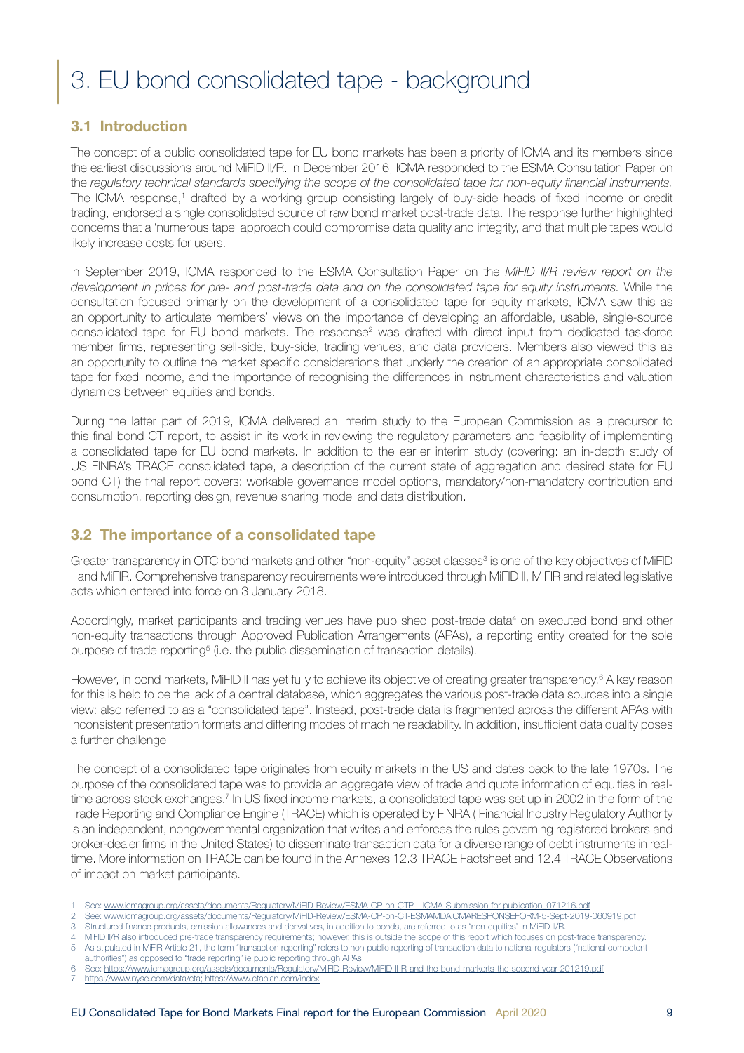# 3. EU bond consolidated tape - background

## 3.1 Introduction

The concept of a public consolidated tape for EU bond markets has been a priority of ICMA and its members since the earliest discussions around MiFID II/R. In December 2016, ICMA responded to the ESMA Consultation Paper on the *regulatory technical standards specifying the scope of the consolidated tape for non-equity financial instruments.* The ICMA response,[1] drafted by a working group consisting largely of buy-side heads of fixed income or credit trading, endorsed a single consolidated source of raw bond market post-trade data. The response further highlighted concerns that a 'numerous tape' approach could compromise data quality and integrity, and that multiple tapes would likely increase costs for users.

In September 2019, ICMA responded to the ESMA Consultation Paper on the *MiFID II/R review report on the development in prices for pre- and post-trade data and on the consolidated tape for equity instruments.* While the consultation focused primarily on the development of a consolidated tape for equity markets, ICMA saw this as an opportunity to articulate members' views on the importance of developing an affordable, usable, single-source consolidated tape for EU bond markets. The response[2] was drafted with direct input from dedicated taskforce member firms, representing sell-side, buy-side, trading venues, and data providers. Members also viewed this as an opportunity to outline the market specific considerations that underly the creation of an appropriate consolidated tape for fixed income, and the importance of recognising the differences in instrument characteristics and valuation dynamics between equities and bonds.

During the latter part of 2019, ICMA delivered an interim study to the European Commission as a precursor to this final bond CT report, to assist in its work in reviewing the regulatory parameters and feasibility of implementing a consolidated tape for EU bond markets. In addition to the earlier interim study (covering: an in-depth study of US FINRA's TRACE consolidated tape, a description of the current state of aggregation and desired state for EU bond CT) the final report covers: workable governance model options, mandatory/non-mandatory contribution and consumption, reporting design, revenue sharing model and data distribution.

## 3.2 The importance of a consolidated tape

Greater transparency in OTC bond markets and other "non-equity" asset classes[3] is one of the key objectives of MiFID II and MiFIR. Comprehensive transparency requirements were introduced through MiFID II, MiFIR and related legislative acts which entered into force on 3 January 2018.

Accordingly, market participants and trading venues have published post-trade data[4] on executed bond and other non-equity transactions through Approved Publication Arrangements (APAs), a reporting entity created for the sole purpose of trade reporting[5] (i.e. the public dissemination of transaction details).

However, in bond markets, MiFID II has yet fully to achieve its objective of creating greater transparency.[6] A key reason for this is held to be the lack of a central database, which aggregates the various post-trade data sources into a single view: also referred to as a "consolidated tape". Instead, post-trade data is fragmented across the different APAs with inconsistent presentation formats and differing modes of machine readability. In addition, insufficient data quality poses a further challenge.

The concept of a consolidated tape originates from equity markets in the US and dates back to the late 1970s. The purpose of the consolidated tape was to provide an aggregate view of trade and quote information of equities in real-time across stock exchanges.[7] In US fixed income markets, a consolidated tape was set up in 2002 in the form of the Trade Reporting and Compliance Engine (TRACE) which is operated by FINRA ( Financial Industry Regulatory Authority is an independent, nongovernmental organization that writes and enforces the rules governing registered brokers and broker-dealer firms in the United States) to disseminate transaction data for a diverse range of debt instruments in real-time. More information on TRACE can be found in the Annexes 12.3 TRACE Factsheet and 12.4 TRACE Observations of impact on market participants.

---

1 See: www.icmagroup.org/assets/documents/Regulatory/MiFID-Review/ESMA-CP-on-CTP---ICMA-Submission-for-publication_071216.pdf

2 See: www.icmagroup.org/assets/documents/Regulatory/MiFID-Review/ESMA-CP-on-CT-ESMAMDAICMARESPONSEFORM-5-Sept-2019-060919.pdf

3 Structured finance products, emission allowances and derivatives, in addition to bonds, are referred to as "non-equities" in MiFID II/R.

4 MiFID II/R also introduced pre-trade transparency requirements; however, this is outside the scope of this report which focuses on post-trade transparency.

5 As stipulated in MiFIR Article 21, the term "transaction reporting" refers to non-public reporting of transaction data to national regulators ("national competent authorities") as opposed to "trade reporting" ie public reporting through APAs.

6 See: https://www.icmagroup.org/assets/documents/Regulatory/MiFID-Review/MiFID-II-R-and-the-bond-markets-the-second-year-201219.pdf

7 https://www.nyse.com/data/cta; https://www.ctaplan.com/index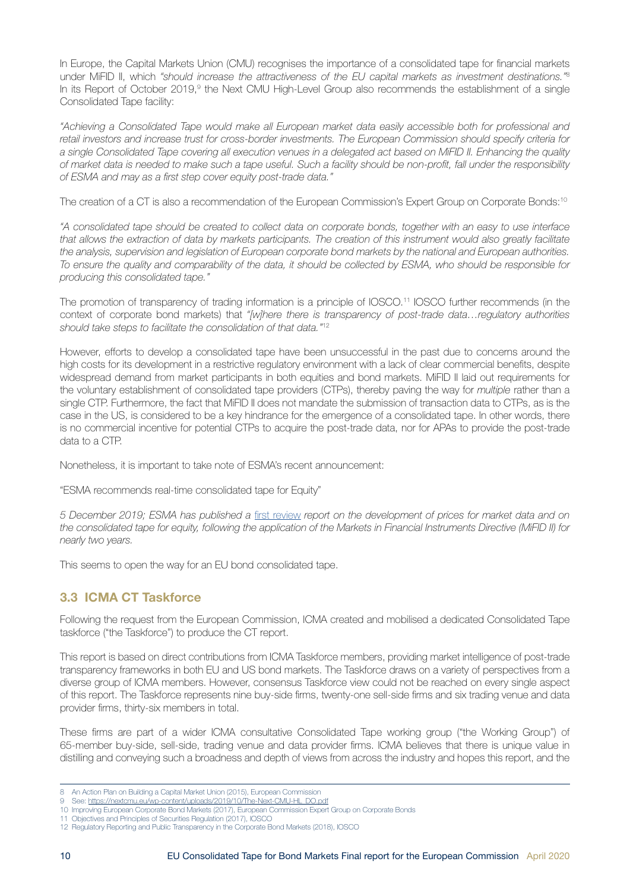In Europe, the Capital Markets Union (CMU) recognises the importance of a consolidated tape for financial markets under MiFID II, which *"should increase the attractiveness of the EU capital markets as investment destinations."*[8] In its Report of October 2019,[9] the Next CMU High-Level Group also recommends the establishment of a single Consolidated Tape facility:

*"Achieving a Consolidated Tape would make all European market data easily accessible both for professional and retail investors and increase trust for cross-border investments. The European Commission should specify criteria for a single Consolidated Tape covering all execution venues in a delegated act based on MiFID II. Enhancing the quality of market data is needed to make such a tape useful. Such a facility should be non-profit, fall under the responsibility of ESMA and may as a first step cover equity post-trade data."*

The creation of a CT is also a recommendation of the European Commission's Expert Group on Corporate Bonds:[10]

*"A consolidated tape should be created to collect data on corporate bonds, together with an easy to use interface that allows the extraction of data by markets participants. The creation of this instrument would also greatly facilitate the analysis, supervision and legislation of European corporate bond markets by the national and European authorities. To ensure the quality and comparability of the data, it should be collected by ESMA, who should be responsible for producing this consolidated tape."*

The promotion of transparency of trading information is a principle of IOSCO.[11] IOSCO further recommends (in the context of corporate bond markets) that *"[w]here there is transparency of post-trade data…regulatory authorities should take steps to facilitate the consolidation of that data."*[12]

However, efforts to develop a consolidated tape have been unsuccessful in the past due to concerns around the high costs for its development in a restrictive regulatory environment with a lack of clear commercial benefits, despite widespread demand from market participants in both equities and bond markets. MiFID II laid out requirements for the voluntary establishment of consolidated tape providers (CTPs), thereby paving the way for *multiple* rather than a single CTP. Furthermore, the fact that MiFID II does not mandate the submission of transaction data to CTPs, as is the case in the US, is considered to be a key hindrance for the emergence of a consolidated tape. In other words, there is no commercial incentive for potential CTPs to acquire the post-trade data, nor for APAs to provide the post-trade data to a CTP.

Nonetheless, it is important to take note of ESMA's recent announcement:

"ESMA recommends real-time consolidated tape for Equity"

*5 December 2019; ESMA has published a first review report on the development of prices for market data and on the consolidated tape for equity, following the application of the Markets in Financial Instruments Directive (MiFID II) for nearly two years.*

This seems to open the way for an EU bond consolidated tape.

## 3.3 ICMA CT Taskforce

Following the request from the European Commission, ICMA created and mobilised a dedicated Consolidated Tape taskforce ("the Taskforce") to produce the CT report.

This report is based on direct contributions from ICMA Taskforce members, providing market intelligence of post-trade transparency frameworks in both EU and US bond markets. The Taskforce draws on a variety of perspectives from a diverse group of ICMA members. However, consensus Taskforce view could not be reached on every single aspect of this report. The Taskforce represents nine buy-side firms, twenty-one sell-side firms and six trading venue and data provider firms, thirty-six members in total.

These firms are part of a wider ICMA consultative Consolidated Tape working group ("the Working Group") of 65-member buy-side, sell-side, trading venue and data provider firms. ICMA believes that there is unique value in distilling and conveying such a broadness and depth of views from across the industry and hopes this report, and the

---

8 An Action Plan on Building a Capital Market Union (2015), European Commission

9 See: https://nextcmu.eu/wp-content/uploads/2019/10/The-Next-CMU-HL_DO.pdf

10 Improving European Corporate Bond Markets (2017), European Commission Expert Group on Corporate Bonds

11 Objectives and Principles of Securities Regulation (2017), IOSCO

12 Regulatory Reporting and Public Transparency in the Corporate Bond Markets (2018), IOSCO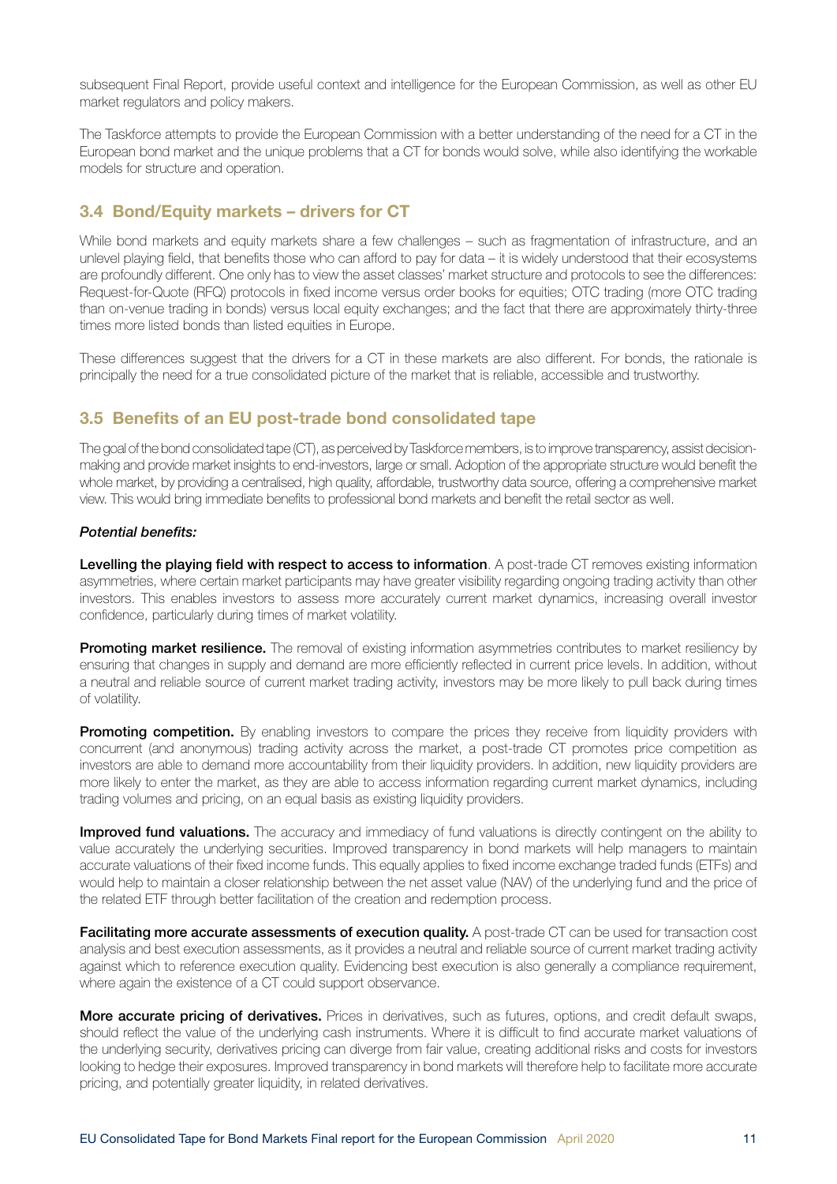subsequent Final Report, provide useful context and intelligence for the European Commission, as well as other EU market regulators and policy makers.

The Taskforce attempts to provide the European Commission with a better understanding of the need for a CT in the European bond market and the unique problems that a CT for bonds would solve, while also identifying the workable models for structure and operation.

## 3.4 Bond/Equity markets – drivers for CT

While bond markets and equity markets share a few challenges – such as fragmentation of infrastructure, and an unlevel playing field, that benefits those who can afford to pay for data – it is widely understood that their ecosystems are profoundly different. One only has to view the asset classes' market structure and protocols to see the differences: Request-for-Quote (RFQ) protocols in fixed income versus order books for equities; OTC trading (more OTC trading than on-venue trading in bonds) versus local equity exchanges; and the fact that there are approximately thirty-three times more listed bonds than listed equities in Europe.

These differences suggest that the drivers for a CT in these markets are also different. For bonds, the rationale is principally the need for a true consolidated picture of the market that is reliable, accessible and trustworthy.

## 3.5 Benefits of an EU post-trade bond consolidated tape

The goal of the bond consolidated tape (CT), as perceived by Taskforce members, is to improve transparency, assist decision-making and provide market insights to end-investors, large or small. Adoption of the appropriate structure would benefit the whole market, by providing a centralised, high quality, affordable, trustworthy data source, offering a comprehensive market view. This would bring immediate benefits to professional bond markets and benefit the retail sector as well.

***Potential benefits:***

**Levelling the playing field with respect to access to information**. A post-trade CT removes existing information asymmetries, where certain market participants may have greater visibility regarding ongoing trading activity than other investors. This enables investors to assess more accurately current market dynamics, increasing overall investor confidence, particularly during times of market volatility.

**Promoting market resilience.** The removal of existing information asymmetries contributes to market resiliency by ensuring that changes in supply and demand are more efficiently reflected in current price levels. In addition, without a neutral and reliable source of current market trading activity, investors may be more likely to pull back during times of volatility.

**Promoting competition.** By enabling investors to compare the prices they receive from liquidity providers with concurrent (and anonymous) trading activity across the market, a post-trade CT promotes price competition as investors are able to demand more accountability from their liquidity providers. In addition, new liquidity providers are more likely to enter the market, as they are able to access information regarding current market dynamics, including trading volumes and pricing, on an equal basis as existing liquidity providers.

**Improved fund valuations.** The accuracy and immediacy of fund valuations is directly contingent on the ability to value accurately the underlying securities. Improved transparency in bond markets will help managers to maintain accurate valuations of their fixed income funds. This equally applies to fixed income exchange traded funds (ETFs) and would help to maintain a closer relationship between the net asset value (NAV) of the underlying fund and the price of the related ETF through better facilitation of the creation and redemption process.

**Facilitating more accurate assessments of execution quality.** A post-trade CT can be used for transaction cost analysis and best execution assessments, as it provides a neutral and reliable source of current market trading activity against which to reference execution quality. Evidencing best execution is also generally a compliance requirement, where again the existence of a CT could support observance.

**More accurate pricing of derivatives.** Prices in derivatives, such as futures, options, and credit default swaps, should reflect the value of the underlying cash instruments. Where it is difficult to find accurate market valuations of the underlying security, derivatives pricing can diverge from fair value, creating additional risks and costs for investors looking to hedge their exposures. Improved transparency in bond markets will therefore help to facilitate more accurate pricing, and potentially greater liquidity, in related derivatives.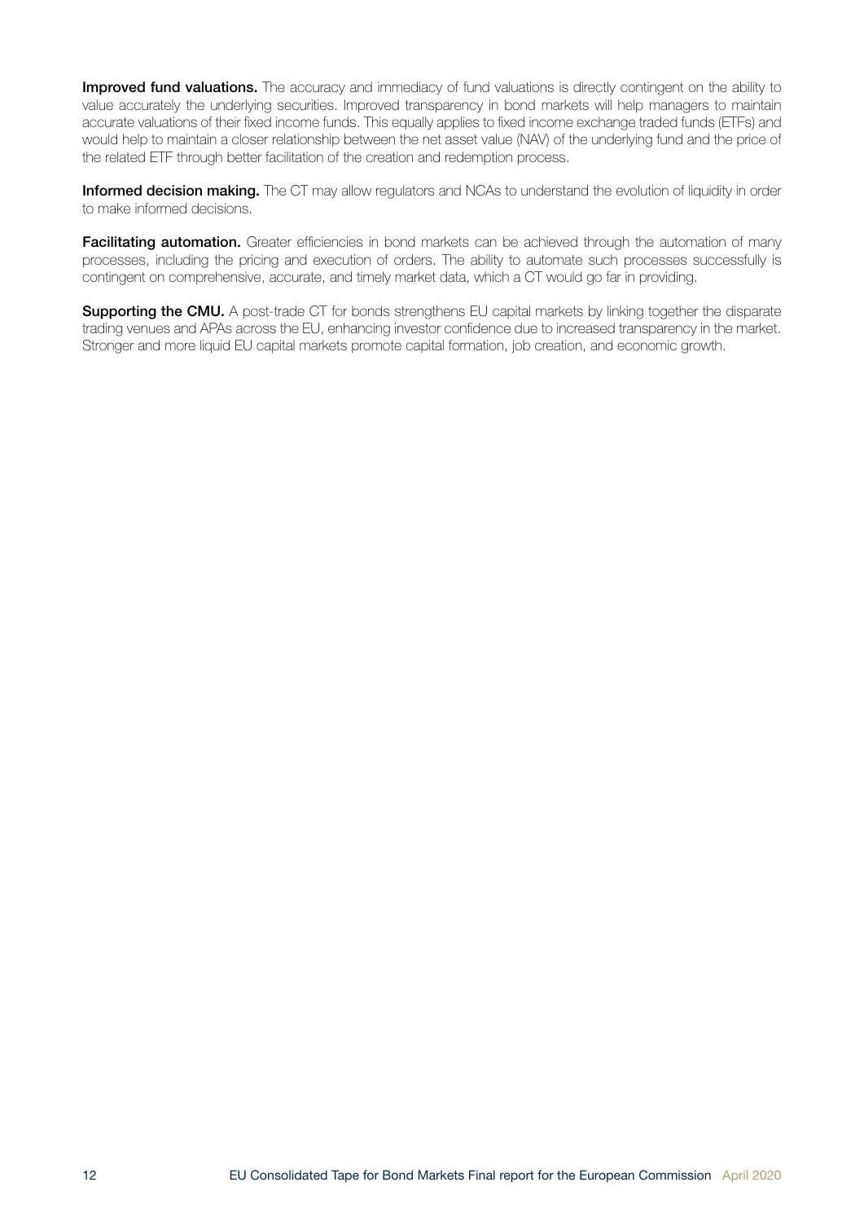**Improved fund valuations.** The accuracy and immediacy of fund valuations is directly contingent on the ability to value accurately the underlying securities. Improved transparency in bond markets will help managers to maintain accurate valuations of their fixed income funds. This equally applies to fixed income exchange traded funds (ETFs) and would help to maintain a closer relationship between the net asset value (NAV) of the underlying fund and the price of the related ETF through better facilitation of the creation and redemption process.

**Informed decision making.** The CT may allow regulators and NCAs to understand the evolution of liquidity in order to make informed decisions.

**Facilitating automation.** Greater efficiencies in bond markets can be achieved through the automation of many processes, including the pricing and execution of orders. The ability to automate such processes successfully is contingent on comprehensive, accurate, and timely market data, which a CT would go far in providing.

**Supporting the CMU.** A post-trade CT for bonds strengthens EU capital markets by linking together the disparate trading venues and APAs across the EU, enhancing investor confidence due to increased transparency in the market. Stronger and more liquid EU capital markets promote capital formation, job creation, and economic growth.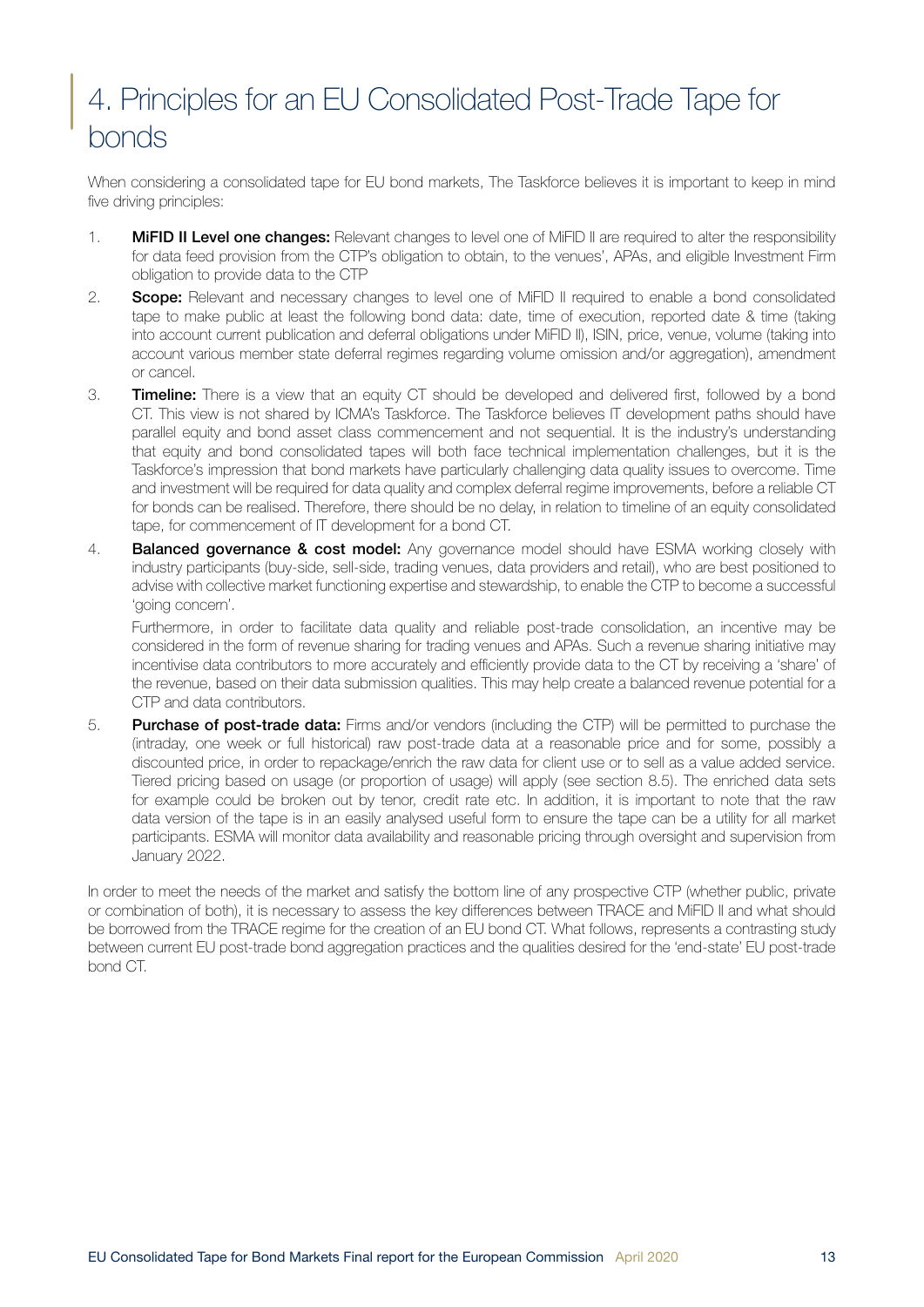# 4. Principles for an EU Consolidated Post-Trade Tape for bonds

When considering a consolidated tape for EU bond markets, The Taskforce believes it is important to keep in mind five driving principles:

1. **MiFID II Level one changes:** Relevant changes to level one of MiFID II are required to alter the responsibility for data feed provision from the CTP's obligation to obtain, to the venues', APAs, and eligible Investment Firm obligation to provide data to the CTP
2. **Scope:** Relevant and necessary changes to level one of MiFID II required to enable a bond consolidated tape to make public at least the following bond data: date, time of execution, reported date & time (taking into account current publication and deferral obligations under MiFID II), ISIN, price, venue, volume (taking into account various member state deferral regimes regarding volume omission and/or aggregation), amendment or cancel.
3. **Timeline:** There is a view that an equity CT should be developed and delivered first, followed by a bond CT. This view is not shared by ICMA's Taskforce. The Taskforce believes IT development paths should have parallel equity and bond asset class commencement and not sequential. It is the industry's understanding that equity and bond consolidated tapes will both face technical implementation challenges, but it is the Taskforce's impression that bond markets have particularly challenging data quality issues to overcome. Time and investment will be required for data quality and complex deferral regime improvements, before a reliable CT for bonds can be realised. Therefore, there should be no delay, in relation to timeline of an equity consolidated tape, for commencement of IT development for a bond CT.
4. **Balanced governance & cost model:** Any governance model should have ESMA working closely with industry participants (buy-side, sell-side, trading venues, data providers and retail), who are best positioned to advise with collective market functioning expertise and stewardship, to enable the CTP to become a successful 'going concern'.

   Furthermore, in order to facilitate data quality and reliable post-trade consolidation, an incentive may be considered in the form of revenue sharing for trading venues and APAs. Such a revenue sharing initiative may incentivise data contributors to more accurately and efficiently provide data to the CT by receiving a 'share' of the revenue, based on their data submission qualities. This may help create a balanced revenue potential for a CTP and data contributors.
5. **Purchase of post-trade data:** Firms and/or vendors (including the CTP) will be permitted to purchase the (intraday, one week or full historical) raw post-trade data at a reasonable price and for some, possibly a discounted price, in order to repackage/enrich the raw data for client use or to sell as a value added service. Tiered pricing based on usage (or proportion of usage) will apply (see section 8.5). The enriched data sets for example could be broken out by tenor, credit rate etc. In addition, it is important to note that the raw data version of the tape is in an easily analysed useful form to ensure the tape can be a utility for all market participants. ESMA will monitor data availability and reasonable pricing through oversight and supervision from January 2022.

In order to meet the needs of the market and satisfy the bottom line of any prospective CTP (whether public, private or combination of both), it is necessary to assess the key differences between TRACE and MiFID II and what should be borrowed from the TRACE regime for the creation of an EU bond CT. What follows, represents a contrasting study between current EU post-trade bond aggregation practices and the qualities desired for the 'end-state' EU post-trade bond CT.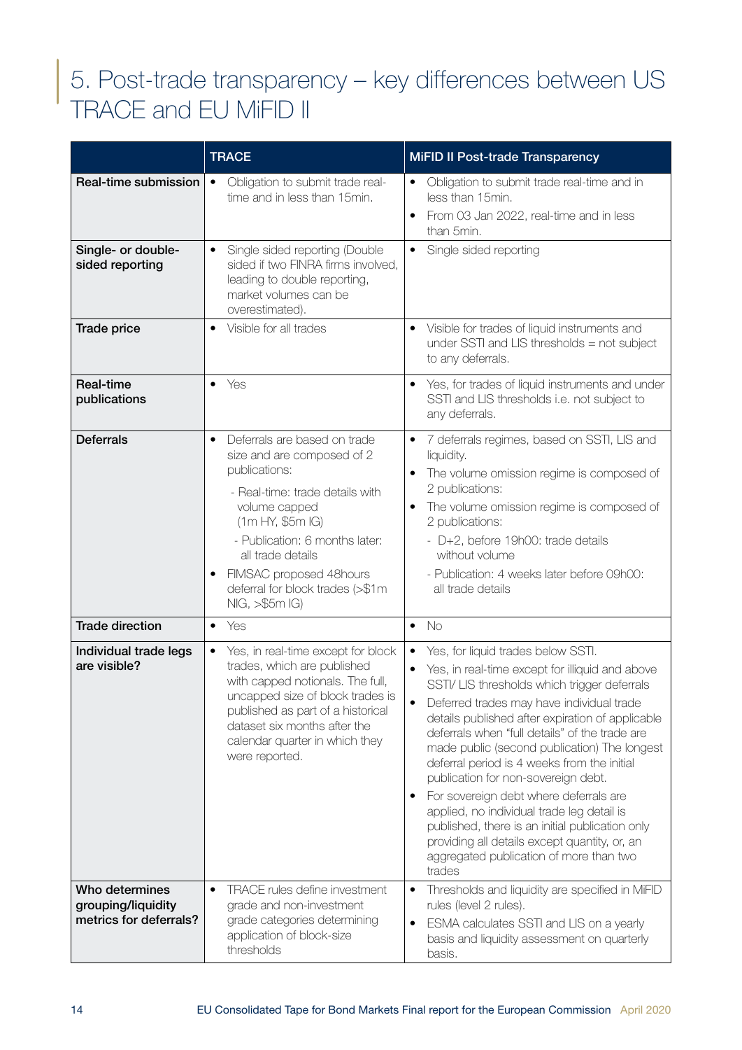# 5. Post-trade transparency – key differences between US TRACE and EU MiFID II

| | TRACE | MiFID II Post-trade Transparency |
|---|---|---|
| **Real-time submission** | • Obligation to submit trade real-time and in less than 15min. | • Obligation to submit trade real-time and in less than 15min.<br>• From 03 Jan 2022, real-time and in less than 5min. |
| **Single- or double-sided reporting** | • Single sided reporting (Double sided if two FINRA firms involved, leading to double reporting, market volumes can be overestimated). | • Single sided reporting |
| **Trade price** | • Visible for all trades | • Visible for trades of liquid instruments and under SSTI and LIS thresholds = not subject to any deferrals. |
| **Real-time publications** | • Yes | • Yes, for trades of liquid instruments and under SSTI and LIS thresholds i.e. not subject to any deferrals. |
| **Deferrals** | • Deferrals are based on trade size and are composed of 2 publications:<br>- Real-time: trade details with volume capped (1m HY, $5m IG)<br>- Publication: 6 months later: all trade details<br>• FIMSAC proposed 48hours deferral for block trades (>$1m NIG, >$5m IG) | • 7 deferrals regimes, based on SSTI, LIS and liquidity.<br>• The volume omission regime is composed of 2 publications:<br>• The volume omission regime is composed of 2 publications:<br>- D+2, before 19h00: trade details without volume<br>- Publication: 4 weeks later before 09h00: all trade details |
| **Trade direction** | • Yes | • No |
| **Individual trade legs are visible?** | • Yes, in real-time except for block trades, which are published with capped notionals. The full, uncapped size of block trades is published as part of a historical dataset six months after the calendar quarter in which they were reported. | • Yes, for liquid trades below SSTI.<br>• Yes, in real-time except for illiquid and above SSTI/ LIS thresholds which trigger deferrals<br>• Deferred trades may have individual trade details published after expiration of applicable deferrals when "full details" of the trade are made public (second publication) The longest deferral period is 4 weeks from the initial publication for non-sovereign debt.<br>• For sovereign debt where deferrals are applied, no individual trade leg detail is published, there is an initial publication only providing all details except quantity, or, an aggregated publication of more than two trades |
| **Who determines grouping/liquidity metrics for deferrals?** | • TRACE rules define investment grade and non-investment grade categories determining application of block-size thresholds | • Thresholds and liquidity are specified in MiFID rules (level 2 rules).<br>• ESMA calculates SSTI and LIS on a yearly basis and liquidity assessment on quarterly basis. |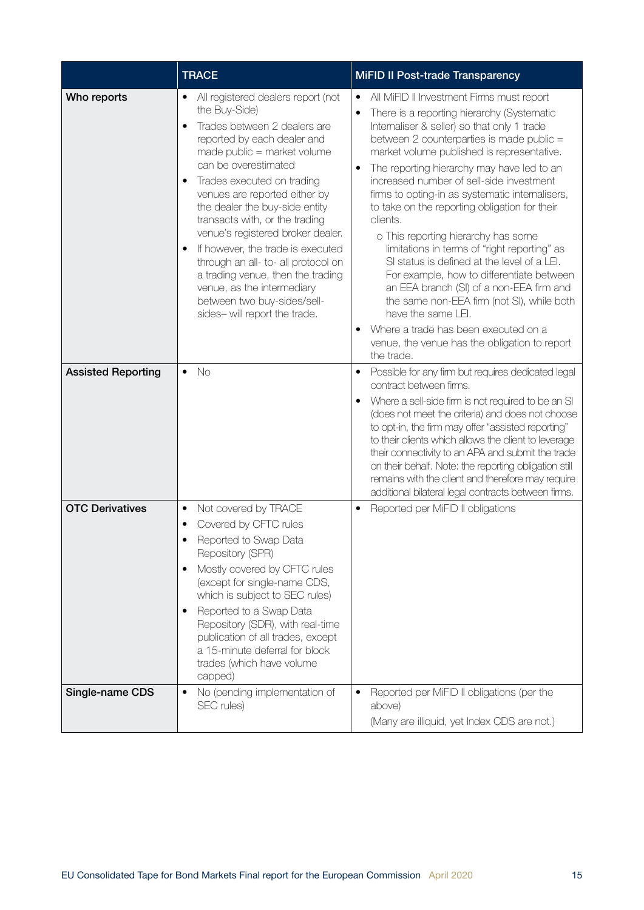| | TRACE | MiFID II Post-trade Transparency |
|---|---|---|
| **Who reports** | • All registered dealers report (not the Buy-Side)<br>• Trades between 2 dealers are reported by each dealer and made public = market volume can be overestimated<br>• Trades executed on trading venues are reported either by the dealer the buy-side entity transacts with, or the trading venue's registered broker dealer.<br>• If however, the trade is executed through an all- to- all protocol on a trading venue, then the trading venue, as the intermediary between two buy-sides/sell-sides– will report the trade. | • All MiFID II Investment Firms must report<br>• There is a reporting hierarchy (Systematic Internaliser & seller) so that only 1 trade between 2 counterparties is made public = market volume published is representative.<br>• The reporting hierarchy may have led to an increased number of sell-side investment firms to opting-in as systematic internalisers, to take on the reporting obligation for their clients.<br>&nbsp;&nbsp;&nbsp;o This reporting hierarchy has some limitations in terms of "right reporting" as SI status is defined at the level of a LEI. For example, how to differentiate between an EEA branch (SI) of a non-EEA firm and the same non-EEA firm (not SI), while both have the same LEI.<br>• Where a trade has been executed on a venue, the venue has the obligation to report the trade. |
| **Assisted Reporting** | • No | • Possible for any firm but requires dedicated legal contract between firms.<br>• Where a sell-side firm is not required to be an SI (does not meet the criteria) and does not choose to opt-in, the firm may offer "assisted reporting" to their clients which allows the client to leverage their connectivity to an APA and submit the trade on their behalf. Note: the reporting obligation still remains with the client and therefore may require additional bilateral legal contracts between firms. |
| **OTC Derivatives** | • Not covered by TRACE<br>• Covered by CFTC rules<br>• Reported to Swap Data Repository (SPR)<br>• Mostly covered by CFTC rules (except for single-name CDS, which is subject to SEC rules)<br>• Reported to a Swap Data Repository (SDR), with real-time publication of all trades, except a 15-minute deferral for block trades (which have volume capped) | • Reported per MiFID II obligations |
| **Single-name CDS** | • No (pending implementation of SEC rules) | • Reported per MiFID II obligations (per the above)<br>(Many are illiquid, yet Index CDS are not.) |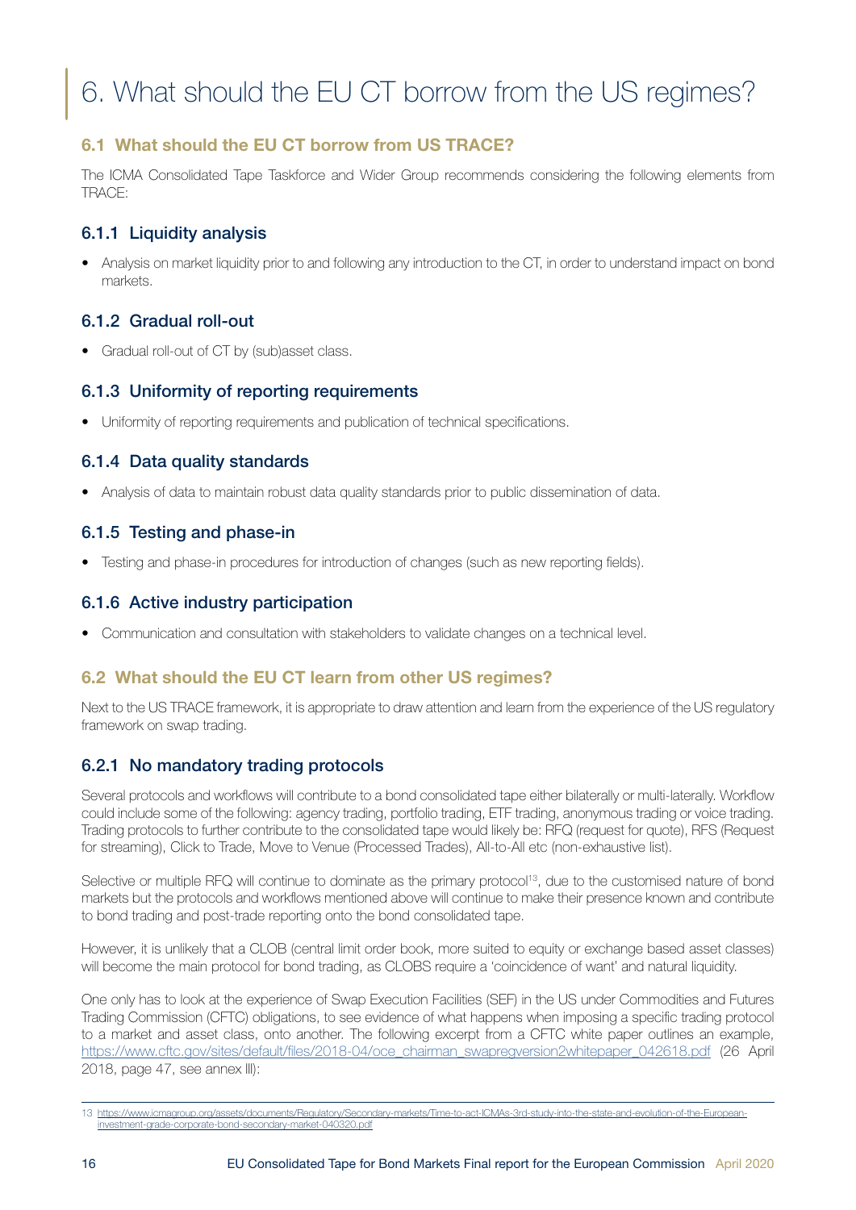# 6. What should the EU CT borrow from the US regimes?

## 6.1 What should the EU CT borrow from US TRACE?

The ICMA Consolidated Tape Taskforce and Wider Group recommends considering the following elements from TRACE:

### 6.1.1 Liquidity analysis

- Analysis on market liquidity prior to and following any introduction to the CT, in order to understand impact on bond markets.

### 6.1.2 Gradual roll-out

- Gradual roll-out of CT by (sub)asset class.

### 6.1.3 Uniformity of reporting requirements

- Uniformity of reporting requirements and publication of technical specifications.

### 6.1.4 Data quality standards

- Analysis of data to maintain robust data quality standards prior to public dissemination of data.

### 6.1.5 Testing and phase-in

- Testing and phase-in procedures for introduction of changes (such as new reporting fields).

### 6.1.6 Active industry participation

- Communication and consultation with stakeholders to validate changes on a technical level.

## 6.2 What should the EU CT learn from other US regimes?

Next to the US TRACE framework, it is appropriate to draw attention and learn from the experience of the US regulatory framework on swap trading.

### 6.2.1 No mandatory trading protocols

Several protocols and workflows will contribute to a bond consolidated tape either bilaterally or multi-laterally. Workflow could include some of the following: agency trading, portfolio trading, ETF trading, anonymous trading or voice trading. Trading protocols to further contribute to the consolidated tape would likely be: RFQ (request for quote), RFS (Request for streaming), Click to Trade, Move to Venue (Processed Trades), All-to-All etc (non-exhaustive list).

Selective or multiple RFQ will continue to dominate as the primary protocol[13], due to the customised nature of bond markets but the protocols and workflows mentioned above will continue to make their presence known and contribute to bond trading and post-trade reporting onto the bond consolidated tape.

However, it is unlikely that a CLOB (central limit order book, more suited to equity or exchange based asset classes) will become the main protocol for bond trading, as CLOBS require a 'coincidence of want' and natural liquidity.

One only has to look at the experience of Swap Execution Facilities (SEF) in the US under Commodities and Futures Trading Commission (CFTC) obligations, to see evidence of what happens when imposing a specific trading protocol to a market and asset class, onto another. The following excerpt from a CFTC white paper outlines an example, https://www.cftc.gov/sites/default/files/2018-04/oce_chairman_swapregversion2whitepaper_042618.pdf (26 April 2018, page 47, see annex III):

---

13 https://www.icmagroup.org/assets/documents/Regulatory/Secondary-markets/Time-to-act-ICMAs-3rd-study-into-the-state-and-evolution-of-the-European-investment-grade-corporate-bond-secondary-market-040320.pdf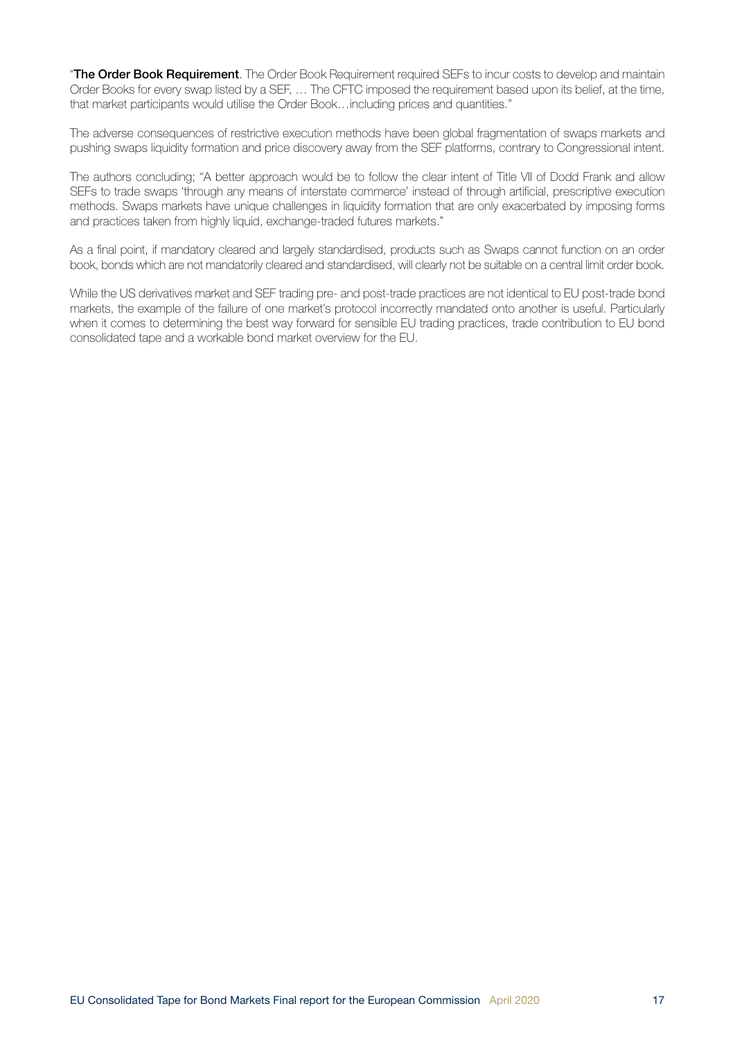"**The Order Book Requirement**. The Order Book Requirement required SEFs to incur costs to develop and maintain Order Books for every swap listed by a SEF, … The CFTC imposed the requirement based upon its belief, at the time, that market participants would utilise the Order Book…including prices and quantities."

The adverse consequences of restrictive execution methods have been global fragmentation of swaps markets and pushing swaps liquidity formation and price discovery away from the SEF platforms, contrary to Congressional intent.

The authors concluding; "A better approach would be to follow the clear intent of Title VII of Dodd Frank and allow SEFs to trade swaps 'through any means of interstate commerce' instead of through artificial, prescriptive execution methods. Swaps markets have unique challenges in liquidity formation that are only exacerbated by imposing forms and practices taken from highly liquid, exchange-traded futures markets."

As a final point, if mandatory cleared and largely standardised, products such as Swaps cannot function on an order book, bonds which are not mandatorily cleared and standardised, will clearly not be suitable on a central limit order book.

While the US derivatives market and SEF trading pre- and post-trade practices are not identical to EU post-trade bond markets, the example of the failure of one market's protocol incorrectly mandated onto another is useful. Particularly when it comes to determining the best way forward for sensible EU trading practices, trade contribution to EU bond consolidated tape and a workable bond market overview for the EU.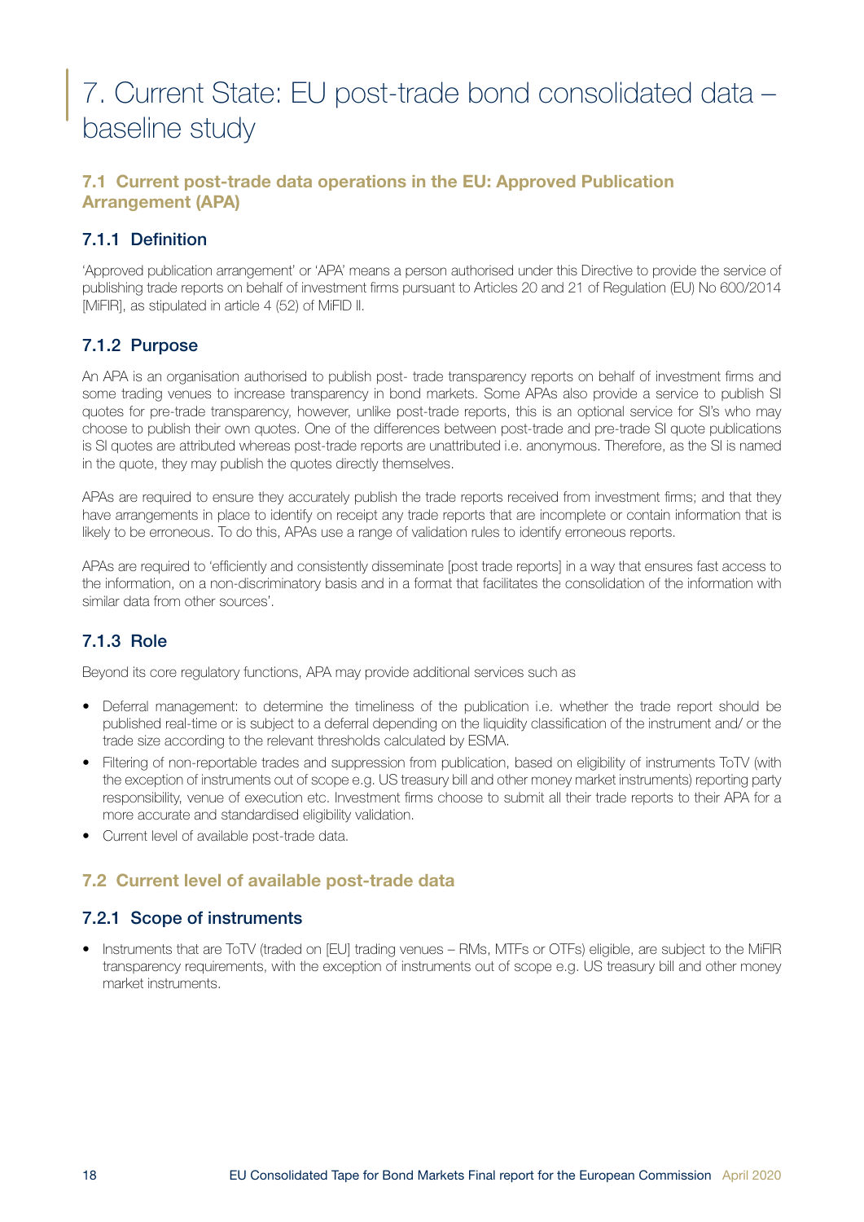# 7. Current State: EU post-trade bond consolidated data – baseline study

## 7.1 Current post-trade data operations in the EU: Approved Publication Arrangement (APA)

### 7.1.1 Definition

'Approved publication arrangement' or 'APA' means a person authorised under this Directive to provide the service of publishing trade reports on behalf of investment firms pursuant to Articles 20 and 21 of Regulation (EU) No 600/2014 [MiFIR], as stipulated in article 4 (52) of MiFID II.

### 7.1.2 Purpose

An APA is an organisation authorised to publish post- trade transparency reports on behalf of investment firms and some trading venues to increase transparency in bond markets. Some APAs also provide a service to publish SI quotes for pre-trade transparency, however, unlike post-trade reports, this is an optional service for SI's who may choose to publish their own quotes. One of the differences between post-trade and pre-trade SI quote publications is SI quotes are attributed whereas post-trade reports are unattributed i.e. anonymous. Therefore, as the SI is named in the quote, they may publish the quotes directly themselves.

APAs are required to ensure they accurately publish the trade reports received from investment firms; and that they have arrangements in place to identify on receipt any trade reports that are incomplete or contain information that is likely to be erroneous. To do this, APAs use a range of validation rules to identify erroneous reports.

APAs are required to 'efficiently and consistently disseminate [post trade reports] in a way that ensures fast access to the information, on a non-discriminatory basis and in a format that facilitates the consolidation of the information with similar data from other sources'.

### 7.1.3 Role

Beyond its core regulatory functions, APA may provide additional services such as

- Deferral management: to determine the timeliness of the publication i.e. whether the trade report should be published real-time or is subject to a deferral depending on the liquidity classification of the instrument and/ or the trade size according to the relevant thresholds calculated by ESMA.
- Filtering of non-reportable trades and suppression from publication, based on eligibility of instruments ToTV (with the exception of instruments out of scope e.g. US treasury bill and other money market instruments) reporting party responsibility, venue of execution etc. Investment firms choose to submit all their trade reports to their APA for a more accurate and standardised eligibility validation.
- Current level of available post-trade data.

## 7.2 Current level of available post-trade data

### 7.2.1 Scope of instruments

- Instruments that are ToTV (traded on [EU] trading venues – RMs, MTFs or OTFs) eligible, are subject to the MiFIR transparency requirements, with the exception of instruments out of scope e.g. US treasury bill and other money market instruments.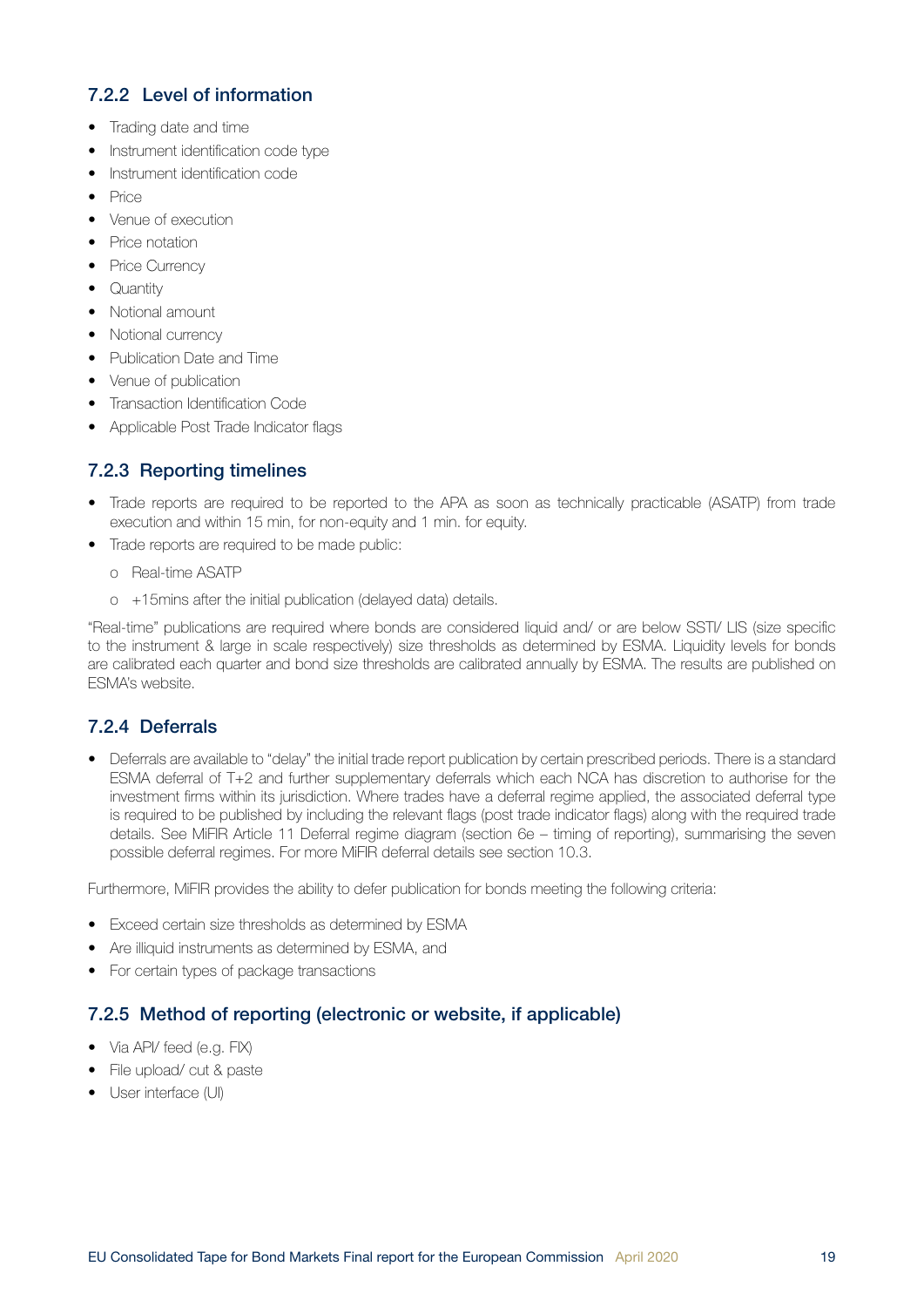### 7.2.2 Level of information

- Trading date and time
- Instrument identification code type
- Instrument identification code
- Price
- Venue of execution
- Price notation
- Price Currency
- Quantity
- Notional amount
- Notional currency
- Publication Date and Time
- Venue of publication
- Transaction Identification Code
- Applicable Post Trade Indicator flags

### 7.2.3 Reporting timelines

- Trade reports are required to be reported to the APA as soon as technically practicable (ASATP) from trade execution and within 15 min, for non-equity and 1 min. for equity.
- Trade reports are required to be made public:
  - o Real-time ASATP
  - o +15mins after the initial publication (delayed data) details.

"Real-time" publications are required where bonds are considered liquid and/ or are below SSTI/ LIS (size specific to the instrument & large in scale respectively) size thresholds as determined by ESMA. Liquidity levels for bonds are calibrated each quarter and bond size thresholds are calibrated annually by ESMA. The results are published on ESMA's website.

### 7.2.4 Deferrals

- Deferrals are available to "delay" the initial trade report publication by certain prescribed periods. There is a standard ESMA deferral of T+2 and further supplementary deferrals which each NCA has discretion to authorise for the investment firms within its jurisdiction. Where trades have a deferral regime applied, the associated deferral type is required to be published by including the relevant flags (post trade indicator flags) along with the required trade details. See MiFIR Article 11 Deferral regime diagram (section 6e – timing of reporting), summarising the seven possible deferral regimes. For more MiFIR deferral details see section 10.3.

Furthermore, MiFIR provides the ability to defer publication for bonds meeting the following criteria:

- Exceed certain size thresholds as determined by ESMA
- Are illiquid instruments as determined by ESMA, and
- For certain types of package transactions

### 7.2.5 Method of reporting (electronic or website, if applicable)

- Via API/ feed (e.g. FIX)
- File upload/ cut & paste
- User interface (UI)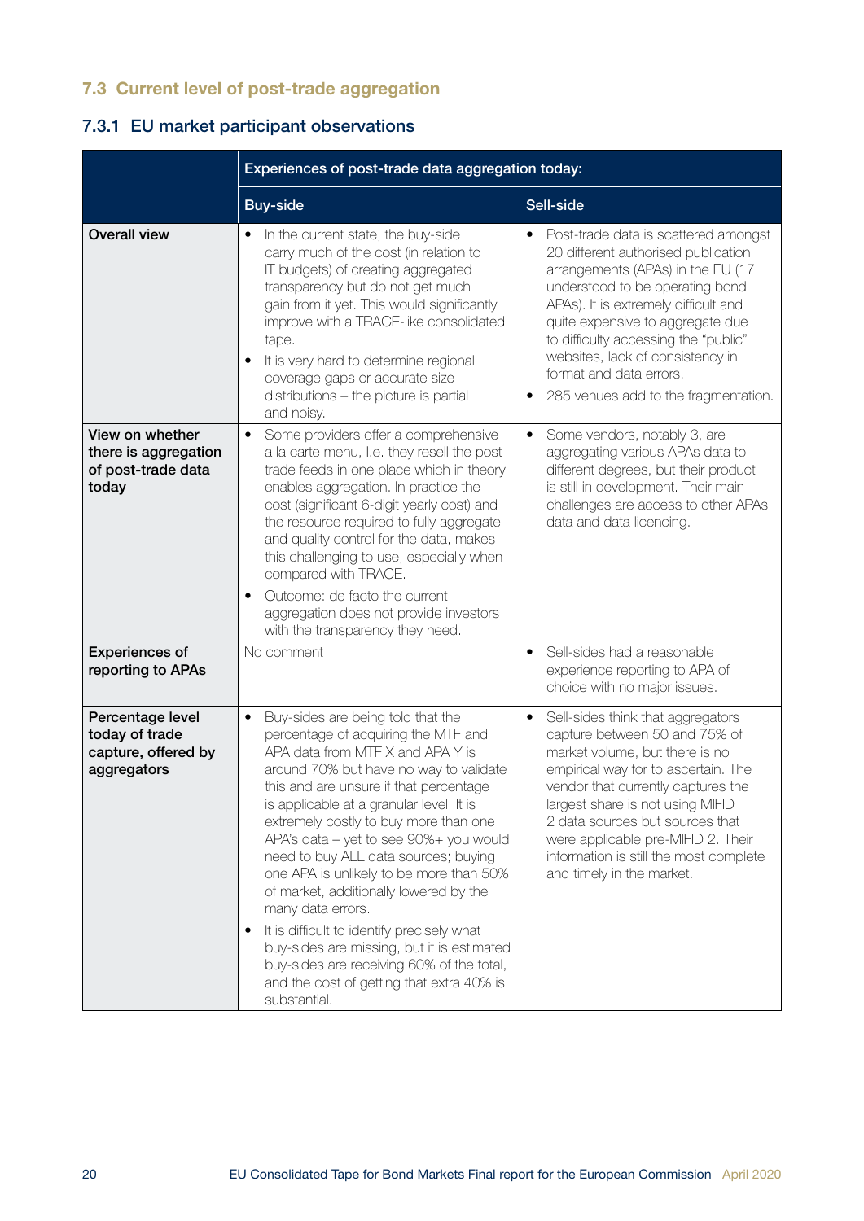## 7.3 Current level of post-trade aggregation

### 7.3.1 EU market participant observations

| | Experiences of post-trade data aggregation today: | |
|---|---|---|
| | **Buy-side** | **Sell-side** |
| **Overall view** | • In the current state, the buy-side carry much of the cost (in relation to IT budgets) of creating aggregated transparency but do not get much gain from it yet. This would significantly improve with a TRACE-like consolidated tape.<br>• It is very hard to determine regional coverage gaps or accurate size distributions – the picture is partial and noisy. | • Post-trade data is scattered amongst 20 different authorised publication arrangements (APAs) in the EU (17 understood to be operating bond APAs). It is extremely difficult and quite expensive to aggregate due to difficulty accessing the "public" websites, lack of consistency in format and data errors.<br>• 285 venues add to the fragmentation. |
| **View on whether there is aggregation of post-trade data today** | • Some providers offer a comprehensive a la carte menu, I.e. they resell the post trade feeds in one place which in theory enables aggregation. In practice the cost (significant 6-digit yearly cost) and the resource required to fully aggregate and quality control for the data, makes this challenging to use, especially when compared with TRACE.<br>• Outcome: de facto the current aggregation does not provide investors with the transparency they need. | • Some vendors, notably 3, are aggregating various APAs data to different degrees, but their product is still in development. Their main challenges are access to other APAs data and data licencing. |
| **Experiences of reporting to APAs** | No comment | • Sell-sides had a reasonable experience reporting to APA of choice with no major issues. |
| **Percentage level today of trade capture, offered by aggregators** | • Buy-sides are being told that the percentage of acquiring the MTF and APA data from MTF X and APA Y is around 70% but have no way to validate this and are unsure if that percentage is applicable at a granular level. It is extremely costly to buy more than one APA's data – yet to see 90%+ you would need to buy ALL data sources; buying one APA is unlikely to be more than 50% of market, additionally lowered by the many data errors.<br>• It is difficult to identify precisely what buy-sides are missing, but it is estimated buy-sides are receiving 60% of the total, and the cost of getting that extra 40% is substantial. | • Sell-sides think that aggregators capture between 50 and 75% of market volume, but there is no empirical way for to ascertain. The vendor that currently captures the largest share is not using MIFID 2 data sources but sources that were applicable pre-MIFID 2. Their information is still the most complete and timely in the market. |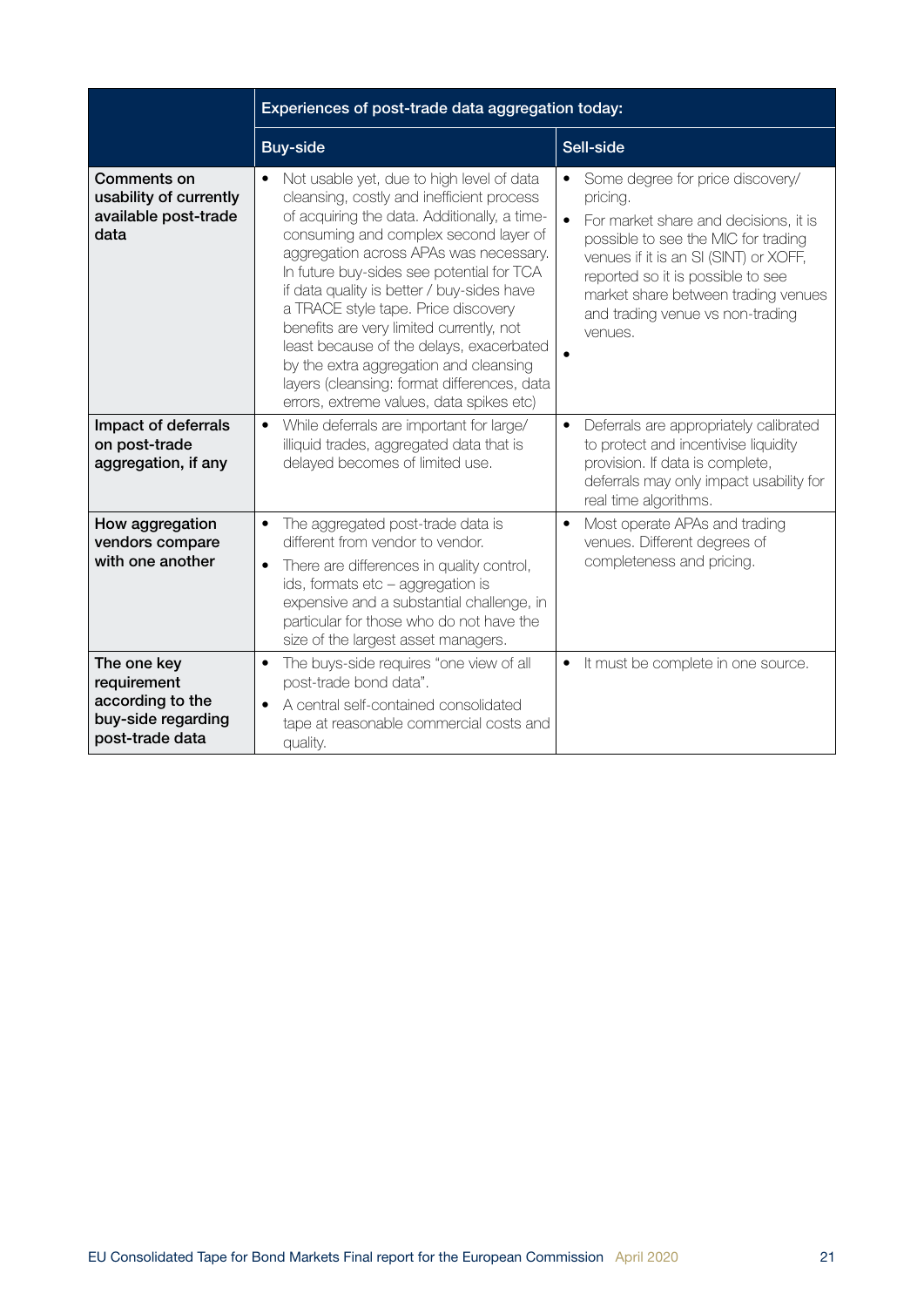| | Experiences of post-trade data aggregation today: | |
|---|---|---|
| | **Buy-side** | **Sell-side** |
| **Comments on usability of currently available post-trade data** | • Not usable yet, due to high level of data cleansing, costly and inefficient process of acquiring the data. Additionally, a time-consuming and complex second layer of aggregation across APAs was necessary. In future buy-sides see potential for TCA if data quality is better / buy-sides have a TRACE style tape. Price discovery benefits are very limited currently, not least because of the delays, exacerbated by the extra aggregation and cleansing layers (cleansing: format differences, data errors, extreme values, data spikes etc) | • Some degree for price discovery/ pricing.<br>• For market share and decisions, it is possible to see the MIC for trading venues if it is an SI (SINT) or XOFF, reported so it is possible to see market share between trading venues and trading venue vs non-trading venues.<br>• |
| **Impact of deferrals on post-trade aggregation, if any** | • While deferrals are important for large/ illiquid trades, aggregated data that is delayed becomes of limited use. | • Deferrals are appropriately calibrated to protect and incentivise liquidity provision. If data is complete, deferrals may only impact usability for real time algorithms. |
| **How aggregation vendors compare with one another** | • The aggregated post-trade data is different from vendor to vendor.<br>• There are differences in quality control, ids, formats etc – aggregation is expensive and a substantial challenge, in particular for those who do not have the size of the largest asset managers. | • Most operate APAs and trading venues. Different degrees of completeness and pricing. |
| **The one key requirement according to the buy-side regarding post-trade data** | • The buys-side requires "one view of all post-trade bond data".<br>• A central self-contained consolidated tape at reasonable commercial costs and quality. | • It must be complete in one source. |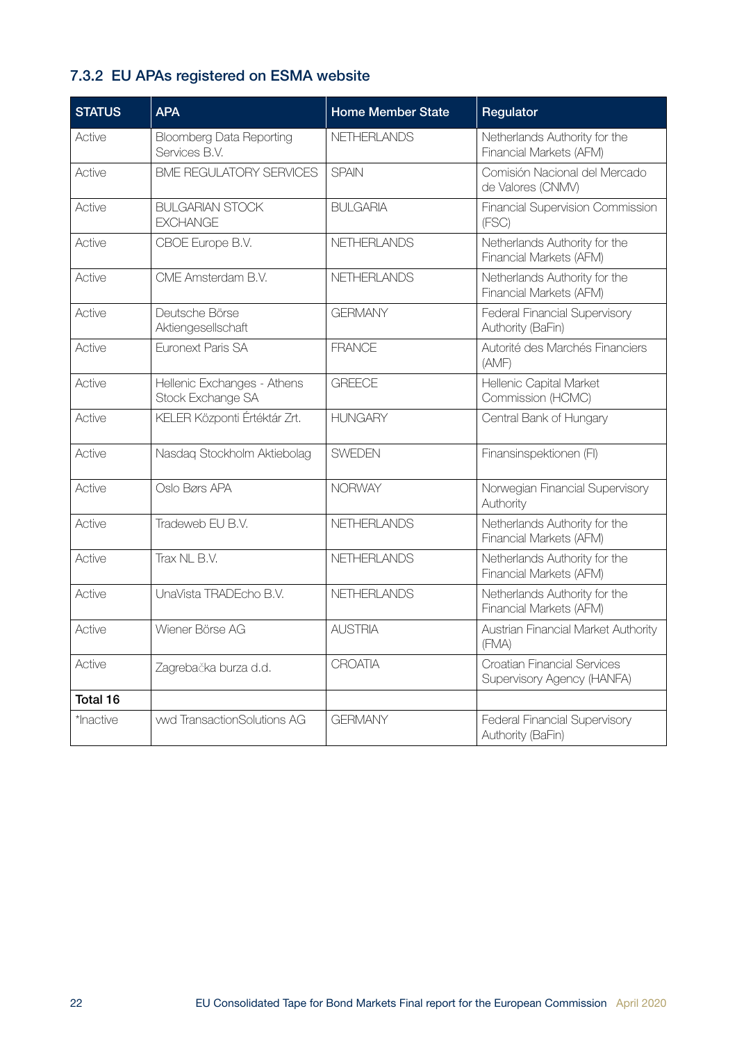### 7.3.2 EU APAs registered on ESMA website

| STATUS | APA | Home Member State | Regulator |
|---|---|---|---|
| Active | Bloomberg Data Reporting Services B.V. | NETHERLANDS | Netherlands Authority for the Financial Markets (AFM) |
| Active | BME REGULATORY SERVICES | SPAIN | Comisión Nacional del Mercado de Valores (CNMV) |
| Active | BULGARIAN STOCK EXCHANGE | BULGARIA | Financial Supervision Commission (FSC) |
| Active | CBOE Europe B.V. | NETHERLANDS | Netherlands Authority for the Financial Markets (AFM) |
| Active | CME Amsterdam B.V. | NETHERLANDS | Netherlands Authority for the Financial Markets (AFM) |
| Active | Deutsche Börse Aktiengesellschaft | GERMANY | Federal Financial Supervisory Authority (BaFin) |
| Active | Euronext Paris SA | FRANCE | Autorité des Marchés Financiers (AMF) |
| Active | Hellenic Exchanges - Athens Stock Exchange SA | GREECE | Hellenic Capital Market Commission (HCMC) |
| Active | KELER Központi Értéktár Zrt. | HUNGARY | Central Bank of Hungary |
| Active | Nasdaq Stockholm Aktiebolag | SWEDEN | Finansinspektionen (FI) |
| Active | Oslo Børs APA | NORWAY | Norwegian Financial Supervisory Authority |
| Active | Tradeweb EU B.V. | NETHERLANDS | Netherlands Authority for the Financial Markets (AFM) |
| Active | Trax NL B.V. | NETHERLANDS | Netherlands Authority for the Financial Markets (AFM) |
| Active | UnaVista TRADEcho B.V. | NETHERLANDS | Netherlands Authority for the Financial Markets (AFM) |
| Active | Wiener Börse AG | AUSTRIA | Austrian Financial Market Authority (FMA) |
| Active | Zagrebačka burza d.d. | CROATIA | Croatian Financial Services Supervisory Agency (HANFA) |
| **Total 16** | | | |
| *Inactive | vwd TransactionSolutions AG | GERMANY | Federal Financial Supervisory Authority (BaFin) |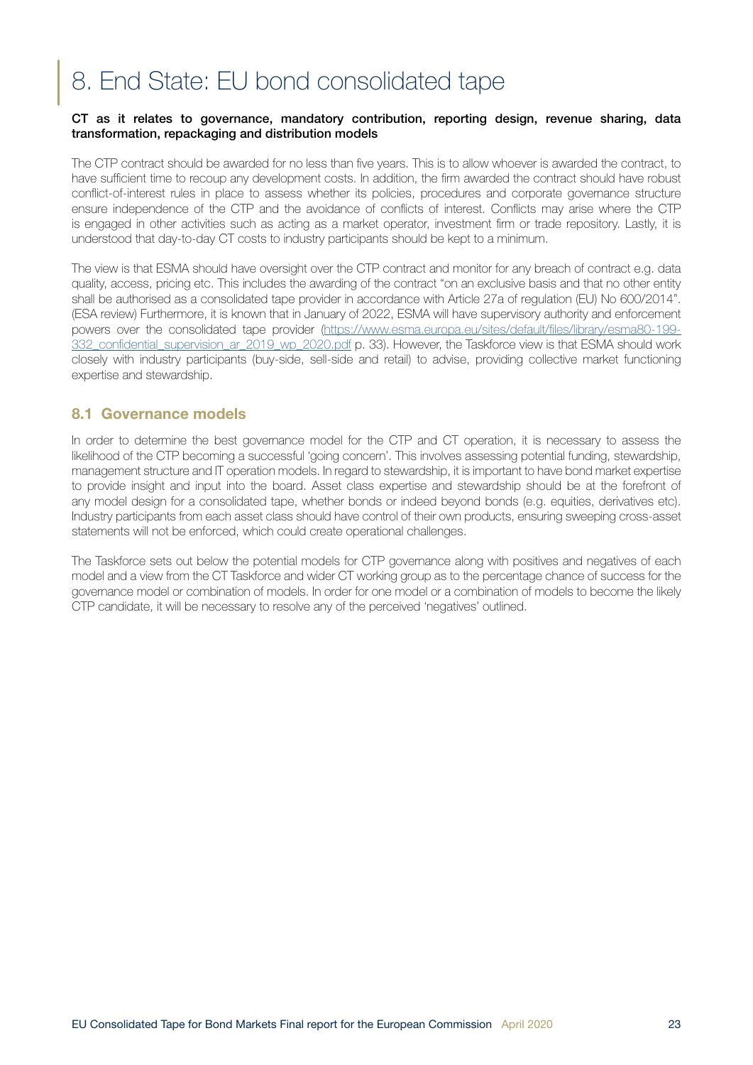# 8. End State: EU bond consolidated tape

**CT as it relates to governance, mandatory contribution, reporting design, revenue sharing, data transformation, repackaging and distribution models**

The CTP contract should be awarded for no less than five years. This is to allow whoever is awarded the contract, to have sufficient time to recoup any development costs. In addition, the firm awarded the contract should have robust conflict-of-interest rules in place to assess whether its policies, procedures and corporate governance structure ensure independence of the CTP and the avoidance of conflicts of interest. Conflicts may arise where the CTP is engaged in other activities such as acting as a market operator, investment firm or trade repository. Lastly, it is understood that day-to-day CT costs to industry participants should be kept to a minimum.

The view is that ESMA should have oversight over the CTP contract and monitor for any breach of contract e.g. data quality, access, pricing etc. This includes the awarding of the contract "on an exclusive basis and that no other entity shall be authorised as a consolidated tape provider in accordance with Article 27a of regulation (EU) No 600/2014". (ESA review) Furthermore, it is known that in January of 2022, ESMA will have supervisory authority and enforcement powers over the consolidated tape provider ([https://www.esma.europa.eu/sites/default/files/library/esma80-199-332_confidential_supervision_ar_2019_wp_2020.pdf](https://www.esma.europa.eu/sites/default/files/library/esma80-199-332_confidential_supervision_ar_2019_wp_2020.pdf) p. 33). However, the Taskforce view is that ESMA should work closely with industry participants (buy-side, sell-side and retail) to advise, providing collective market functioning expertise and stewardship.

## 8.1 Governance models

In order to determine the best governance model for the CTP and CT operation, it is necessary to assess the likelihood of the CTP becoming a successful 'going concern'. This involves assessing potential funding, stewardship, management structure and IT operation models. In regard to stewardship, it is important to have bond market expertise to provide insight and input into the board. Asset class expertise and stewardship should be at the forefront of any model design for a consolidated tape, whether bonds or indeed beyond bonds (e.g. equities, derivatives etc). Industry participants from each asset class should have control of their own products, ensuring sweeping cross-asset statements will not be enforced, which could create operational challenges.

The Taskforce sets out below the potential models for CTP governance along with positives and negatives of each model and a view from the CT Taskforce and wider CT working group as to the percentage chance of success for the governance model or combination of models. In order for one model or a combination of models to become the likely CTP candidate, it will be necessary to resolve any of the perceived 'negatives' outlined.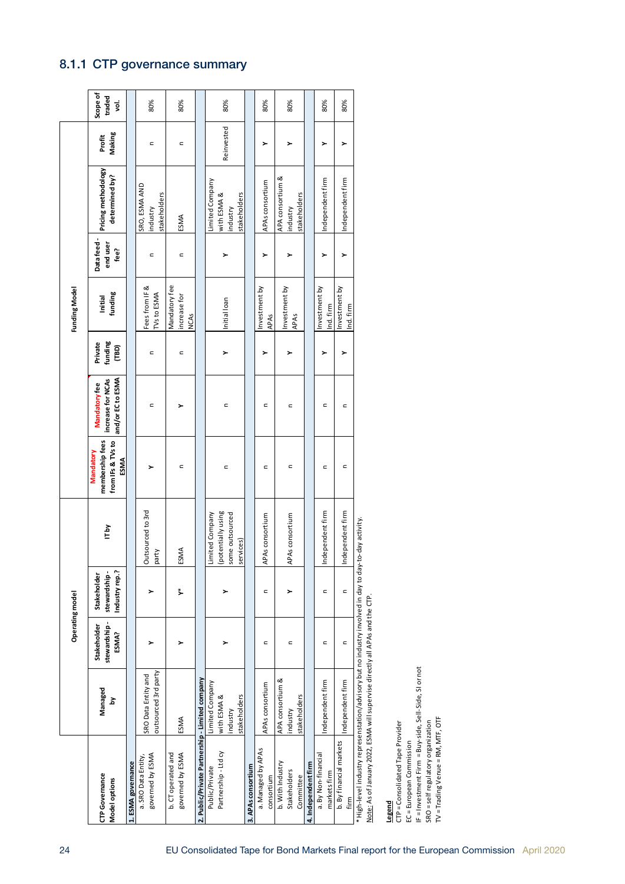### 8.1.1 CTP governance summary

| CTP Governance Model options | Managed by | Operating model | | | Funding Model | | | | | | | |
|---|---|---|---|---|---|---|---|---|---|---|---|---|
| | | Stakeholder stewardship - ESMA? | Stakeholder stewardship - Industry rep.? | IT by | Mandatory membership fees from IFs & TVs to ESMA | Mandatory fee increase for NCAs and/or EC to ESMA | Private funding (TBD) | Initial funding | Data feed - end user fee? | Pricing methodology determined by? | Profit Making | Scope of traded vol. |
| **1. ESMA governance** | | | | | | | | | | | | |
| a. SRO Data Entity, governed by ESMA | SRO Data Entity and outsourced 3rd party | Y | Y | Outsourced to 3rd party | Y | n | n | Fees from IF & TVs to ESMA | n | SRO, ESMA AND industry stakeholders | n | 80% |
| b. CT operated and governed by ESMA | ESMA | Y | Y* | ESMA | n | Y | n | Mandatory fee increase for NCAs | n | ESMA | n | 80% |
| **2. Public/Private Partnership - Limited company** | | | | | | | | | | | | |
| Public/Private Partnership - Ltd cy | Limited Company with ESMA & industry stakeholders | Y | Y | Limited Company (potentially using some outsourced services) | n | n | Y | Initial loan | Y | Limited Company with ESMA & industry stakeholders | Reinvested | 80% |
| **3. APAs consortium** | | | | | | | | | | | | |
| a. Managed by APAs consortium | APAs consortium | n | n | APAs consortium | n | n | Y | Investment by APAs | Y | APAs consortium | Y | 80% |
| b. With Industry Stakeholders Committee | APA consortium & industry stakeholders | n | Y | APAs consortium | n | n | Y | Investment by APAs | Y | APA consortium & industry stakeholders | Y | 80% |
| **4. Independent firm** | | | | | | | | | | | | |
| a. By Non-financial markets firm | Independent firm | n | n | Independent firm | n | n | Y | Investment by Ind. firm | Y | Independent firm | Y | 80% |
| b. By financial markets firm | Independent firm | n | n | Independent firm | n | n | Y | Investment by Ind. firm | Y | Independent firm | Y | 80% |

\* High-level industry representation/advisory but no industry involved in day to day-to-day activity.

Note: As of January 2022, ESMA will supervise directly all APAs and the CTP.

**Legend**

CTP = Consolidated Tape Provider
EC = European Commission
IF = Investment Firm = Buy-side, Sell-Side, SI or not
SRO = self regulatory organization
TV = Trading Venue = RM, MTF, OTF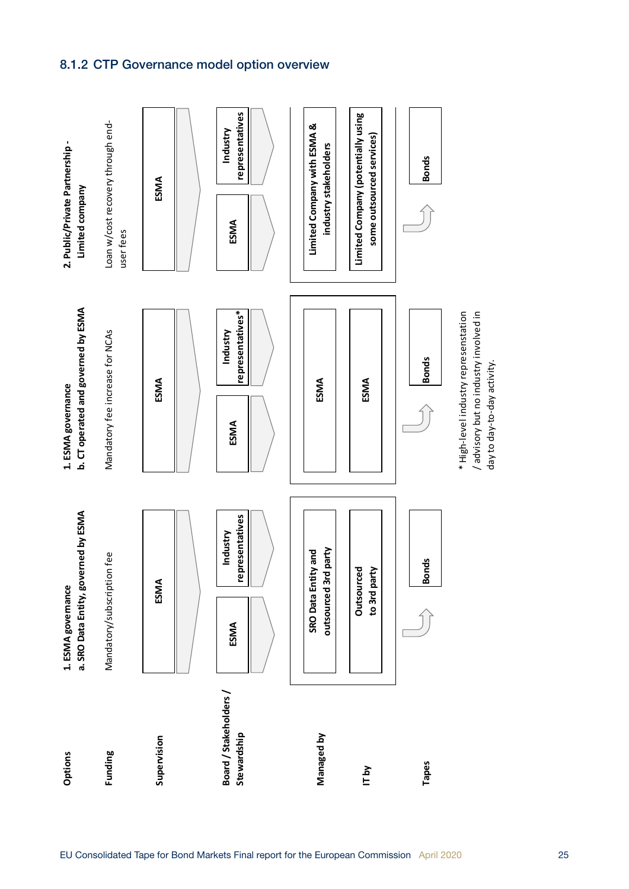### 8.1.2 CTP Governance model option overview

| Options | 1. ESMA governance<br>a. SRO Data Entity, governed by ESMA | 1. ESMA governance<br>b. CT operated and governed by ESMA | 2. Public/Private Partnership - Limited company |
|---|---|---|---|
| Funding | Mandatory/subscription fee | Mandatory fee increase for NCAs | Loan w/cost recovery through end-user fees |
| Supervision | ESMA | ESMA | ESMA |
| Board / Stakeholders / Stewardship | ESMA; Industry representatives | ESMA; Industry representatives* | ESMA; Industry representatives |
| Managed by | SRO Data Entity and outsourced 3rd party | ESMA | Limited Company with ESMA & industry stakeholders |
| IT by | Outsourced to 3rd party | ESMA | Limited Company (potentially using some outsourced services) |
| Tapes | Bonds | Bonds | Bonds |

\* High-level industry represenstation / advisory but no industry involved in day to day-to-day activity.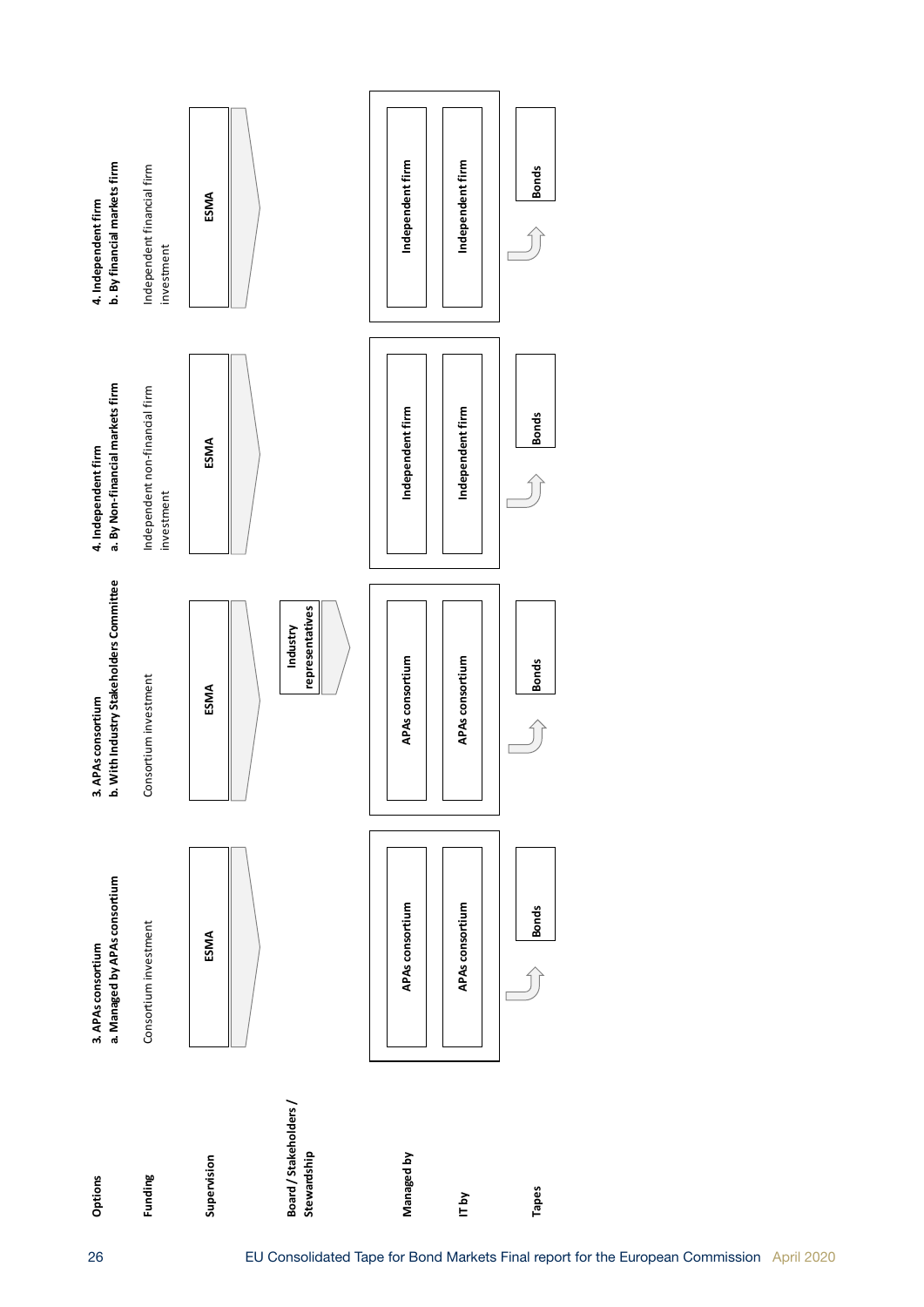| Options | 3. APAs consortium<br>a. Managed by APAs consortium | 3. APAs consortium<br>b. With Industry Stakeholders Committee | 4. Independent firm<br>a. By Non-financial markets firm | 4. Independent firm<br>b. By financial markets firm |
|---|---|---|---|---|
| Funding | Consortium investment | Consortium investment | Independent non-financial firm investment | Independent financial firm investment |
| Supervision | ESMA | ESMA | ESMA | ESMA |
| Board / Stakeholders / Stewardship | | Industry representatives | | |
| Managed by | APAs consortium | APAs consortium | Independent firm | Independent firm |
| IT by | APAs consortium | APAs consortium | Independent firm | Independent firm |
| Tapes | Bonds | Bonds | Bonds | Bonds |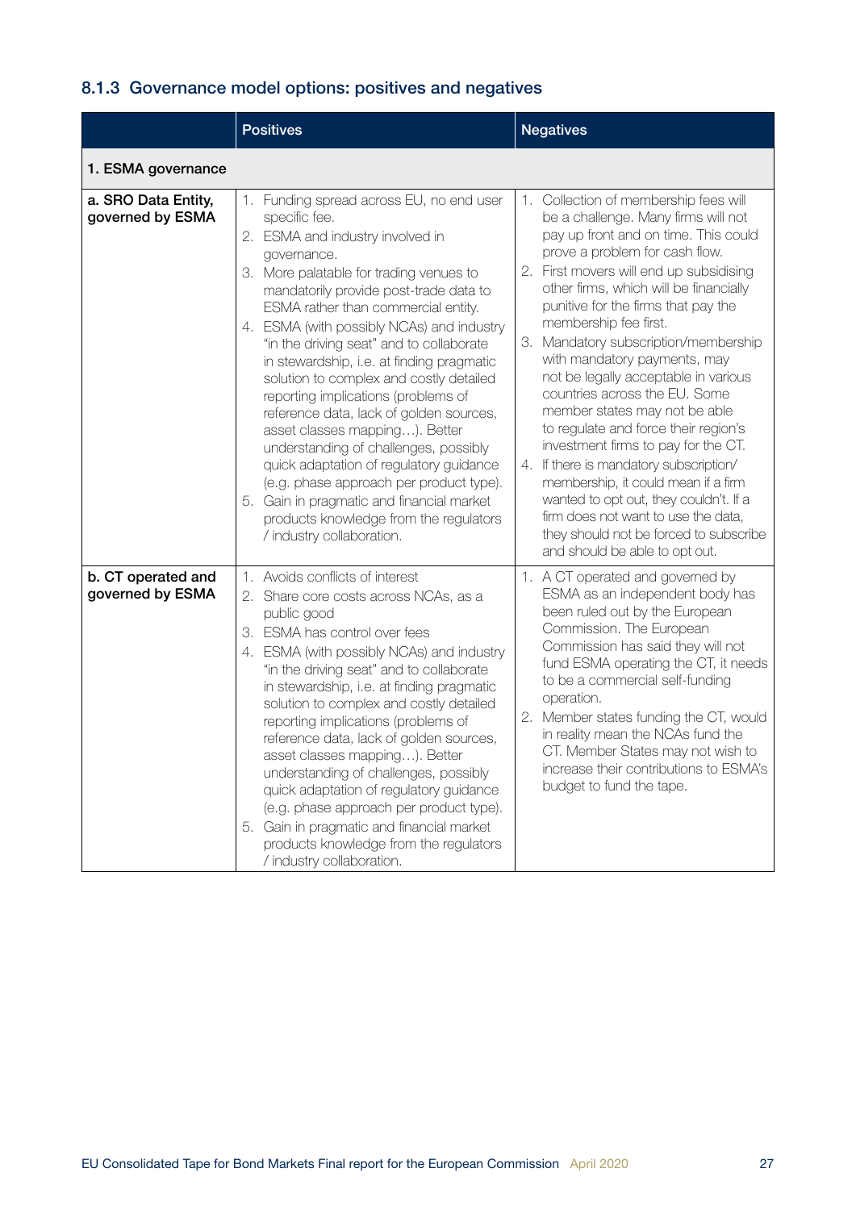### 8.1.3 Governance model options: positives and negatives

| | Positives | Negatives |
|---|---|---|
| **1. ESMA governance** | | |
| **a. SRO Data Entity, governed by ESMA** | 1. Funding spread across EU, no end user specific fee.<br>2. ESMA and industry involved in governance.<br>3. More palatable for trading venues to mandatorily provide post-trade data to ESMA rather than commercial entity.<br>4. ESMA (with possibly NCAs) and industry "in the driving seat" and to collaborate in stewardship, i.e. at finding pragmatic solution to complex and costly detailed reporting implications (problems of reference data, lack of golden sources, asset classes mapping…). Better understanding of challenges, possibly quick adaptation of regulatory guidance (e.g. phase approach per product type).<br>5. Gain in pragmatic and financial market products knowledge from the regulators / industry collaboration. | 1. Collection of membership fees will be a challenge. Many firms will not pay up front and on time. This could prove a problem for cash flow.<br>2. First movers will end up subsidising other firms, which will be financially punitive for the firms that pay the membership fee first.<br>3. Mandatory subscription/membership with mandatory payments, may not be legally acceptable in various countries across the EU. Some member states may not be able to regulate and force their region's investment firms to pay for the CT.<br>4. If there is mandatory subscription/ membership, it could mean if a firm wanted to opt out, they couldn't. If a firm does not want to use the data, they should not be forced to subscribe and should be able to opt out. |
| **b. CT operated and governed by ESMA** | 1. Avoids conflicts of interest<br>2. Share core costs across NCAs, as a public good<br>3. ESMA has control over fees<br>4. ESMA (with possibly NCAs) and industry "in the driving seat" and to collaborate in stewardship, i.e. at finding pragmatic solution to complex and costly detailed reporting implications (problems of reference data, lack of golden sources, asset classes mapping…). Better understanding of challenges, possibly quick adaptation of regulatory guidance (e.g. phase approach per product type).<br>5. Gain in pragmatic and financial market products knowledge from the regulators / industry collaboration. | 1. A CT operated and governed by ESMA as an independent body has been ruled out by the European Commission. The European Commission has said they will not fund ESMA operating the CT, it needs to be a commercial self-funding operation.<br>2. Member states funding the CT, would in reality mean the NCAs fund the CT. Member States may not wish to increase their contributions to ESMA's budget to fund the tape. |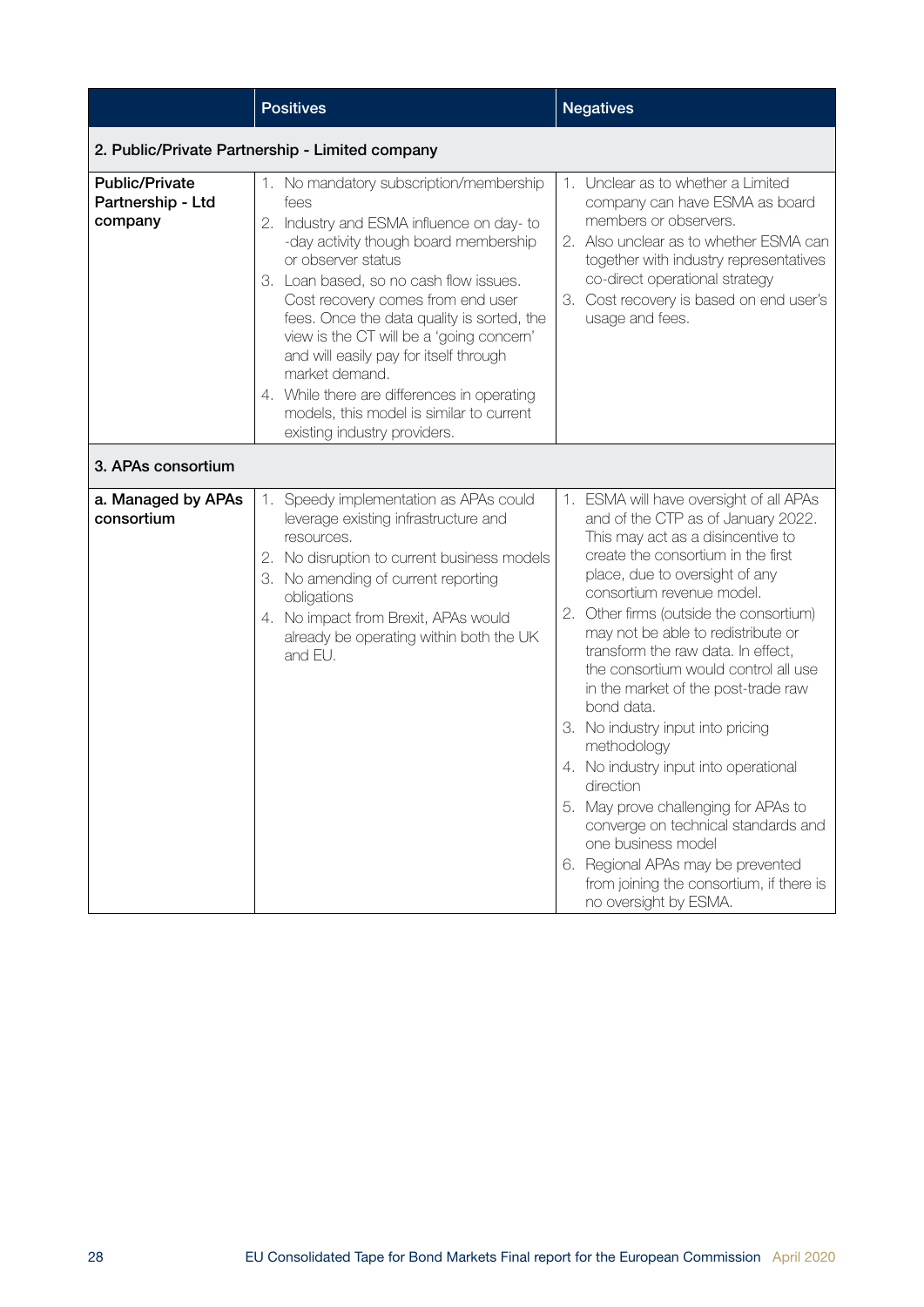| | Positives | Negatives |
|---|---|---|
| **2. Public/Private Partnership - Limited company** | | |
| **Public/Private Partnership - Ltd company** | 1. No mandatory subscription/membership fees<br>2. Industry and ESMA influence on day- to -day activity though board membership or observer status<br>3. Loan based, so no cash flow issues. Cost recovery comes from end user fees. Once the data quality is sorted, the view is the CT will be a 'going concern' and will easily pay for itself through market demand.<br>4. While there are differences in operating models, this model is similar to current existing industry providers. | 1. Unclear as to whether a Limited company can have ESMA as board members or observers.<br>2. Also unclear as to whether ESMA can together with industry representatives co-direct operational strategy<br>3. Cost recovery is based on end user's usage and fees. |
| **3. APAs consortium** | | |
| **a. Managed by APAs consortium** | 1. Speedy implementation as APAs could leverage existing infrastructure and resources.<br>2. No disruption to current business models<br>3. No amending of current reporting obligations<br>4. No impact from Brexit, APAs would already be operating within both the UK and EU. | 1. ESMA will have oversight of all APAs and of the CTP as of January 2022. This may act as a disincentive to create the consortium in the first place, due to oversight of any consortium revenue model.<br>2. Other firms (outside the consortium) may not be able to redistribute or transform the raw data. In effect, the consortium would control all use in the market of the post-trade raw bond data.<br>3. No industry input into pricing methodology<br>4. No industry input into operational direction<br>5. May prove challenging for APAs to converge on technical standards and one business model<br>6. Regional APAs may be prevented from joining the consortium, if there is no oversight by ESMA. |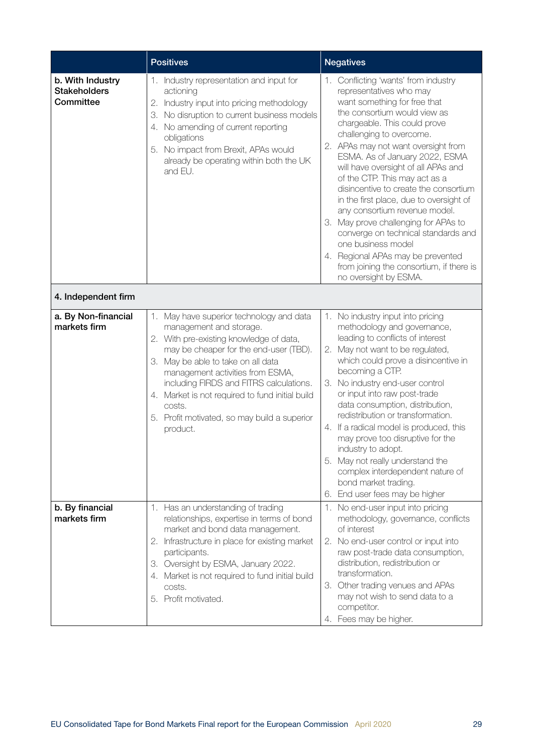| | Positives | Negatives |
|---|---|---|
| **b. With Industry Stakeholders Committee** | 1. Industry representation and input for actioning<br>2. Industry input into pricing methodology<br>3. No disruption to current business models<br>4. No amending of current reporting obligations<br>5. No impact from Brexit, APAs would already be operating within both the UK and EU. | 1. Conflicting 'wants' from industry representatives who may want something for free that the consortium would view as chargeable. This could prove challenging to overcome.<br>2. APAs may not want oversight from ESMA. As of January 2022, ESMA will have oversight of all APAs and of the CTP. This may act as a disincentive to create the consortium in the first place, due to oversight of any consortium revenue model.<br>3. May prove challenging for APAs to converge on technical standards and one business model<br>4. Regional APAs may be prevented from joining the consortium, if there is no oversight by ESMA. |
| **4. Independent firm** | | |
| **a. By Non-financial markets firm** | 1. May have superior technology and data management and storage.<br>2. With pre-existing knowledge of data, may be cheaper for the end-user (TBD).<br>3. May be able to take on all data management activities from ESMA, including FIRDS and FITRS calculations.<br>4. Market is not required to fund initial build costs.<br>5. Profit motivated, so may build a superior product. | 1. No industry input into pricing methodology and governance, leading to conflicts of interest<br>2. May not want to be regulated, which could prove a disincentive in becoming a CTP.<br>3. No industry end-user control or input into raw post-trade data consumption, distribution, redistribution or transformation.<br>4. If a radical model is produced, this may prove too disruptive for the industry to adopt.<br>5. May not really understand the complex interdependent nature of bond market trading.<br>6. End user fees may be higher |
| **b. By financial markets firm** | 1. Has an understanding of trading relationships, expertise in terms of bond market and bond data management.<br>2. Infrastructure in place for existing market participants.<br>3. Oversight by ESMA, January 2022.<br>4. Market is not required to fund initial build costs.<br>5. Profit motivated. | 1. No end-user input into pricing methodology, governance, conflicts of interest<br>2. No end-user control or input into raw post-trade data consumption, distribution, redistribution or transformation.<br>3. Other trading venues and APAs may not wish to send data to a competitor.<br>4. Fees may be higher. |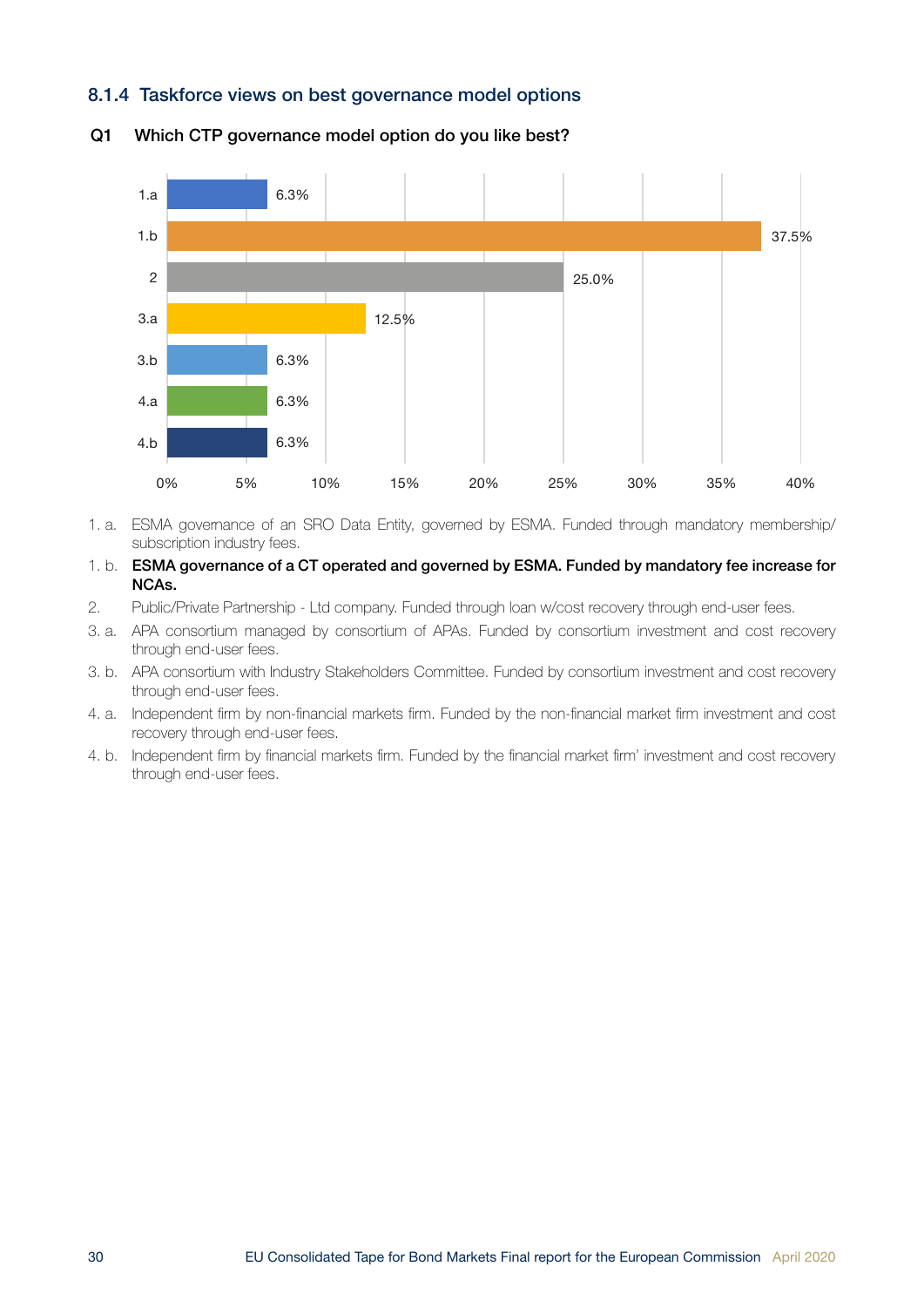### 8.1.4 Taskforce views on best governance model options

**Q1 Which CTP governance model option do you like best?**

| Option | Share |
|---|---|
| 1.a | 6.3% |
| 1.b | 37.5% |
| 2 | 25.0% |
| 3.a | 12.5% |
| 3.b | 6.3% |
| 4.a | 6.3% |
| 4.b | 6.3% |

1. a. ESMA governance of an SRO Data Entity, governed by ESMA. Funded through mandatory membership/subscription industry fees.

1. b. **ESMA governance of a CT operated and governed by ESMA. Funded by mandatory fee increase for NCAs.**

2. Public/Private Partnership - Ltd company. Funded through loan w/cost recovery through end-user fees.

3. a. APA consortium managed by consortium of APAs. Funded by consortium investment and cost recovery through end-user fees.

3. b. APA consortium with Industry Stakeholders Committee. Funded by consortium investment and cost recovery through end-user fees.

4. a. Independent firm by non-financial markets firm. Funded by the non-financial market firm investment and cost recovery through end-user fees.

4. b. Independent firm by financial markets firm. Funded by the financial market firm' investment and cost recovery through end-user fees.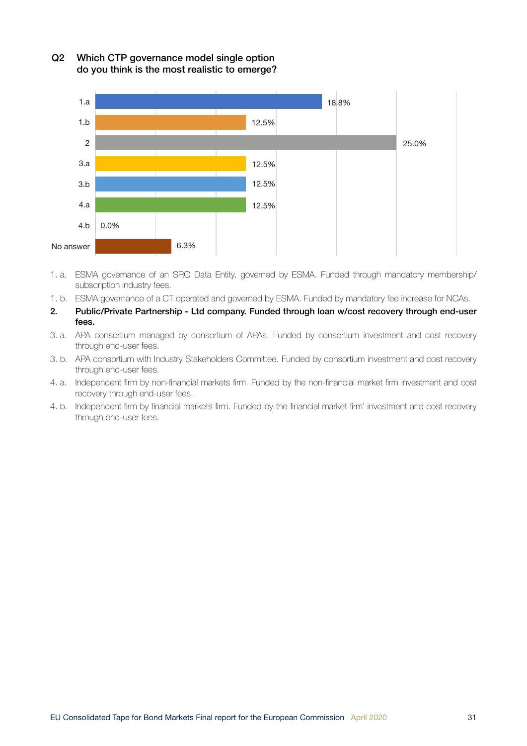**Q2 Which CTP governance model single option do you think is the most realistic to emerge?**

| Option | Share |
| --- | --- |
| 1.a | 18.8% |
| 1.b | 12.5% |
| 2 | 25.0% |
| 3.a | 12.5% |
| 3.b | 12.5% |
| 4.a | 12.5% |
| 4.b | 0.0% |
| No answer | 6.3% |

1. a. ESMA governance of an SRO Data Entity, governed by ESMA. Funded through mandatory membership/subscription industry fees.

1. b. ESMA governance of a CT operated and governed by ESMA. Funded by mandatory fee increase for NCAs.

**2. Public/Private Partnership - Ltd company. Funded through loan w/cost recovery through end-user fees.**

3. a. APA consortium managed by consortium of APAs. Funded by consortium investment and cost recovery through end-user fees.

3. b. APA consortium with Industry Stakeholders Committee. Funded by consortium investment and cost recovery through end-user fees.

4. a. Independent firm by non-financial markets firm. Funded by the non-financial market firm investment and cost recovery through end-user fees.

4. b. Independent firm by financial markets firm. Funded by the financial market firm' investment and cost recovery through end-user fees.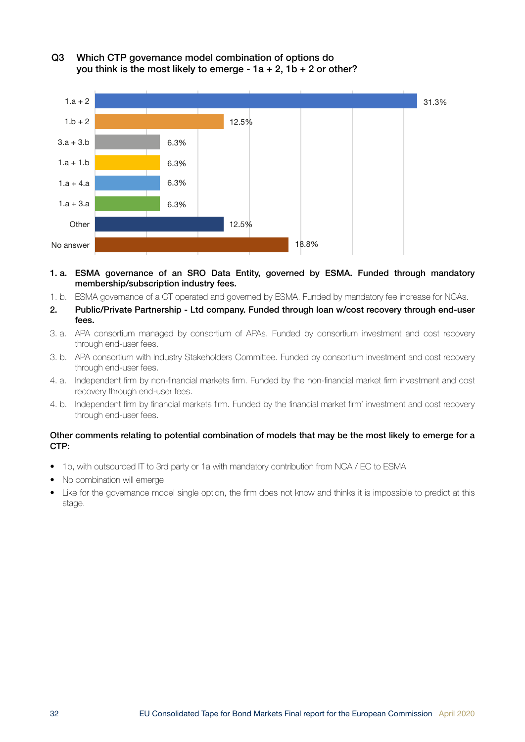**Q3 Which CTP governance model combination of options do you think is the most likely to emerge - 1a + 2, 1b + 2 or other?**

| Option | Percentage |
| --- | --- |
| 1.a + 2 | 31.3% |
| 1.b + 2 | 12.5% |
| 3.a + 3.b | 6.3% |
| 1.a + 1.b | 6.3% |
| 1.a + 4.a | 6.3% |
| 1.a + 3.a | 6.3% |
| Other | 12.5% |
| No answer | 18.8% |

1. a. **ESMA governance of an SRO Data Entity, governed by ESMA. Funded through mandatory membership/subscription industry fees.**

1. b. ESMA governance of a CT operated and governed by ESMA. Funded by mandatory fee increase for NCAs.

2. **Public/Private Partnership - Ltd company. Funded through loan w/cost recovery through end-user fees.**

3. a. APA consortium managed by consortium of APAs. Funded by consortium investment and cost recovery through end-user fees.

3. b. APA consortium with Industry Stakeholders Committee. Funded by consortium investment and cost recovery through end-user fees.

4. a. Independent firm by non-financial markets firm. Funded by the non-financial market firm investment and cost recovery through end-user fees.

4. b. Independent firm by financial markets firm. Funded by the financial market firm' investment and cost recovery through end-user fees.

**Other comments relating to potential combination of models that may be the most likely to emerge for a CTP:**

- 1b, with outsourced IT to 3rd party or 1a with mandatory contribution from NCA / EC to ESMA
- No combination will emerge
- Like for the governance model single option, the firm does not know and thinks it is impossible to predict at this stage.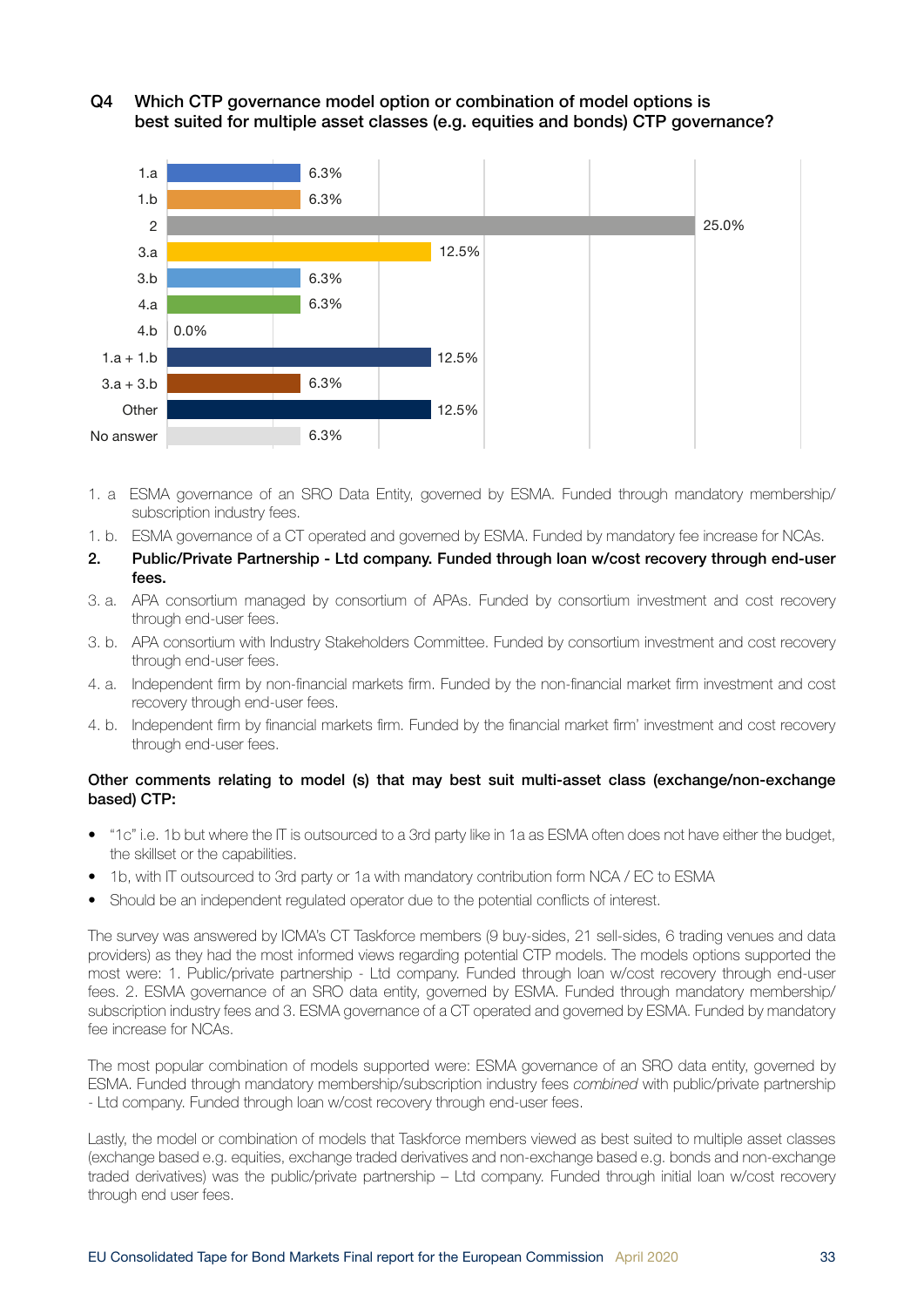**Q4 Which CTP governance model option or combination of model options is best suited for multiple asset classes (e.g. equities and bonds) CTP governance?**

| Option | % |
|---|---|
| 1.a | 6.3% |
| 1.b | 6.3% |
| 2 | 25.0% |
| 3.a | 12.5% |
| 3.b | 6.3% |
| 4.a | 6.3% |
| 4.b | 0.0% |
| 1.a + 1.b | 12.5% |
| 3.a + 3.b | 6.3% |
| Other | 12.5% |
| No answer | 6.3% |

1. a ESMA governance of an SRO Data Entity, governed by ESMA. Funded through mandatory membership/subscription industry fees.

1. b. ESMA governance of a CT operated and governed by ESMA. Funded by mandatory fee increase for NCAs.

**2. Public/Private Partnership - Ltd company. Funded through loan w/cost recovery through end-user fees.**

3. a. APA consortium managed by consortium of APAs. Funded by consortium investment and cost recovery through end-user fees.

3. b. APA consortium with Industry Stakeholders Committee. Funded by consortium investment and cost recovery through end-user fees.

4. a. Independent firm by non-financial markets firm. Funded by the non-financial market firm investment and cost recovery through end-user fees.

4. b. Independent firm by financial markets firm. Funded by the financial market firm' investment and cost recovery through end-user fees.

**Other comments relating to model (s) that may best suit multi-asset class (exchange/non-exchange based) CTP:**

- "1c" i.e. 1b but where the IT is outsourced to a 3rd party like in 1a as ESMA often does not have either the budget, the skillset or the capabilities.
- 1b, with IT outsourced to 3rd party or 1a with mandatory contribution form NCA / EC to ESMA
- Should be an independent regulated operator due to the potential conflicts of interest.

The survey was answered by ICMA's CT Taskforce members (9 buy-sides, 21 sell-sides, 6 trading venues and data providers) as they had the most informed views regarding potential CTP models. The models options supported the most were: 1. Public/private partnership - Ltd company. Funded through loan w/cost recovery through end-user fees. 2. ESMA governance of an SRO data entity, governed by ESMA. Funded through mandatory membership/subscription industry fees and 3. ESMA governance of a CT operated and governed by ESMA. Funded by mandatory fee increase for NCAs.

The most popular combination of models supported were: ESMA governance of an SRO data entity, governed by ESMA. Funded through mandatory membership/subscription industry fees *combined* with public/private partnership - Ltd company. Funded through loan w/cost recovery through end-user fees.

Lastly, the model or combination of models that Taskforce members viewed as best suited to multiple asset classes (exchange based e.g. equities, exchange traded derivatives and non-exchange based e.g. bonds and non-exchange traded derivatives) was the public/private partnership – Ltd company. Funded through initial loan w/cost recovery through end user fees.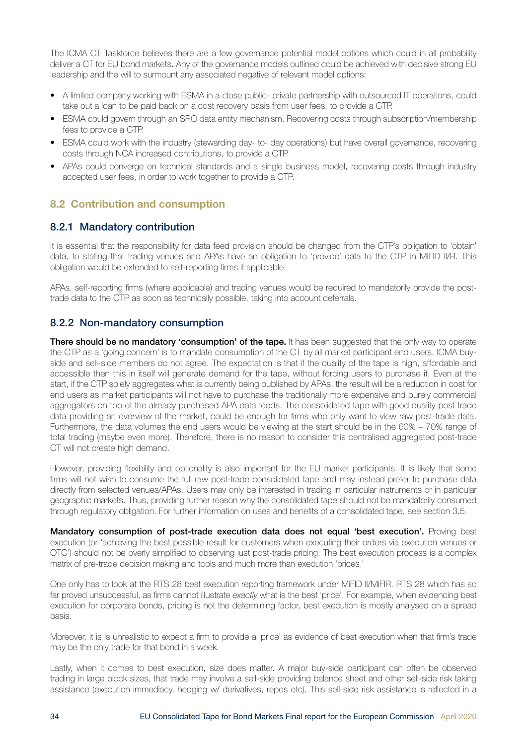The ICMA CT Taskforce believes there are a few governance potential model options which could in all probability deliver a CT for EU bond markets. Any of the governance models outlined could be achieved with decisive strong EU leadership and the will to surmount any associated negative of relevant model options:

- A limited company working with ESMA in a close public- private partnership with outsourced IT operations, could take out a loan to be paid back on a cost recovery basis from user fees, to provide a CTP.
- ESMA could govern through an SRO data entity mechanism. Recovering costs through subscription/membership fees to provide a CTP.
- ESMA could work with the industry (stewarding day- to- day operations) but have overall governance, recovering costs through NCA increased contributions, to provide a CTP.
- APAs could converge on technical standards and a single business model, recovering costs through industry accepted user fees, in order to work together to provide a CTP.

## 8.2 Contribution and consumption

### 8.2.1 Mandatory contribution

It is essential that the responsibility for data feed provision should be changed from the CTP's obligation to 'obtain' data, to stating that trading venues and APAs have an obligation to 'provide' data to the CTP in MiFID II/R. This obligation would be extended to self-reporting firms if applicable.

APAs, self-reporting firms (where applicable) and trading venues would be required to mandatorily provide the post-trade data to the CTP as soon as technically possible, taking into account deferrals.

### 8.2.2 Non-mandatory consumption

**There should be no mandatory 'consumption' of the tape.** It has been suggested that the only way to operate the CTP as a 'going concern' is to mandate consumption of the CT by all market participant end users. ICMA buy-side and sell-side members do not agree. The expectation is that if the quality of the tape is high, affordable and accessible then this in itself will generate demand for the tape, without forcing users to purchase it. Even at the start, if the CTP solely aggregates what is currently being published by APAs, the result will be a reduction in cost for end users as market participants will not have to purchase the traditionally more expensive and purely commercial aggregators on top of the already purchased APA data feeds. The consolidated tape with good quality post trade data providing an overview of the market, could be enough for firms who only want to view raw post-trade data. Furthermore, the data volumes the end users would be viewing at the start should be in the 60% – 70% range of total trading (maybe even more). Therefore, there is no reason to consider this centralised aggregated post-trade CT will not create high demand.

However, providing flexibility and optionality is also important for the EU market participants. It is likely that some firms will not wish to consume the full raw post-trade consolidated tape and may instead prefer to purchase data directly from selected venues/APAs. Users may only be interested in trading in particular instruments or in particular geographic markets. Thus, providing further reason why the consolidated tape should not be mandatorily consumed through regulatory obligation. For further information on uses and benefits of a consolidated tape, see section 3.5.

**Mandatory consumption of post-trade execution data does not equal 'best execution'.** Proving best execution (or 'achieving the best possible result for customers when executing their orders via execution venues or OTC') should not be overly simplified to observing just post-trade pricing. The best execution process is a complex matrix of pre-trade decision making and tools and much more than execution 'prices.'

One only has to look at the RTS 28 best execution reporting framework under MiFID II/MiFIR. RTS 28 which has so far proved unsuccessful, as firms cannot illustrate *exactly* what is the best 'price'. For example, when evidencing best execution for corporate bonds, pricing is not the determining factor, best execution is mostly analysed on a spread basis.

Moreover, it is is unrealistic to expect a firm to provide a 'price' as evidence of best execution when that firm's trade may be the only trade for that bond in a week.

Lastly, when it comes to best execution, size does matter. A major buy-side participant can often be observed trading in large block sizes, that trade may involve a sell-side providing balance sheet and other sell-side risk taking assistance (execution immediacy, hedging w/ derivatives, repos etc). This sell-side risk assistance is reflected in a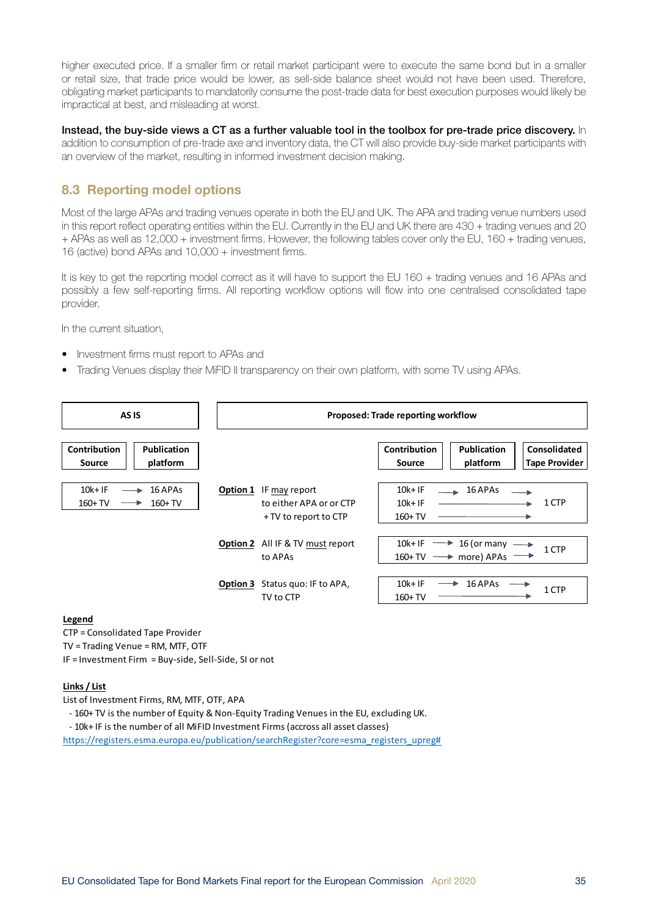higher executed price. If a smaller firm or retail market participant were to execute the same bond but in a smaller or retail size, that trade price would be lower, as sell-side balance sheet would not have been used. Therefore, obligating market participants to mandatorily consume the post-trade data for best execution purposes would likely be impractical at best, and misleading at worst.

**Instead, the buy-side views a CT as a further valuable tool in the toolbox for pre-trade price discovery.** In addition to consumption of pre-trade axe and inventory data, the CT will also provide buy-side market participants with an overview of the market, resulting in informed investment decision making.

## 8.3 Reporting model options

Most of the large APAs and trading venues operate in both the EU and UK. The APA and trading venue numbers used in this report reflect operating entities within the EU. Currently in the EU and UK there are 430 + trading venues and 20 + APAs as well as 12,000 + investment firms. However, the following tables cover only the EU, 160 + trading venues, 16 (active) bond APAs and 10,000 + investment firms.

It is key to get the reporting model correct as it will have to support the EU 160 + trading venues and 16 APAs and possibly a few self-reporting firms. All reporting workflow options will flow into one centralised consolidated tape provider.

In the current situation,

- Investment firms must report to APAs and
- Trading Venues display their MiFID II transparency on their own platform, with some TV using APAs.

**AS IS**

| Contribution Source | | Publication platform |
|---|---|---|
| 10k+ IF | → | 16 APAs |
| 160+ TV | → | 160+ TV |

**Proposed: Trade reporting workflow**

| | Description | Contribution Source | | Publication platform | | Consolidated Tape Provider |
|---|---|---|---|---|---|---|
| **Option 1** | IF may report to either APA or or CTP + TV to report to CTP | 10k+ IF | → | 16 APAs | → | 1 CTP |
| | | 10k+ IF | | | → | 1 CTP |
| | | 160+ TV | | | → | 1 CTP |
| **Option 2** | All IF & TV must report to APAs | 10k+ IF | → | 16 (or many | → | 1 CTP |
| | | 160+ TV | → | more) APAs | → | 1 CTP |
| **Option 3** | Status quo: IF to APA, TV to CTP | 10k+ IF | → | 16 APAs | → | 1 CTP |
| | | 160+ TV | | | → | 1 CTP |

**Legend**
CTP = Consolidated Tape Provider
TV = Trading Venue = RM, MTF, OTF
IF = Investment Firm = Buy-side, Sell-Side, SI or not

**Links / List**
List of Investment Firms, RM, MTF, OTF, APA
- 160+ TV is the number of Equity & Non-Equity Trading Venues in the EU, excluding UK.
- 10k+ IF is the number of all MiFID Investment Firms (accross all asset classes)

https://registers.esma.europa.eu/publication/searchRegister?core=esma_registers_upreg#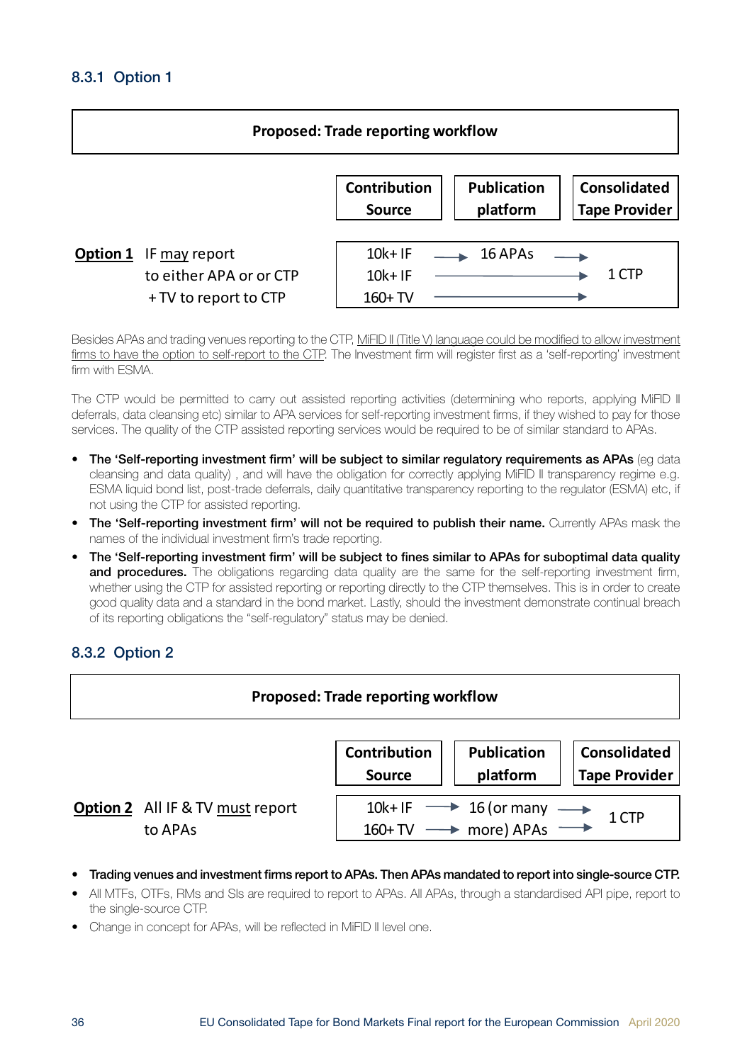### 8.3.1 Option 1

**Proposed: Trade reporting workflow**

| | Contribution Source | Publication platform | Consolidated Tape Provider |
|---|---|---|---|
| **Option 1** IF may report to either APA or or CTP + TV to report to CTP | 10k+ IF → | 16 APAs → | 1 CTP |
| | 10k+ IF → | → | 1 CTP |
| | 160+ TV → | → | 1 CTP |

Besides APAs and trading venues reporting to the CTP, MiFID II (Title V) language could be modified to allow investment firms to have the option to self-report to the CTP. The Investment firm will register first as a 'self-reporting' investment firm with ESMA.

The CTP would be permitted to carry out assisted reporting activities (determining who reports, applying MiFID II deferrals, data cleansing etc) similar to APA services for self-reporting investment firms, if they wished to pay for those services. The quality of the CTP assisted reporting services would be required to be of similar standard to APAs.

- **The 'Self-reporting investment firm' will be subject to similar regulatory requirements as APAs** (eg data cleansing and data quality) , and will have the obligation for correctly applying MiFID II transparency regime e.g. ESMA liquid bond list, post-trade deferrals, daily quantitative transparency reporting to the regulator (ESMA) etc, if not using the CTP for assisted reporting.
- **The 'Self-reporting investment firm' will not be required to publish their name.** Currently APAs mask the names of the individual investment firm's trade reporting.
- **The 'Self-reporting investment firm' will be subject to fines similar to APAs for suboptimal data quality and procedures.** The obligations regarding data quality are the same for the self-reporting investment firm, whether using the CTP for assisted reporting or reporting directly to the CTP themselves. This is in order to create good quality data and a standard in the bond market. Lastly, should the investment demonstrate continual breach of its reporting obligations the "self-regulatory" status may be denied.

### 8.3.2 Option 2

**Proposed: Trade reporting workflow**

| | Contribution Source | Publication platform | Consolidated Tape Provider |
|---|---|---|---|
| **Option 2** All IF & TV must report to APAs | 10k+ IF → | 16 (or many more) APAs → | 1 CTP |
| | 160+ TV → | 16 (or many more) APAs → | 1 CTP |

- Trading venues and investment firms report to APAs. Then APAs mandated to report into single-source CTP.
- All MTFs, OTFs, RMs and SIs are required to report to APAs. All APAs, through a standardised API pipe, report to the single-source CTP.
- Change in concept for APAs, will be reflected in MiFID II level one.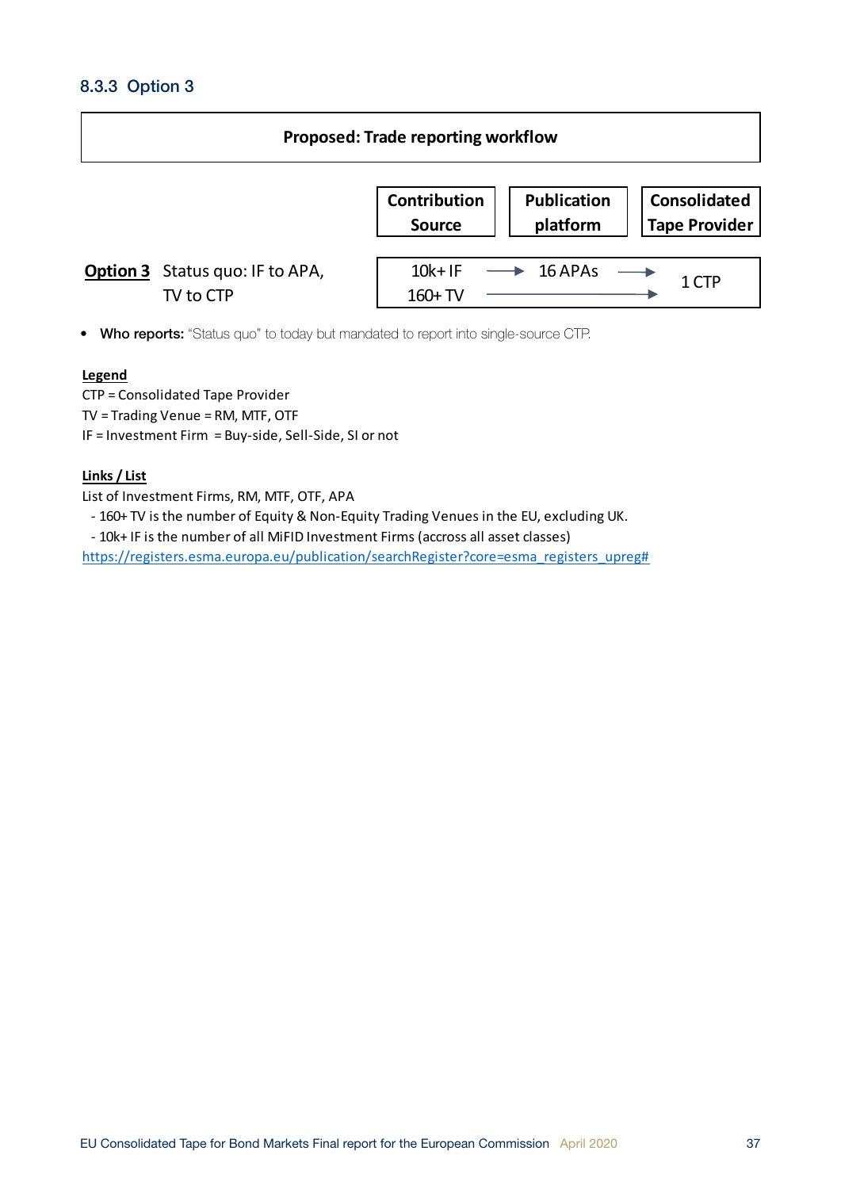### 8.3.3 Option 3

| Proposed: Trade reporting workflow | | | |
|---|---|---|---|
| | **Contribution Source** | **Publication platform** | **Consolidated Tape Provider** |
| **Option 3** Status quo: IF to APA, TV to CTP | 10k+ IF<br>160+ TV | → 16 APAs →<br>————————→ | 1 CTP |

- **Who reports:** "Status quo" to today but mandated to report into single-source CTP.

**Legend**

CTP = Consolidated Tape Provider
TV = Trading Venue = RM, MTF, OTF
IF = Investment Firm = Buy-side, Sell-Side, SI or not

**Links / List**

List of Investment Firms, RM, MTF, OTF, APA

- 160+ TV is the number of Equity & Non-Equity Trading Venues in the EU, excluding UK.
- 10k+ IF is the number of all MiFID Investment Firms (accross all asset classes)

https://registers.esma.europa.eu/publication/searchRegister?core=esma_registers_upreg#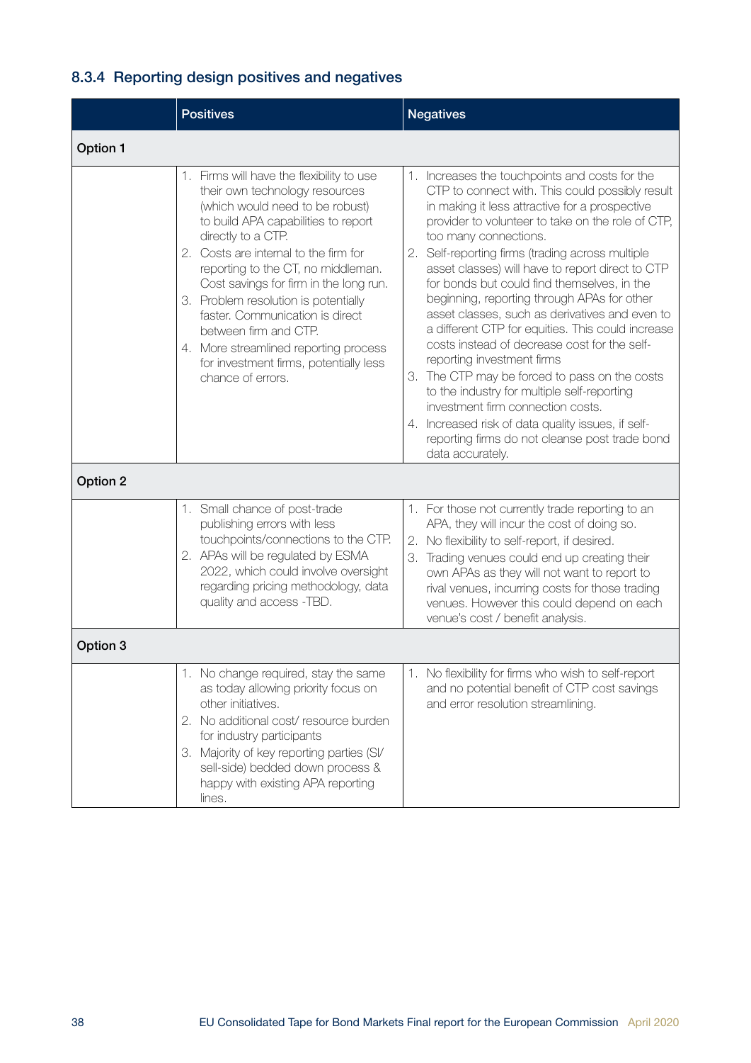### 8.3.4 Reporting design positives and negatives

| | Positives | Negatives |
|---|---|---|
| **Option 1** | | |
| | 1. Firms will have the flexibility to use their own technology resources (which would need to be robust) to build APA capabilities to report directly to a CTP.<br>2. Costs are internal to the firm for reporting to the CT, no middleman. Cost savings for firm in the long run.<br>3. Problem resolution is potentially faster. Communication is direct between firm and CTP.<br>4. More streamlined reporting process for investment firms, potentially less chance of errors. | 1. Increases the touchpoints and costs for the CTP to connect with. This could possibly result in making it less attractive for a prospective provider to volunteer to take on the role of CTP, too many connections.<br>2. Self-reporting firms (trading across multiple asset classes) will have to report direct to CTP for bonds but could find themselves, in the beginning, reporting through APAs for other asset classes, such as derivatives and even to a different CTP for equities. This could increase costs instead of decrease cost for the self-reporting investment firms<br>3. The CTP may be forced to pass on the costs to the industry for multiple self-reporting investment firm connection costs.<br>4. Increased risk of data quality issues, if self-reporting firms do not cleanse post trade bond data accurately. |
| **Option 2** | | |
| | 1. Small chance of post-trade publishing errors with less touchpoints/connections to the CTP.<br>2. APAs will be regulated by ESMA 2022, which could involve oversight regarding pricing methodology, data quality and access -TBD. | 1. For those not currently trade reporting to an APA, they will incur the cost of doing so.<br>2. No flexibility to self-report, if desired.<br>3. Trading venues could end up creating their own APAs as they will not want to report to rival venues, incurring costs for those trading venues. However this could depend on each venue's cost / benefit analysis. |
| **Option 3** | | |
| | 1. No change required, stay the same as today allowing priority focus on other initiatives.<br>2. No additional cost/ resource burden for industry participants<br>3. Majority of key reporting parties (SI/ sell-side) bedded down process & happy with existing APA reporting lines. | 1. No flexibility for firms who wish to self-report and no potential benefit of CTP cost savings and error resolution streamlining. |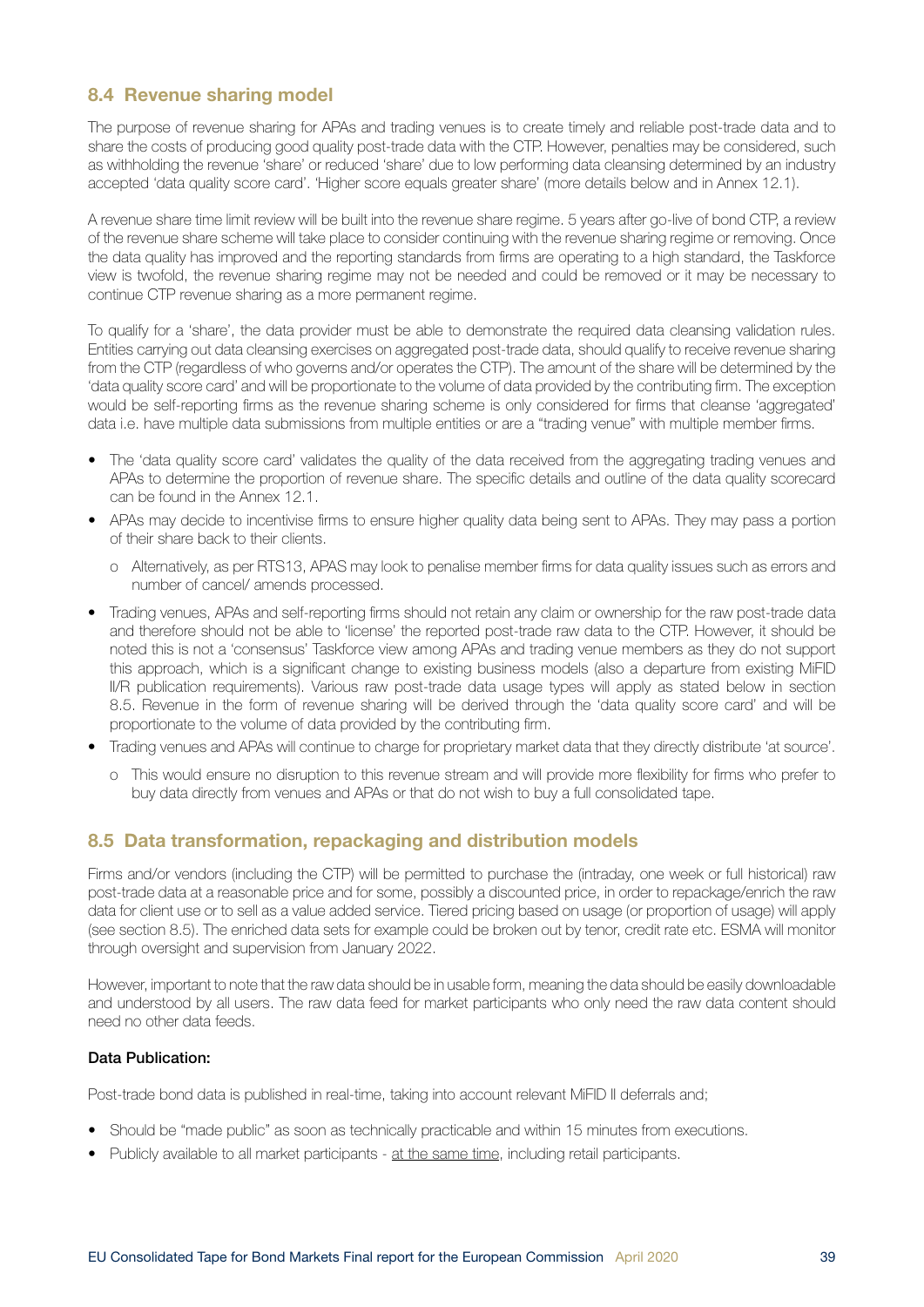## 8.4 Revenue sharing model

The purpose of revenue sharing for APAs and trading venues is to create timely and reliable post-trade data and to share the costs of producing good quality post-trade data with the CTP. However, penalties may be considered, such as withholding the revenue 'share' or reduced 'share' due to low performing data cleansing determined by an industry accepted 'data quality score card'. 'Higher score equals greater share' (more details below and in Annex 12.1).

A revenue share time limit review will be built into the revenue share regime. 5 years after go-live of bond CTP, a review of the revenue share scheme will take place to consider continuing with the revenue sharing regime or removing. Once the data quality has improved and the reporting standards from firms are operating to a high standard, the Taskforce view is twofold, the revenue sharing regime may not be needed and could be removed or it may be necessary to continue CTP revenue sharing as a more permanent regime.

To qualify for a 'share', the data provider must be able to demonstrate the required data cleansing validation rules. Entities carrying out data cleansing exercises on aggregated post-trade data, should qualify to receive revenue sharing from the CTP (regardless of who governs and/or operates the CTP). The amount of the share will be determined by the 'data quality score card' and will be proportionate to the volume of data provided by the contributing firm. The exception would be self-reporting firms as the revenue sharing scheme is only considered for firms that cleanse 'aggregated' data i.e. have multiple data submissions from multiple entities or are a "trading venue" with multiple member firms.

- The 'data quality score card' validates the quality of the data received from the aggregating trading venues and APAs to determine the proportion of revenue share. The specific details and outline of the data quality scorecard can be found in the Annex 12.1.
- APAs may decide to incentivise firms to ensure higher quality data being sent to APAs. They may pass a portion of their share back to their clients.
  - Alternatively, as per RTS13, APAS may look to penalise member firms for data quality issues such as errors and number of cancel/ amends processed.
- Trading venues, APAs and self-reporting firms should not retain any claim or ownership for the raw post-trade data and therefore should not be able to 'license' the reported post-trade raw data to the CTP. However, it should be noted this is not a 'consensus' Taskforce view among APAs and trading venue members as they do not support this approach, which is a significant change to existing business models (also a departure from existing MiFID II/R publication requirements). Various raw post-trade data usage types will apply as stated below in section 8.5. Revenue in the form of revenue sharing will be derived through the 'data quality score card' and will be proportionate to the volume of data provided by the contributing firm.
- Trading venues and APAs will continue to charge for proprietary market data that they directly distribute 'at source'.
  - This would ensure no disruption to this revenue stream and will provide more flexibility for firms who prefer to buy data directly from venues and APAs or that do not wish to buy a full consolidated tape.

## 8.5 Data transformation, repackaging and distribution models

Firms and/or vendors (including the CTP) will be permitted to purchase the (intraday, one week or full historical) raw post-trade data at a reasonable price and for some, possibly a discounted price, in order to repackage/enrich the raw data for client use or to sell as a value added service. Tiered pricing based on usage (or proportion of usage) will apply (see section 8.5). The enriched data sets for example could be broken out by tenor, credit rate etc. ESMA will monitor through oversight and supervision from January 2022.

However, important to note that the raw data should be in usable form, meaning the data should be easily downloadable and understood by all users. The raw data feed for market participants who only need the raw data content should need no other data feeds.

**Data Publication:**

Post-trade bond data is published in real-time, taking into account relevant MiFID II deferrals and;

- Should be "made public" as soon as technically practicable and within 15 minutes from executions.
- Publicly available to all market participants - <u>at the same time</u>, including retail participants.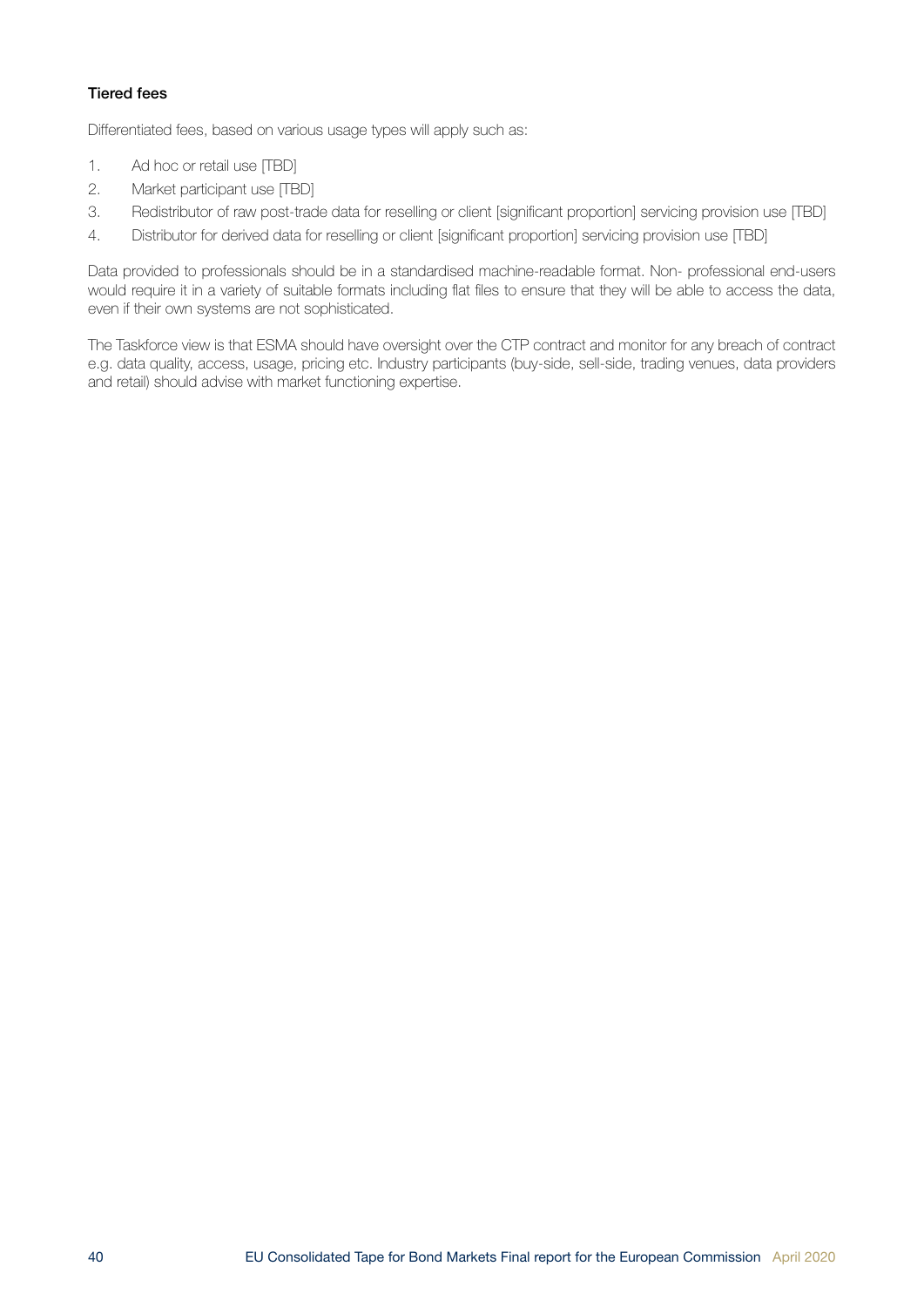### Tiered fees

Differentiated fees, based on various usage types will apply such as:

1. Ad hoc or retail use [TBD]
2. Market participant use [TBD]
3. Redistributor of raw post-trade data for reselling or client [significant proportion] servicing provision use [TBD]
4. Distributor for derived data for reselling or client [significant proportion] servicing provision use [TBD]

Data provided to professionals should be in a standardised machine-readable format. Non- professional end-users would require it in a variety of suitable formats including flat files to ensure that they will be able to access the data, even if their own systems are not sophisticated.

The Taskforce view is that ESMA should have oversight over the CTP contract and monitor for any breach of contract e.g. data quality, access, usage, pricing etc. Industry participants (buy-side, sell-side, trading venues, data providers and retail) should advise with market functioning expertise.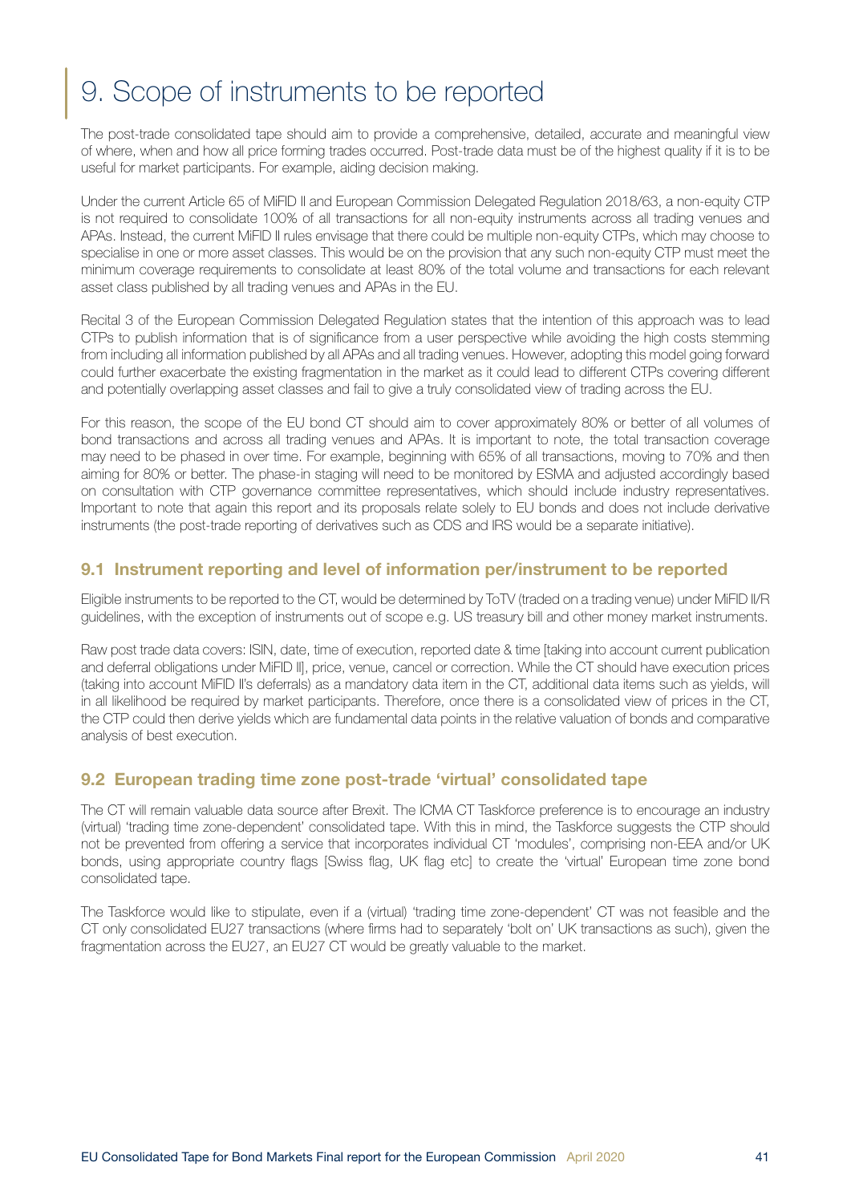# 9. Scope of instruments to be reported

The post-trade consolidated tape should aim to provide a comprehensive, detailed, accurate and meaningful view of where, when and how all price forming trades occurred. Post-trade data must be of the highest quality if it is to be useful for market participants. For example, aiding decision making.

Under the current Article 65 of MiFID II and European Commission Delegated Regulation 2018/63, a non-equity CTP is not required to consolidate 100% of all transactions for all non-equity instruments across all trading venues and APAs. Instead, the current MiFID II rules envisage that there could be multiple non-equity CTPs, which may choose to specialise in one or more asset classes. This would be on the provision that any such non-equity CTP must meet the minimum coverage requirements to consolidate at least 80% of the total volume and transactions for each relevant asset class published by all trading venues and APAs in the EU.

Recital 3 of the European Commission Delegated Regulation states that the intention of this approach was to lead CTPs to publish information that is of significance from a user perspective while avoiding the high costs stemming from including all information published by all APAs and all trading venues. However, adopting this model going forward could further exacerbate the existing fragmentation in the market as it could lead to different CTPs covering different and potentially overlapping asset classes and fail to give a truly consolidated view of trading across the EU.

For this reason, the scope of the EU bond CT should aim to cover approximately 80% or better of all volumes of bond transactions and across all trading venues and APAs. It is important to note, the total transaction coverage may need to be phased in over time. For example, beginning with 65% of all transactions, moving to 70% and then aiming for 80% or better. The phase-in staging will need to be monitored by ESMA and adjusted accordingly based on consultation with CTP governance committee representatives, which should include industry representatives. Important to note that again this report and its proposals relate solely to EU bonds and does not include derivative instruments (the post-trade reporting of derivatives such as CDS and IRS would be a separate initiative).

## 9.1 Instrument reporting and level of information per/instrument to be reported

Eligible instruments to be reported to the CT, would be determined by ToTV (traded on a trading venue) under MiFID II/R guidelines, with the exception of instruments out of scope e.g. US treasury bill and other money market instruments.

Raw post trade data covers: ISIN, date, time of execution, reported date & time [taking into account current publication and deferral obligations under MiFID II], price, venue, cancel or correction. While the CT should have execution prices (taking into account MiFID II's deferrals) as a mandatory data item in the CT, additional data items such as yields, will in all likelihood be required by market participants. Therefore, once there is a consolidated view of prices in the CT, the CTP could then derive yields which are fundamental data points in the relative valuation of bonds and comparative analysis of best execution.

## 9.2 European trading time zone post-trade 'virtual' consolidated tape

The CT will remain valuable data source after Brexit. The ICMA CT Taskforce preference is to encourage an industry (virtual) 'trading time zone-dependent' consolidated tape. With this in mind, the Taskforce suggests the CTP should not be prevented from offering a service that incorporates individual CT 'modules', comprising non-EEA and/or UK bonds, using appropriate country flags [Swiss flag, UK flag etc] to create the 'virtual' European time zone bond consolidated tape.

The Taskforce would like to stipulate, even if a (virtual) 'trading time zone-dependent' CT was not feasible and the CT only consolidated EU27 transactions (where firms had to separately 'bolt on' UK transactions as such), given the fragmentation across the EU27, an EU27 CT would be greatly valuable to the market.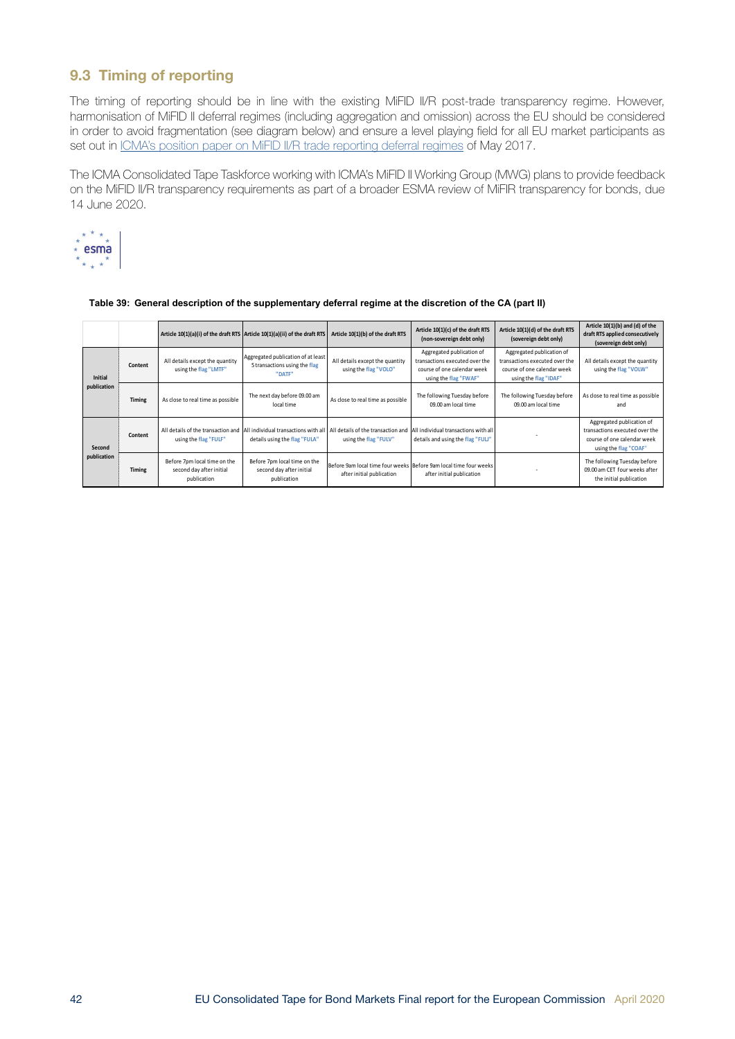## 9.3 Timing of reporting

The timing of reporting should be in line with the existing MiFID II/R post-trade transparency regime. However, harmonisation of MiFID II deferral regimes (including aggregation and omission) across the EU should be considered in order to avoid fragmentation (see diagram below) and ensure a level playing field for all EU market participants as set out in ICMA's position paper on MiFID II/R trade reporting deferral regimes of May 2017.

The ICMA Consolidated Tape Taskforce working with ICMA's MiFID II Working Group (MWG) plans to provide feedback on the MiFID II/R transparency requirements as part of a broader ESMA review of MiFIR transparency for bonds, due 14 June 2020.

esma

**Table 39: General description of the supplementary deferral regime at the discretion of the CA (part II)**

| | | Article 10(1)(a)(i) of the draft RTS | Article 10(1)(a)(ii) of the draft RTS | Article 10(1)(b) of the draft RTS | Article 10(1)(c) of the draft RTS (non-sovereign debt only) | Article 10(1)(d) of the draft RTS (sovereign debt only) | Article 10(1)(b) and (d) of the draft RTS applied consecutively (sovereign debt only) |
|---|---|---|---|---|---|---|---|
| Initial publication | Content | All details except the quantity using the flag "LMTF" | Aggregated publication of at least 5 transactions using the flag "DATF" | All details except the quantity using the flag "VOLO" | Aggregated publication of transactions executed over the course of one calendar week using the flag "FWAF" | Aggregated publication of transactions executed over the course of one calendar week using the flag "IDAF" | All details except the quantity using the flag "VOLW" |
| | Timing | As close to real time as possible | The next day before 09.00 am local time | As close to real time as possible | The following Tuesday before 09.00 am local time | The following Tuesday before 09.00 am local time | As close to real time as possible and |
| Second publication | Content | All details of the transaction and using the flag "FULF" | All individual transactions with all details using the flag "FULA" | All details of the transaction and using the flag "FULV" | All individual transactions with all details and using the flag "FULJ" | - | Aggregated publication of transactions executed over the course of one calendar week using the flag "COAF" |
| | Timing | Before 7pm local time on the second day after initial publication | Before 7pm local time on the second day after initial publication | Before 9am local time four weeks after initial publication | Before 9am local time four weeks after initial publication | - | The following Tuesday before 09.00 am CET four weeks after the initial publication |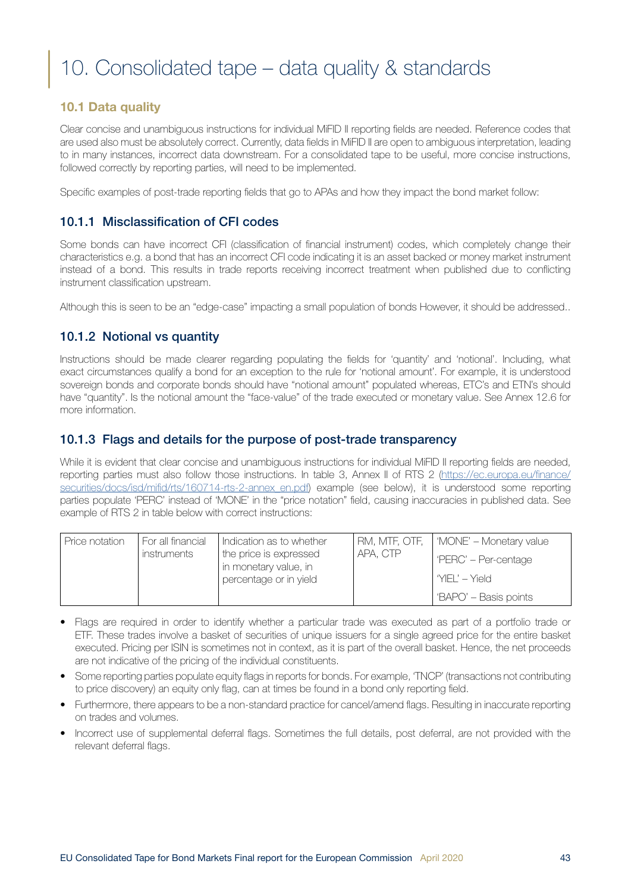# 10. Consolidated tape – data quality & standards

## 10.1 Data quality

Clear concise and unambiguous instructions for individual MiFID II reporting fields are needed. Reference codes that are used also must be absolutely correct. Currently, data fields in MiFID II are open to ambiguous interpretation, leading to in many instances, incorrect data downstream. For a consolidated tape to be useful, more concise instructions, followed correctly by reporting parties, will need to be implemented.

Specific examples of post-trade reporting fields that go to APAs and how they impact the bond market follow:

### 10.1.1 Misclassification of CFI codes

Some bonds can have incorrect CFI (classification of financial instrument) codes, which completely change their characteristics e.g. a bond that has an incorrect CFI code indicating it is an asset backed or money market instrument instead of a bond. This results in trade reports receiving incorrect treatment when published due to conflicting instrument classification upstream.

Although this is seen to be an "edge-case" impacting a small population of bonds However, it should be addressed..

### 10.1.2 Notional vs quantity

Instructions should be made clearer regarding populating the fields for 'quantity' and 'notional'. Including, what exact circumstances qualify a bond for an exception to the rule for 'notional amount'. For example, it is understood sovereign bonds and corporate bonds should have "notional amount" populated whereas, ETC's and ETN's should have "quantity". Is the notional amount the "face-value" of the trade executed or monetary value. See Annex 12.6 for more information.

### 10.1.3 Flags and details for the purpose of post-trade transparency

While it is evident that clear concise and unambiguous instructions for individual MiFID II reporting fields are needed, reporting parties must also follow those instructions. In table 3, Annex II of RTS 2 (https://ec.europa.eu/finance/securities/docs/isd/mifid/rts/160714-rts-2-annex_en.pdf) example (see below), it is understood some reporting parties populate 'PERC' instead of 'MONE' in the "price notation" field, causing inaccuracies in published data. See example of RTS 2 in table below with correct instructions:

| Price notation | For all financial instruments | Indication as to whether the price is expressed in monetary value, in percentage or in yield | RM, MTF, OTF, APA, CTP | 'MONE' – Monetary value<br>'PERC' – Per-centage<br>'YIEL' – Yield<br>'BAPO' – Basis points |
|---|---|---|---|---|

- Flags are required in order to identify whether a particular trade was executed as part of a portfolio trade or ETF. These trades involve a basket of securities of unique issuers for a single agreed price for the entire basket executed. Pricing per ISIN is sometimes not in context, as it is part of the overall basket. Hence, the net proceeds are not indicative of the pricing of the individual constituents.
- Some reporting parties populate equity flags in reports for bonds. For example, 'TNCP' (transactions not contributing to price discovery) an equity only flag, can at times be found in a bond only reporting field.
- Furthermore, there appears to be a non-standard practice for cancel/amend flags. Resulting in inaccurate reporting on trades and volumes.
- Incorrect use of supplemental deferral flags. Sometimes the full details, post deferral, are not provided with the relevant deferral flags.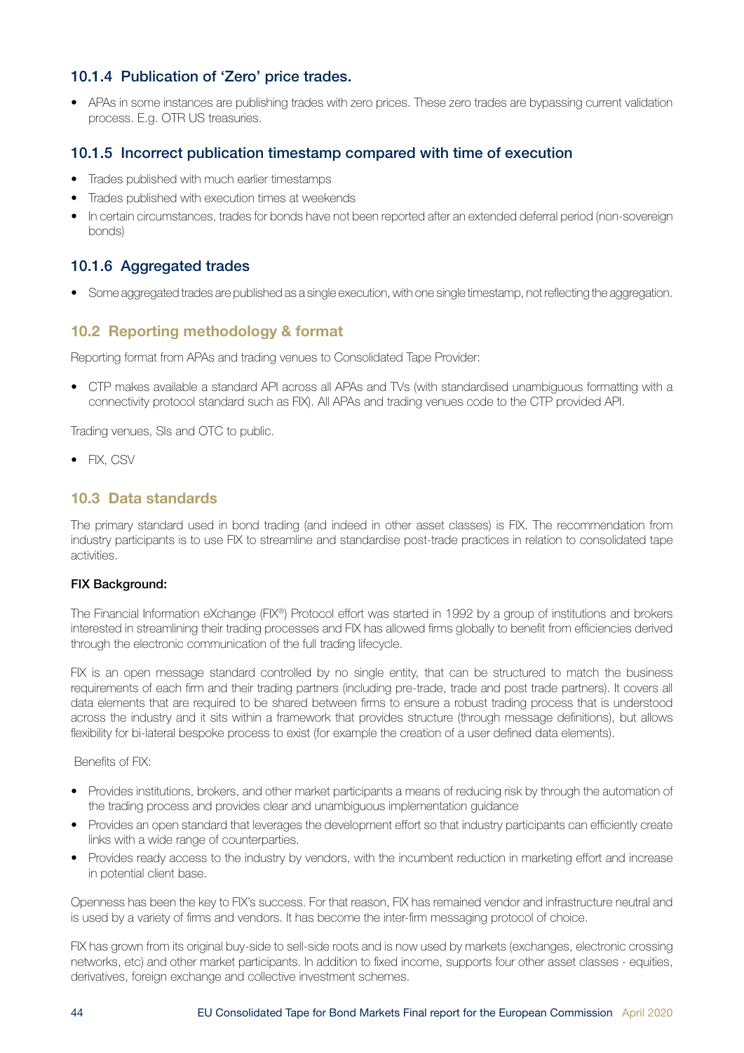#### 10.1.4 Publication of 'Zero' price trades.

- APAs in some instances are publishing trades with zero prices. These zero trades are bypassing current validation process. E.g. OTR US treasuries.

#### 10.1.5 Incorrect publication timestamp compared with time of execution

- Trades published with much earlier timestamps
- Trades published with execution times at weekends
- In certain circumstances, trades for bonds have not been reported after an extended deferral period (non-sovereign bonds)

#### 10.1.6 Aggregated trades

- Some aggregated trades are published as a single execution, with one single timestamp, not reflecting the aggregation.

### 10.2 Reporting methodology & format

Reporting format from APAs and trading venues to Consolidated Tape Provider:

- CTP makes available a standard API across all APAs and TVs (with standardised unambiguous formatting with a connectivity protocol standard such as FIX). All APAs and trading venues code to the CTP provided API.

Trading venues, SIs and OTC to public.

- FIX, CSV

### 10.3 Data standards

The primary standard used in bond trading (and indeed in other asset classes) is FIX. The recommendation from industry participants is to use FIX to streamline and standardise post-trade practices in relation to consolidated tape activities.

**FIX Background:**

The Financial Information eXchange (FIX®) Protocol effort was started in 1992 by a group of institutions and brokers interested in streamlining their trading processes and FIX has allowed firms globally to benefit from efficiencies derived through the electronic communication of the full trading lifecycle.

FIX is an open message standard controlled by no single entity, that can be structured to match the business requirements of each firm and their trading partners (including pre-trade, trade and post trade partners). It covers all data elements that are required to be shared between firms to ensure a robust trading process that is understood across the industry and it sits within a framework that provides structure (through message definitions), but allows flexibility for bi-lateral bespoke process to exist (for example the creation of a user defined data elements).

Benefits of FIX:

- Provides institutions, brokers, and other market participants a means of reducing risk by through the automation of the trading process and provides clear and unambiguous implementation guidance
- Provides an open standard that leverages the development effort so that industry participants can efficiently create links with a wide range of counterparties.
- Provides ready access to the industry by vendors, with the incumbent reduction in marketing effort and increase in potential client base.

Openness has been the key to FIX's success. For that reason, FIX has remained vendor and infrastructure neutral and is used by a variety of firms and vendors. It has become the inter-firm messaging protocol of choice.

FIX has grown from its original buy-side to sell-side roots and is now used by markets (exchanges, electronic crossing networks, etc) and other market participants. In addition to fixed income, supports four other asset classes - equities, derivatives, foreign exchange and collective investment schemes.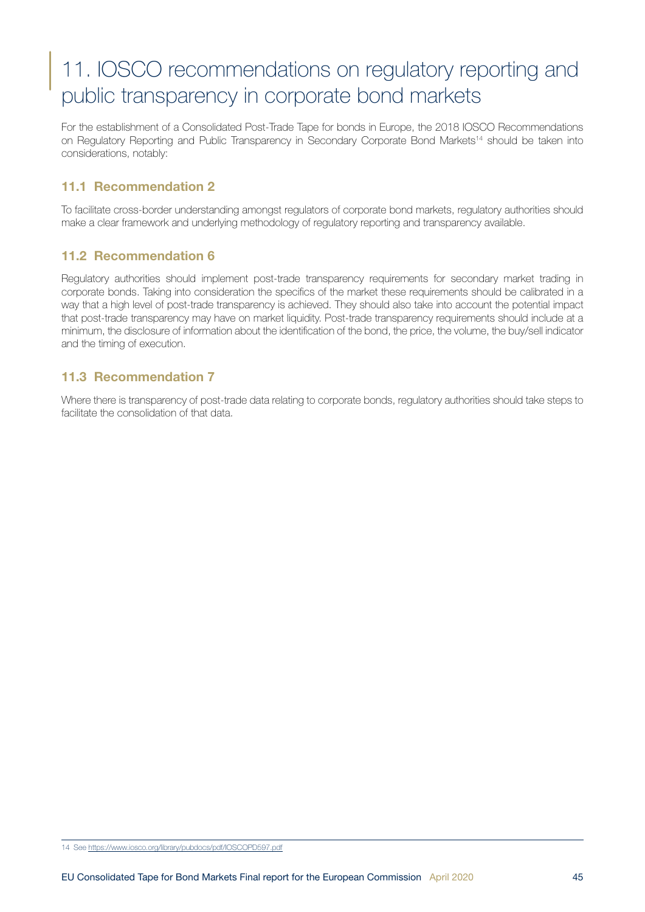# 11. IOSCO recommendations on regulatory reporting and public transparency in corporate bond markets

For the establishment of a Consolidated Post-Trade Tape for bonds in Europe, the 2018 IOSCO Recommendations on Regulatory Reporting and Public Transparency in Secondary Corporate Bond Markets[14] should be taken into considerations, notably:

## 11.1 Recommendation 2

To facilitate cross-border understanding amongst regulators of corporate bond markets, regulatory authorities should make a clear framework and underlying methodology of regulatory reporting and transparency available.

## 11.2 Recommendation 6

Regulatory authorities should implement post-trade transparency requirements for secondary market trading in corporate bonds. Taking into consideration the specifics of the market these requirements should be calibrated in a way that a high level of post-trade transparency is achieved. They should also take into account the potential impact that post-trade transparency may have on market liquidity. Post-trade transparency requirements should include at a minimum, the disclosure of information about the identification of the bond, the price, the volume, the buy/sell indicator and the timing of execution.

## 11.3 Recommendation 7

Where there is transparency of post-trade data relating to corporate bonds, regulatory authorities should take steps to facilitate the consolidation of that data.

---

14 See https://www.iosco.org/library/pubdocs/pdf/IOSCOPD597.pdf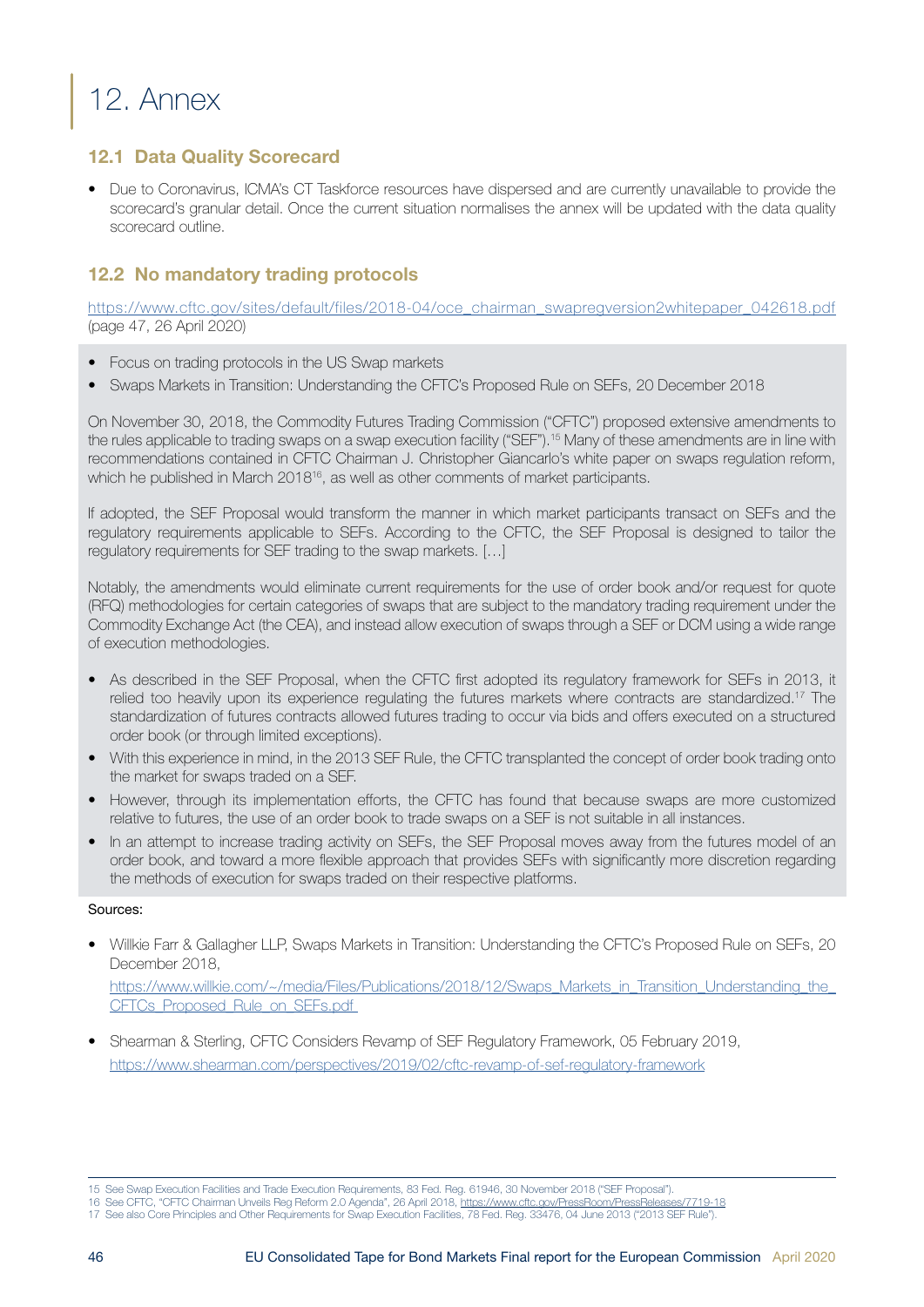# 12. Annex

## 12.1 Data Quality Scorecard

- Due to Coronavirus, ICMA's CT Taskforce resources have dispersed and are currently unavailable to provide the scorecard's granular detail. Once the current situation normalises the annex will be updated with the data quality scorecard outline.

## 12.2 No mandatory trading protocols

https://www.cftc.gov/sites/default/files/2018-04/oce_chairman_swapregversion2whitepaper_042618.pdf (page 47, 26 April 2020)

- Focus on trading protocols in the US Swap markets
- Swaps Markets in Transition: Understanding the CFTC's Proposed Rule on SEFs, 20 December 2018

On November 30, 2018, the Commodity Futures Trading Commission ("CFTC") proposed extensive amendments to the rules applicable to trading swaps on a swap execution facility ("SEF").[15] Many of these amendments are in line with recommendations contained in CFTC Chairman J. Christopher Giancarlo's white paper on swaps regulation reform, which he published in March 2018[16], as well as other comments of market participants.

If adopted, the SEF Proposal would transform the manner in which market participants transact on SEFs and the regulatory requirements applicable to SEFs. According to the CFTC, the SEF Proposal is designed to tailor the regulatory requirements for SEF trading to the swap markets. […]

Notably, the amendments would eliminate current requirements for the use of order book and/or request for quote (RFQ) methodologies for certain categories of swaps that are subject to the mandatory trading requirement under the Commodity Exchange Act (the CEA), and instead allow execution of swaps through a SEF or DCM using a wide range of execution methodologies.

- As described in the SEF Proposal, when the CFTC first adopted its regulatory framework for SEFs in 2013, it relied too heavily upon its experience regulating the futures markets where contracts are standardized.[17] The standardization of futures contracts allowed futures trading to occur via bids and offers executed on a structured order book (or through limited exceptions).
- With this experience in mind, in the 2013 SEF Rule, the CFTC transplanted the concept of order book trading onto the market for swaps traded on a SEF.
- However, through its implementation efforts, the CFTC has found that because swaps are more customized relative to futures, the use of an order book to trade swaps on a SEF is not suitable in all instances.
- In an attempt to increase trading activity on SEFs, the SEF Proposal moves away from the futures model of an order book, and toward a more flexible approach that provides SEFs with significantly more discretion regarding the methods of execution for swaps traded on their respective platforms.

Sources:

- Willkie Farr & Gallagher LLP, Swaps Markets in Transition: Understanding the CFTC's Proposed Rule on SEFs, 20 December 2018,
  https://www.willkie.com/~/media/Files/Publications/2018/12/Swaps_Markets_in_Transition_Understanding_the_CFTCs_Proposed_Rule_on_SEFs.pdf

- Shearman & Sterling, CFTC Considers Revamp of SEF Regulatory Framework, 05 February 2019,
  https://www.shearman.com/perspectives/2019/02/cftc-revamp-of-sef-regulatory-framework

---

15 See Swap Execution Facilities and Trade Execution Requirements, 83 Fed. Reg. 61946, 30 November 2018 ("SEF Proposal").
16 See CFTC, "CFTC Chairman Unveils Reg Reform 2.0 Agenda", 26 April 2018, https://www.cftc.gov/PressRoom/PressReleases/7719-18
17 See also Core Principles and Other Requirements for Swap Execution Facilities, 78 Fed. Reg. 33476, 04 June 2013 ("2013 SEF Rule").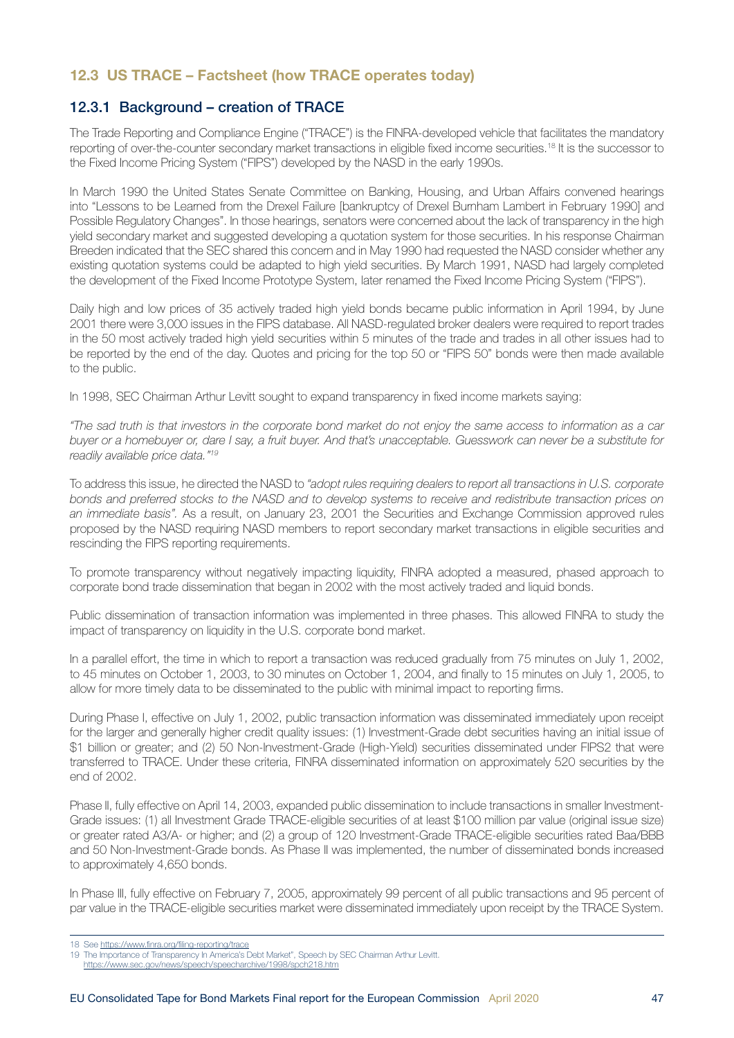## 12.3 US TRACE – Factsheet (how TRACE operates today)

### 12.3.1 Background – creation of TRACE

The Trade Reporting and Compliance Engine ("TRACE") is the FINRA-developed vehicle that facilitates the mandatory reporting of over-the-counter secondary market transactions in eligible fixed income securities.[18] It is the successor to the Fixed Income Pricing System ("FIPS") developed by the NASD in the early 1990s.

In March 1990 the United States Senate Committee on Banking, Housing, and Urban Affairs convened hearings into "Lessons to be Learned from the Drexel Failure [bankruptcy of Drexel Burnham Lambert in February 1990] and Possible Regulatory Changes". In those hearings, senators were concerned about the lack of transparency in the high yield secondary market and suggested developing a quotation system for those securities. In his response Chairman Breeden indicated that the SEC shared this concern and in May 1990 had requested the NASD consider whether any existing quotation systems could be adapted to high yield securities. By March 1991, NASD had largely completed the development of the Fixed Income Prototype System, later renamed the Fixed Income Pricing System ("FIPS").

Daily high and low prices of 35 actively traded high yield bonds became public information in April 1994, by June 2001 there were 3,000 issues in the FIPS database. All NASD-regulated broker dealers were required to report trades in the 50 most actively traded high yield securities within 5 minutes of the trade and trades in all other issues had to be reported by the end of the day. Quotes and pricing for the top 50 or "FIPS 50" bonds were then made available to the public.

In 1998, SEC Chairman Arthur Levitt sought to expand transparency in fixed income markets saying:

*"The sad truth is that investors in the corporate bond market do not enjoy the same access to information as a car buyer or a homebuyer or, dare I say, a fruit buyer. And that's unacceptable. Guesswork can never be a substitute for readily available price data."*[19]

To address this issue, he directed the NASD to *"adopt rules requiring dealers to report all transactions in U.S. corporate bonds and preferred stocks to the NASD and to develop systems to receive and redistribute transaction prices on an immediate basis"*. As a result, on January 23, 2001 the Securities and Exchange Commission approved rules proposed by the NASD requiring NASD members to report secondary market transactions in eligible securities and rescinding the FIPS reporting requirements.

To promote transparency without negatively impacting liquidity, FINRA adopted a measured, phased approach to corporate bond trade dissemination that began in 2002 with the most actively traded and liquid bonds.

Public dissemination of transaction information was implemented in three phases. This allowed FINRA to study the impact of transparency on liquidity in the U.S. corporate bond market.

In a parallel effort, the time in which to report a transaction was reduced gradually from 75 minutes on July 1, 2002, to 45 minutes on October 1, 2003, to 30 minutes on October 1, 2004, and finally to 15 minutes on July 1, 2005, to allow for more timely data to be disseminated to the public with minimal impact to reporting firms.

During Phase I, effective on July 1, 2002, public transaction information was disseminated immediately upon receipt for the larger and generally higher credit quality issues: (1) Investment-Grade debt securities having an initial issue of $1 billion or greater; and (2) 50 Non-Investment-Grade (High-Yield) securities disseminated under FIPS2 that were transferred to TRACE. Under these criteria, FINRA disseminated information on approximately 520 securities by the end of 2002.

Phase II, fully effective on April 14, 2003, expanded public dissemination to include transactions in smaller Investment-Grade issues: (1) all Investment Grade TRACE-eligible securities of at least $100 million par value (original issue size) or greater rated A3/A- or higher; and (2) a group of 120 Investment-Grade TRACE-eligible securities rated Baa/BBB and 50 Non-Investment-Grade bonds. As Phase II was implemented, the number of disseminated bonds increased to approximately 4,650 bonds.

In Phase III, fully effective on February 7, 2005, approximately 99 percent of all public transactions and 95 percent of par value in the TRACE-eligible securities market were disseminated immediately upon receipt by the TRACE System.

---

18 See https://www.finra.org/filing-reporting/trace

19 The Importance of Transparency In America's Debt Market", Speech by SEC Chairman Arthur Levitt. https://www.sec.gov/news/speech/speecharchive/1998/spch218.htm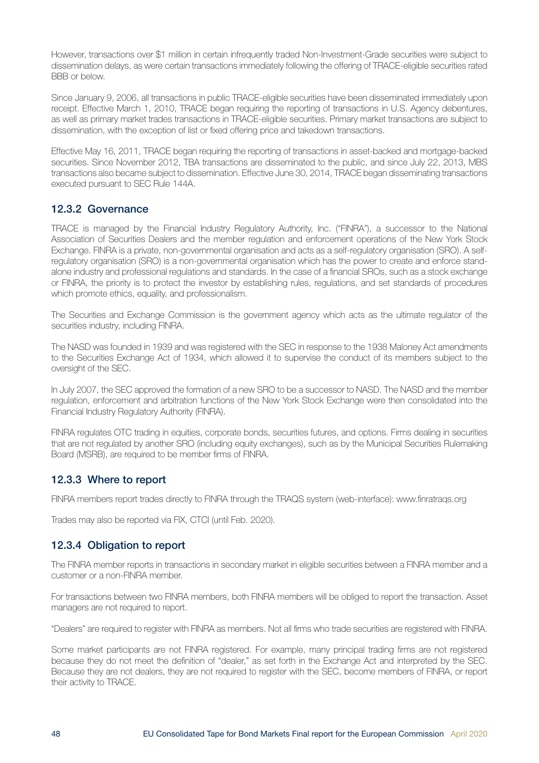However, transactions over $1 million in certain infrequently traded Non-Investment-Grade securities were subject to dissemination delays, as were certain transactions immediately following the offering of TRACE-eligible securities rated BBB or below.

Since January 9, 2006, all transactions in public TRACE-eligible securities have been disseminated immediately upon receipt. Effective March 1, 2010, TRACE began requiring the reporting of transactions in U.S. Agency debentures, as well as primary market trades transactions in TRACE-eligible securities. Primary market transactions are subject to dissemination, with the exception of list or fixed offering price and takedown transactions.

Effective May 16, 2011, TRACE began requiring the reporting of transactions in asset-backed and mortgage-backed securities. Since November 2012, TBA transactions are disseminated to the public, and since July 22, 2013, MBS transactions also became subject to dissemination. Effective June 30, 2014, TRACE began disseminating transactions executed pursuant to SEC Rule 144A.

### 12.3.2 Governance

TRACE is managed by the Financial Industry Regulatory Authority, Inc. ("FINRA"), a successor to the National Association of Securities Dealers and the member regulation and enforcement operations of the New York Stock Exchange. FINRA is a private, non-governmental organisation and acts as a self-regulatory organisation (SRO). A self-regulatory organisation (SRO) is a non-governmental organisation which has the power to create and enforce stand-alone industry and professional regulations and standards. In the case of a financial SROs, such as a stock exchange or FINRA, the priority is to protect the investor by establishing rules, regulations, and set standards of procedures which promote ethics, equality, and professionalism.

The Securities and Exchange Commission is the government agency which acts as the ultimate regulator of the securities industry, including FINRA.

The NASD was founded in 1939 and was registered with the SEC in response to the 1938 Maloney Act amendments to the Securities Exchange Act of 1934, which allowed it to supervise the conduct of its members subject to the oversight of the SEC.

In July 2007, the SEC approved the formation of a new SRO to be a successor to NASD. The NASD and the member regulation, enforcement and arbitration functions of the New York Stock Exchange were then consolidated into the Financial Industry Regulatory Authority (FINRA).

FINRA regulates OTC trading in equities, corporate bonds, securities futures, and options. Firms dealing in securities that are not regulated by another SRO (including equity exchanges), such as by the Municipal Securities Rulemaking Board (MSRB), are required to be member firms of FINRA.

### 12.3.3 Where to report

FINRA members report trades directly to FINRA through the TRAQS system (web-interface): www.finratraqs.org

Trades may also be reported via FIX, CTCI (until Feb. 2020).

### 12.3.4 Obligation to report

The FINRA member reports in transactions in secondary market in eligible securities between a FINRA member and a customer or a non-FINRA member.

For transactions between two FINRA members, both FINRA members will be obliged to report the transaction. Asset managers are not required to report.

"Dealers" are required to register with FINRA as members. Not all firms who trade securities are registered with FINRA.

Some market participants are not FINRA registered. For example, many principal trading firms are not registered because they do not meet the definition of "dealer," as set forth in the Exchange Act and interpreted by the SEC. Because they are not dealers, they are not required to register with the SEC, become members of FINRA, or report their activity to TRACE.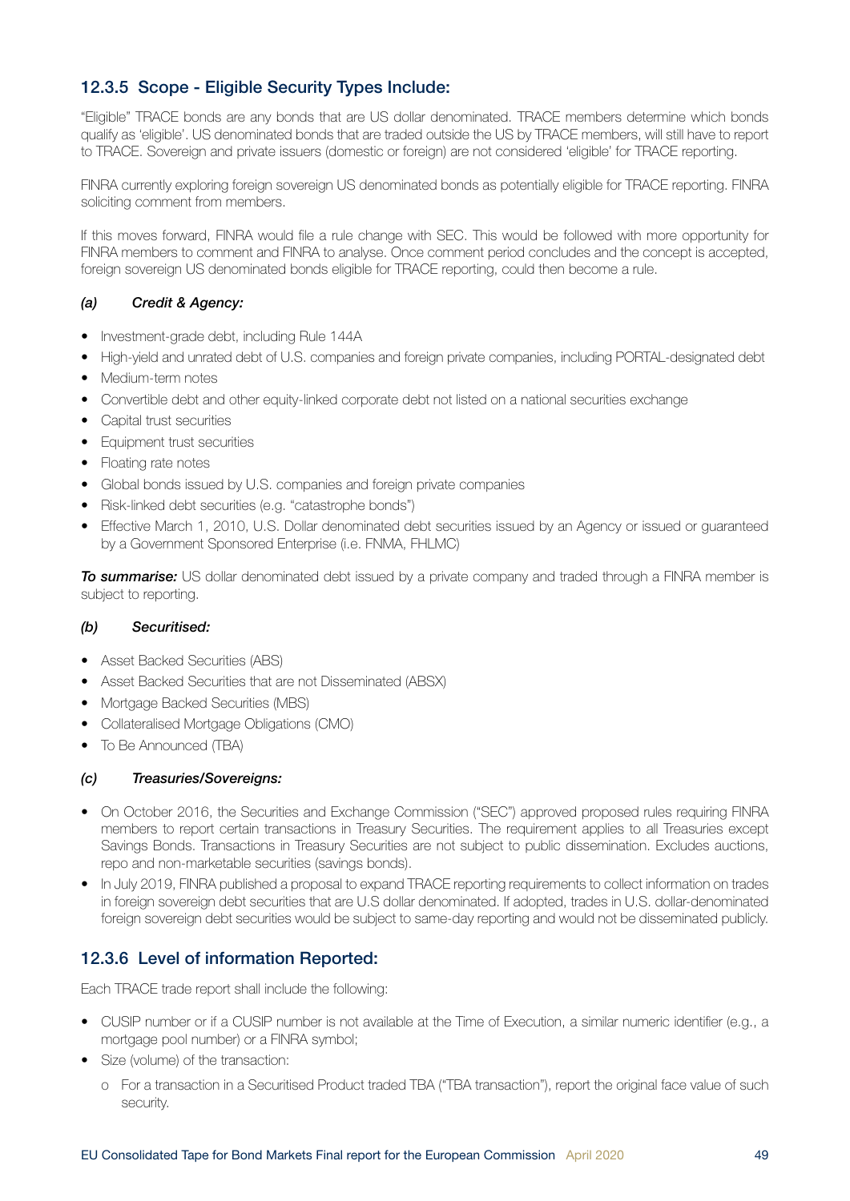### 12.3.5 Scope - Eligible Security Types Include:

"Eligible" TRACE bonds are any bonds that are US dollar denominated. TRACE members determine which bonds qualify as 'eligible'. US denominated bonds that are traded outside the US by TRACE members, will still have to report to TRACE. Sovereign and private issuers (domestic or foreign) are not considered 'eligible' for TRACE reporting.

FINRA currently exploring foreign sovereign US denominated bonds as potentially eligible for TRACE reporting. FINRA soliciting comment from members.

If this moves forward, FINRA would file a rule change with SEC. This would be followed with more opportunity for FINRA members to comment and FINRA to analyse. Once comment period concludes and the concept is accepted, foreign sovereign US denominated bonds eligible for TRACE reporting, could then become a rule.

#### *(a) Credit & Agency:*

- Investment-grade debt, including Rule 144A
- High-yield and unrated debt of U.S. companies and foreign private companies, including PORTAL-designated debt
- Medium-term notes
- Convertible debt and other equity-linked corporate debt not listed on a national securities exchange
- Capital trust securities
- Equipment trust securities
- Floating rate notes
- Global bonds issued by U.S. companies and foreign private companies
- Risk-linked debt securities (e.g. "catastrophe bonds")
- Effective March 1, 2010, U.S. Dollar denominated debt securities issued by an Agency or issued or guaranteed by a Government Sponsored Enterprise (i.e. FNMA, FHLMC)

***To summarise:*** US dollar denominated debt issued by a private company and traded through a FINRA member is subject to reporting.

#### *(b) Securitised:*

- Asset Backed Securities (ABS)
- Asset Backed Securities that are not Disseminated (ABSX)
- Mortgage Backed Securities (MBS)
- Collateralised Mortgage Obligations (CMO)
- To Be Announced (TBA)

#### *(c) Treasuries/Sovereigns:*

- On October 2016, the Securities and Exchange Commission ("SEC") approved proposed rules requiring FINRA members to report certain transactions in Treasury Securities. The requirement applies to all Treasuries except Savings Bonds. Transactions in Treasury Securities are not subject to public dissemination. Excludes auctions, repo and non-marketable securities (savings bonds).
- In July 2019, FINRA published a proposal to expand TRACE reporting requirements to collect information on trades in foreign sovereign debt securities that are U.S dollar denominated. If adopted, trades in U.S. dollar-denominated foreign sovereign debt securities would be subject to same-day reporting and would not be disseminated publicly.

### 12.3.6 Level of information Reported:

Each TRACE trade report shall include the following:

- CUSIP number or if a CUSIP number is not available at the Time of Execution, a similar numeric identifier (e.g., a mortgage pool number) or a FINRA symbol;
- Size (volume) of the transaction:
  - o For a transaction in a Securitised Product traded TBA ("TBA transaction"), report the original face value of such security.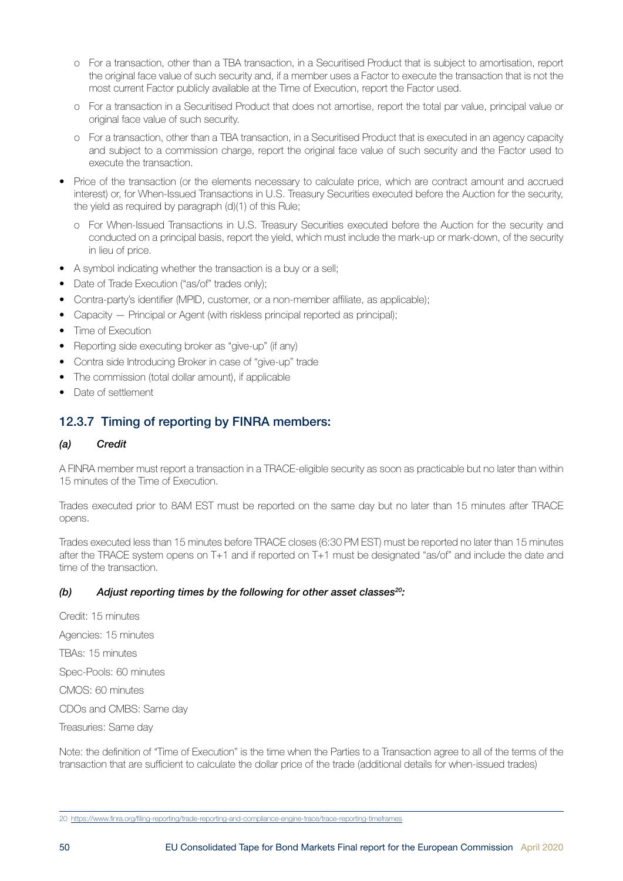- For a transaction, other than a TBA transaction, in a Securitised Product that is subject to amortisation, report the original face value of such security and, if a member uses a Factor to execute the transaction that is not the most current Factor publicly available at the Time of Execution, report the Factor used.
    - For a transaction in a Securitised Product that does not amortise, report the total par value, principal value or original face value of such security.
    - For a transaction, other than a TBA transaction, in a Securitised Product that is executed in an agency capacity and subject to a commission charge, report the original face value of such security and the Factor used to execute the transaction.
- Price of the transaction (or the elements necessary to calculate price, which are contract amount and accrued interest) or, for When-Issued Transactions in U.S. Treasury Securities executed before the Auction for the security, the yield as required by paragraph (d)(1) of this Rule;
    - For When-Issued Transactions in U.S. Treasury Securities executed before the Auction for the security and conducted on a principal basis, report the yield, which must include the mark-up or mark-down, of the security in lieu of price.
- A symbol indicating whether the transaction is a buy or a sell;
- Date of Trade Execution ("as/of" trades only);
- Contra-party's identifier (MPID, customer, or a non-member affiliate, as applicable);
- Capacity — Principal or Agent (with riskless principal reported as principal);
- Time of Execution
- Reporting side executing broker as "give-up" (if any)
- Contra side Introducing Broker in case of "give-up" trade
- The commission (total dollar amount), if applicable
- Date of settlement

## 12.3.7 Timing of reporting by FINRA members:

### *(a) Credit*

A FINRA member must report a transaction in a TRACE-eligible security as soon as practicable but no later than within 15 minutes of the Time of Execution.

Trades executed prior to 8AM EST must be reported on the same day but no later than 15 minutes after TRACE opens.

Trades executed less than 15 minutes before TRACE closes (6:30 PM EST) must be reported no later than 15 minutes after the TRACE system opens on T+1 and if reported on T+1 must be designated "as/of" and include the date and time of the transaction.

### *(b) Adjust reporting times by the following for other asset classes[20]:*

Credit: 15 minutes

Agencies: 15 minutes

TBAs: 15 minutes

Spec-Pools: 60 minutes

CMOS: 60 minutes

CDOs and CMBS: Same day

Treasuries: Same day

Note: the definition of "Time of Execution" is the time when the Parties to a Transaction agree to all of the terms of the transaction that are sufficient to calculate the dollar price of the trade (additional details for when-issued trades)

---

20 https://www.finra.org/filing-reporting/trade-reporting-and-compliance-engine-trace/trace-reporting-timeframes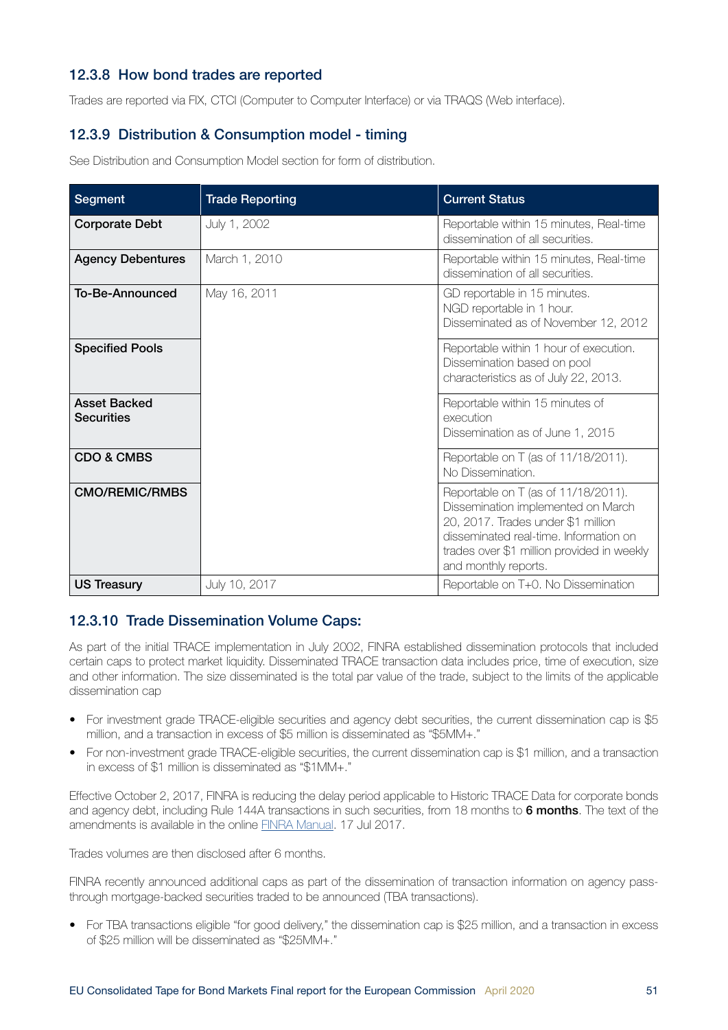### 12.3.8 How bond trades are reported

Trades are reported via FIX, CTCI (Computer to Computer Interface) or via TRAQS (Web interface).

### 12.3.9 Distribution & Consumption model - timing

See Distribution and Consumption Model section for form of distribution.

| Segment | Trade Reporting | Current Status |
|---|---|---|
| **Corporate Debt** | July 1, 2002 | Reportable within 15 minutes, Real-time dissemination of all securities. |
| **Agency Debentures** | March 1, 2010 | Reportable within 15 minutes, Real-time dissemination of all securities. |
| **To-Be-Announced** | May 16, 2011 | GD reportable in 15 minutes. NGD reportable in 1 hour. Disseminated as of November 12, 2012 |
| **Specified Pools** | | Reportable within 1 hour of execution. Dissemination based on pool characteristics as of July 22, 2013. |
| **Asset Backed Securities** | | Reportable within 15 minutes of execution Dissemination as of June 1, 2015 |
| **CDO & CMBS** | | Reportable on T (as of 11/18/2011). No Dissemination. |
| **CMO/REMIC/RMBS** | | Reportable on T (as of 11/18/2011). Dissemination implemented on March 20, 2017. Trades under $1 million disseminated real-time. Information on trades over $1 million provided in weekly and monthly reports. |
| **US Treasury** | July 10, 2017 | Reportable on T+0. No Dissemination |

### 12.3.10 Trade Dissemination Volume Caps:

As part of the initial TRACE implementation in July 2002, FINRA established dissemination protocols that included certain caps to protect market liquidity. Disseminated TRACE transaction data includes price, time of execution, size and other information. The size disseminated is the total par value of the trade, subject to the limits of the applicable dissemination cap

- For investment grade TRACE-eligible securities and agency debt securities, the current dissemination cap is $5 million, and a transaction in excess of $5 million is disseminated as "$5MM+."
- For non-investment grade TRACE-eligible securities, the current dissemination cap is $1 million, and a transaction in excess of $1 million is disseminated as "$1MM+."

Effective October 2, 2017, FINRA is reducing the delay period applicable to Historic TRACE Data for corporate bonds and agency debt, including Rule 144A transactions in such securities, from 18 months to **6 months**. The text of the amendments is available in the online FINRA Manual. 17 Jul 2017.

Trades volumes are then disclosed after 6 months.

FINRA recently announced additional caps as part of the dissemination of transaction information on agency pass-through mortgage-backed securities traded to be announced (TBA transactions).

- For TBA transactions eligible "for good delivery," the dissemination cap is $25 million, and a transaction in excess of $25 million will be disseminated as "$25MM+."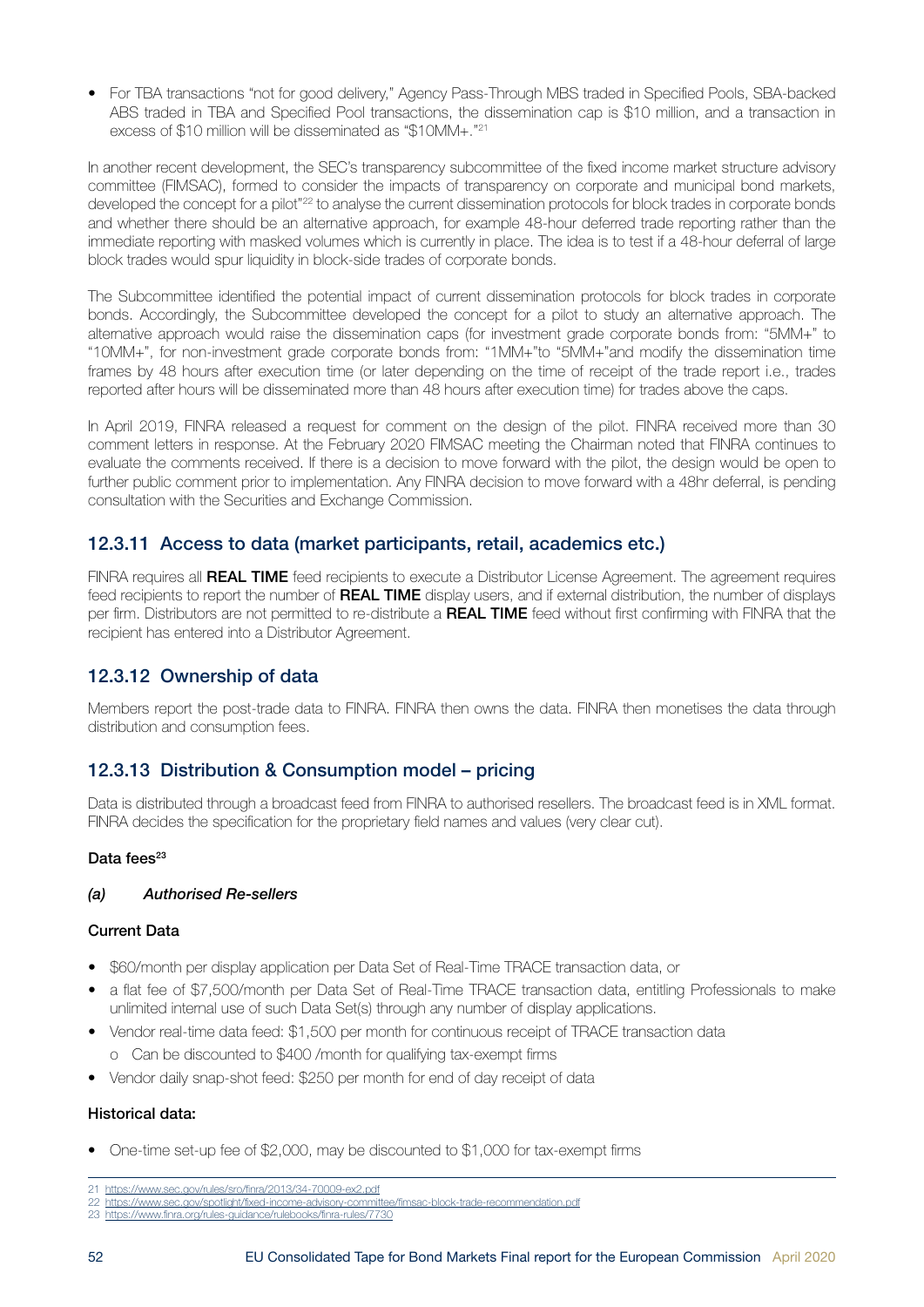- For TBA transactions "not for good delivery," Agency Pass-Through MBS traded in Specified Pools, SBA-backed ABS traded in TBA and Specified Pool transactions, the dissemination cap is $10 million, and a transaction in excess of $10 million will be disseminated as "$10MM+."[21]

In another recent development, the SEC's transparency subcommittee of the fixed income market structure advisory committee (FIMSAC), formed to consider the impacts of transparency on corporate and municipal bond markets, developed the concept for a pilot"[22] to analyse the current dissemination protocols for block trades in corporate bonds and whether there should be an alternative approach, for example 48-hour deferred trade reporting rather than the immediate reporting with masked volumes which is currently in place. The idea is to test if a 48-hour deferral of large block trades would spur liquidity in block-side trades of corporate bonds.

The Subcommittee identified the potential impact of current dissemination protocols for block trades in corporate bonds. Accordingly, the Subcommittee developed the concept for a pilot to study an alternative approach. The alternative approach would raise the dissemination caps (for investment grade corporate bonds from: "5MM+" to "10MM+", for non-investment grade corporate bonds from: "1MM+"to "5MM+"and modify the dissemination time frames by 48 hours after execution time (or later depending on the time of receipt of the trade report i.e., trades reported after hours will be disseminated more than 48 hours after execution time) for trades above the caps.

In April 2019, FINRA released a request for comment on the design of the pilot. FINRA received more than 30 comment letters in response. At the February 2020 FIMSAC meeting the Chairman noted that FINRA continues to evaluate the comments received. If there is a decision to move forward with the pilot, the design would be open to further public comment prior to implementation. Any FINRA decision to move forward with a 48hr deferral, is pending consultation with the Securities and Exchange Commission.

### 12.3.11 Access to data (market participants, retail, academics etc.)

FINRA requires all **REAL TIME** feed recipients to execute a Distributor License Agreement. The agreement requires feed recipients to report the number of **REAL TIME** display users, and if external distribution, the number of displays per firm. Distributors are not permitted to re-distribute a **REAL TIME** feed without first confirming with FINRA that the recipient has entered into a Distributor Agreement.

### 12.3.12 Ownership of data

Members report the post-trade data to FINRA. FINRA then owns the data. FINRA then monetises the data through distribution and consumption fees.

### 12.3.13 Distribution & Consumption model – pricing

Data is distributed through a broadcast feed from FINRA to authorised resellers. The broadcast feed is in XML format. FINRA decides the specification for the proprietary field names and values (very clear cut).

#### Data fees[23]

#### *(a) Authorised Re-sellers*

#### Current Data

- $60/month per display application per Data Set of Real-Time TRACE transaction data, or
- a flat fee of $7,500/month per Data Set of Real-Time TRACE transaction data, entitling Professionals to make unlimited internal use of such Data Set(s) through any number of display applications.
- Vendor real-time data feed: $1,500 per month for continuous receipt of TRACE transaction data
  - o Can be discounted to $400 /month for qualifying tax-exempt firms
- Vendor daily snap-shot feed: $250 per month for end of day receipt of data

#### Historical data:

- One-time set-up fee of $2,000, may be discounted to $1,000 for tax-exempt firms

---

21 https://www.sec.gov/rules/sro/finra/2013/34-70009-ex2.pdf
22 https://www.sec.gov/spotlight/fixed-income-advisory-committee/fimsac-block-trade-recommendation.pdf
23 https://www.finra.org/rules-guidance/rulebooks/finra-rules/7730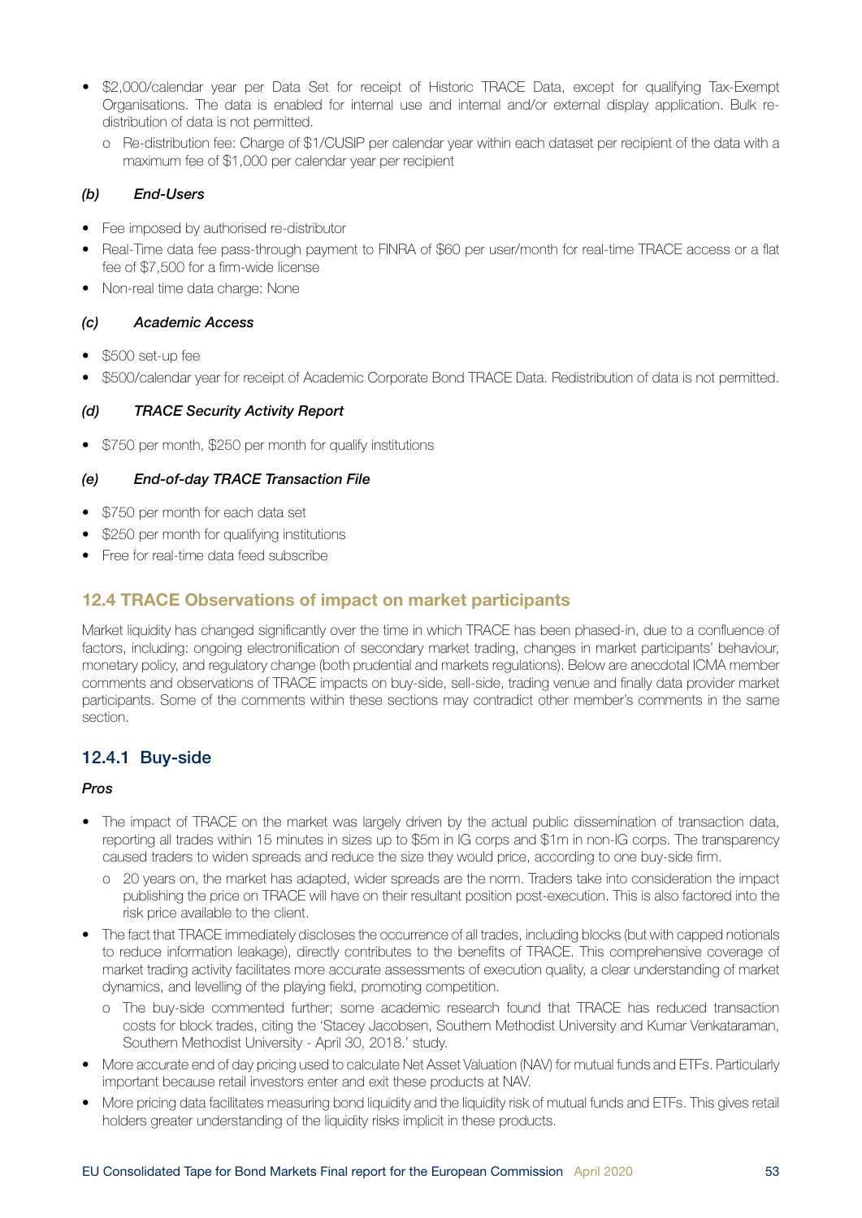- $2,000/calendar year per Data Set for receipt of Historic TRACE Data, except for qualifying Tax-Exempt Organisations. The data is enabled for internal use and internal and/or external display application. Bulk re-distribution of data is not permitted.
  - Re-distribution fee: Charge of $1/CUSIP per calendar year within each dataset per recipient of the data with a maximum fee of $1,000 per calendar year per recipient

#### *(b) End-Users*

- Fee imposed by authorised re-distributor
- Real-Time data fee pass-through payment to FINRA of $60 per user/month for real-time TRACE access or a flat fee of $7,500 for a firm-wide license
- Non-real time data charge: None

#### *(c) Academic Access*

- $500 set-up fee
- $500/calendar year for receipt of Academic Corporate Bond TRACE Data. Redistribution of data is not permitted.

#### *(d) TRACE Security Activity Report*

- $750 per month, $250 per month for qualify institutions

#### *(e) End-of-day TRACE Transaction File*

- $750 per month for each data set
- $250 per month for qualifying institutions
- Free for real-time data feed subscribe

## 12.4 TRACE Observations of impact on market participants

Market liquidity has changed significantly over the time in which TRACE has been phased-in, due to a confluence of factors, including: ongoing electronification of secondary market trading, changes in market participants' behaviour, monetary policy, and regulatory change (both prudential and markets regulations). Below are anecdotal ICMA member comments and observations of TRACE impacts on buy-side, sell-side, trading venue and finally data provider market participants. Some of the comments within these sections may contradict other member's comments in the same section.

### 12.4.1 Buy-side

***Pros***

- The impact of TRACE on the market was largely driven by the actual public dissemination of transaction data, reporting all trades within 15 minutes in sizes up to $5m in IG corps and $1m in non-IG corps. The transparency caused traders to widen spreads and reduce the size they would price, according to one buy-side firm.
  - 20 years on, the market has adapted, wider spreads are the norm. Traders take into consideration the impact publishing the price on TRACE will have on their resultant position post-execution. This is also factored into the risk price available to the client.
- The fact that TRACE immediately discloses the occurrence of all trades, including blocks (but with capped notionals to reduce information leakage), directly contributes to the benefits of TRACE. This comprehensive coverage of market trading activity facilitates more accurate assessments of execution quality, a clear understanding of market dynamics, and levelling of the playing field, promoting competition.
  - The buy-side commented further; some academic research found that TRACE has reduced transaction costs for block trades, citing the 'Stacey Jacobsen, Southern Methodist University and Kumar Venkataraman, Southern Methodist University - April 30, 2018.' study.
- More accurate end of day pricing used to calculate Net Asset Valuation (NAV) for mutual funds and ETFs. Particularly important because retail investors enter and exit these products at NAV.
- More pricing data facilitates measuring bond liquidity and the liquidity risk of mutual funds and ETFs. This gives retail holders greater understanding of the liquidity risks implicit in these products.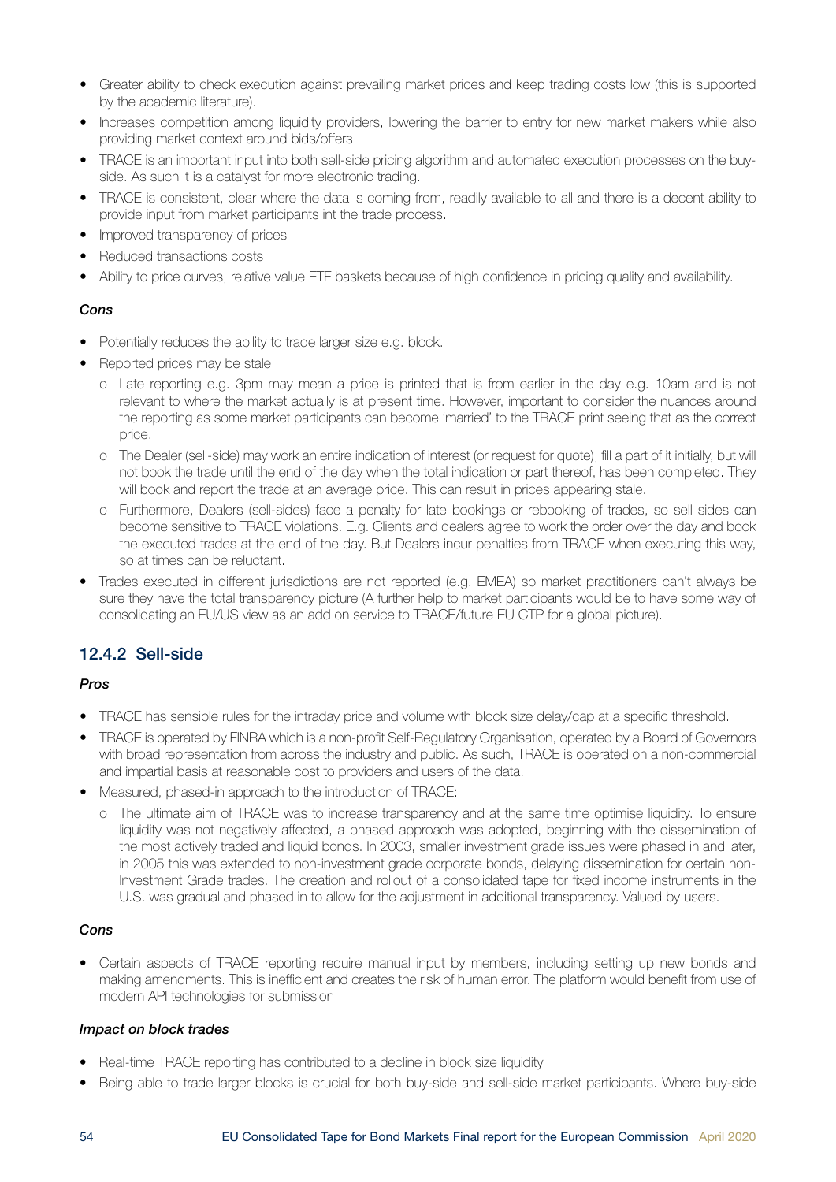- Greater ability to check execution against prevailing market prices and keep trading costs low (this is supported by the academic literature).
- Increases competition among liquidity providers, lowering the barrier to entry for new market makers while also providing market context around bids/offers
- TRACE is an important input into both sell-side pricing algorithm and automated execution processes on the buy-side. As such it is a catalyst for more electronic trading.
- TRACE is consistent, clear where the data is coming from, readily available to all and there is a decent ability to provide input from market participants int the trade process.
- Improved transparency of prices
- Reduced transactions costs
- Ability to price curves, relative value ETF baskets because of high confidence in pricing quality and availability.

*Cons*

- Potentially reduces the ability to trade larger size e.g. block.
- Reported prices may be stale
  - o Late reporting e.g. 3pm may mean a price is printed that is from earlier in the day e.g. 10am and is not relevant to where the market actually is at present time. However, important to consider the nuances around the reporting as some market participants can become 'married' to the TRACE print seeing that as the correct price.
  - o The Dealer (sell-side) may work an entire indication of interest (or request for quote), fill a part of it initially, but will not book the trade until the end of the day when the total indication or part thereof, has been completed. They will book and report the trade at an average price. This can result in prices appearing stale.
  - o Furthermore, Dealers (sell-sides) face a penalty for late bookings or rebooking of trades, so sell sides can become sensitive to TRACE violations. E.g. Clients and dealers agree to work the order over the day and book the executed trades at the end of the day. But Dealers incur penalties from TRACE when executing this way, so at times can be reluctant.
- Trades executed in different jurisdictions are not reported (e.g. EMEA) so market practitioners can't always be sure they have the total transparency picture (A further help to market participants would be to have some way of consolidating an EU/US view as an add on service to TRACE/future EU CTP for a global picture).

## 12.4.2 Sell-side

*Pros*

- TRACE has sensible rules for the intraday price and volume with block size delay/cap at a specific threshold.
- TRACE is operated by FINRA which is a non-profit Self-Regulatory Organisation, operated by a Board of Governors with broad representation from across the industry and public. As such, TRACE is operated on a non-commercial and impartial basis at reasonable cost to providers and users of the data.
- Measured, phased-in approach to the introduction of TRACE:
  - o The ultimate aim of TRACE was to increase transparency and at the same time optimise liquidity. To ensure liquidity was not negatively affected, a phased approach was adopted, beginning with the dissemination of the most actively traded and liquid bonds. In 2003, smaller investment grade issues were phased in and later, in 2005 this was extended to non-investment grade corporate bonds, delaying dissemination for certain non-Investment Grade trades. The creation and rollout of a consolidated tape for fixed income instruments in the U.S. was gradual and phased in to allow for the adjustment in additional transparency. Valued by users.

*Cons*

- Certain aspects of TRACE reporting require manual input by members, including setting up new bonds and making amendments. This is inefficient and creates the risk of human error. The platform would benefit from use of modern API technologies for submission.

***Impact on block trades***

- Real-time TRACE reporting has contributed to a decline in block size liquidity.
- Being able to trade larger blocks is crucial for both buy-side and sell-side market participants. Where buy-side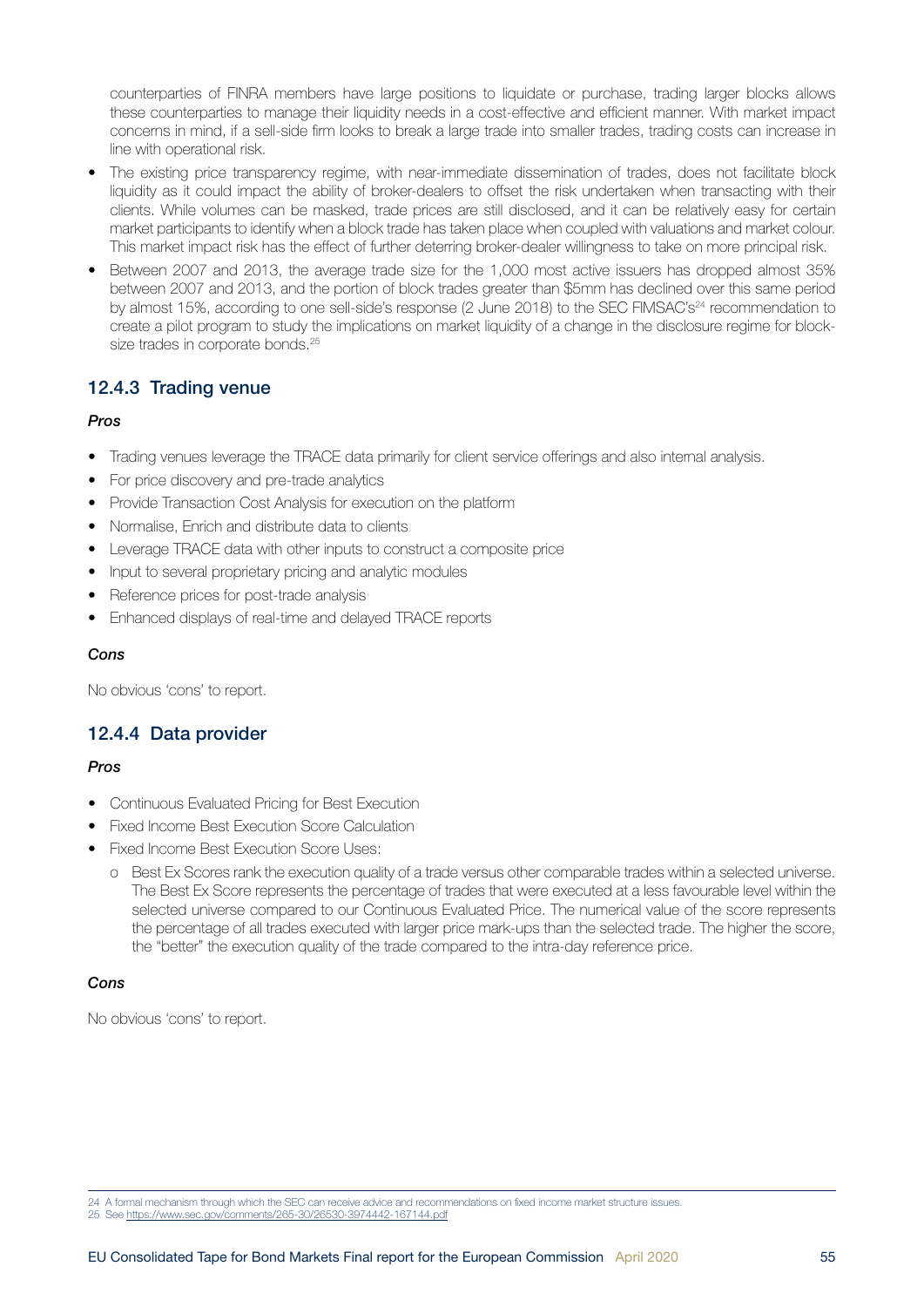counterparties of FINRA members have large positions to liquidate or purchase, trading larger blocks allows these counterparties to manage their liquidity needs in a cost-effective and efficient manner. With market impact concerns in mind, if a sell-side firm looks to break a large trade into smaller trades, trading costs can increase in line with operational risk.

- The existing price transparency regime, with near-immediate dissemination of trades, does not facilitate block liquidity as it could impact the ability of broker-dealers to offset the risk undertaken when transacting with their clients. While volumes can be masked, trade prices are still disclosed, and it can be relatively easy for certain market participants to identify when a block trade has taken place when coupled with valuations and market colour. This market impact risk has the effect of further deterring broker-dealer willingness to take on more principal risk.
- Between 2007 and 2013, the average trade size for the 1,000 most active issuers has dropped almost 35% between 2007 and 2013, and the portion of block trades greater than $5mm has declined over this same period by almost 15%, according to one sell-side's response (2 June 2018) to the SEC FIMSAC's[24] recommendation to create a pilot program to study the implications on market liquidity of a change in the disclosure regime for block-size trades in corporate bonds.[25]

## 12.4.3 Trading venue

***Pros***

- Trading venues leverage the TRACE data primarily for client service offerings and also internal analysis.
- For price discovery and pre-trade analytics
- Provide Transaction Cost Analysis for execution on the platform
- Normalise, Enrich and distribute data to clients
- Leverage TRACE data with other inputs to construct a composite price
- Input to several proprietary pricing and analytic modules
- Reference prices for post-trade analysis
- Enhanced displays of real-time and delayed TRACE reports

***Cons***

No obvious 'cons' to report.

## 12.4.4 Data provider

***Pros***

- Continuous Evaluated Pricing for Best Execution
- Fixed Income Best Execution Score Calculation
- Fixed Income Best Execution Score Uses:
    - Best Ex Scores rank the execution quality of a trade versus other comparable trades within a selected universe. The Best Ex Score represents the percentage of trades that were executed at a less favourable level within the selected universe compared to our Continuous Evaluated Price. The numerical value of the score represents the percentage of all trades executed with larger price mark-ups than the selected trade. The higher the score, the "better" the execution quality of the trade compared to the intra-day reference price.

***Cons***

No obvious 'cons' to report.

---

24 A formal mechanism through which the SEC can receive advice and recommendations on fixed income market structure issues.

25 See https://www.sec.gov/comments/265-30/26530-3974442-167144.pdf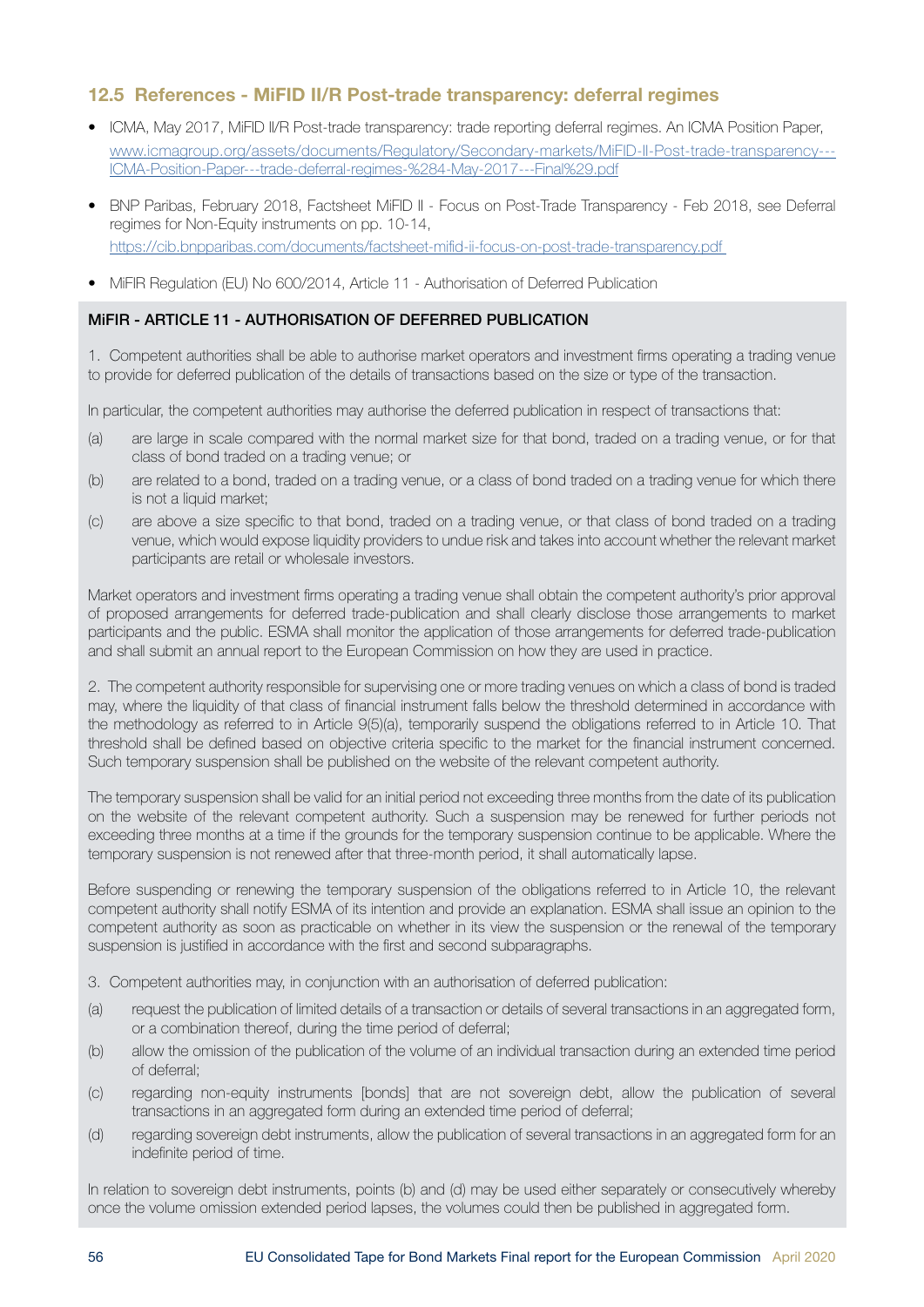## 12.5 References - MiFID II/R Post-trade transparency: deferral regimes

- ICMA, May 2017, MiFID II/R Post-trade transparency: trade reporting deferral regimes. An ICMA Position Paper, [www.icmagroup.org/assets/documents/Regulatory/Secondary-markets/MiFID-II-Post-trade-transparency---ICMA-Position-Paper---trade-deferral-regimes-%284-May-2017---Final%29.pdf](www.icmagroup.org/assets/documents/Regulatory/Secondary-markets/MiFID-II-Post-trade-transparency---ICMA-Position-Paper---trade-deferral-regimes-%284-May-2017---Final%29.pdf)
- BNP Paribas, February 2018, Factsheet MiFID II - Focus on Post-Trade Transparency - Feb 2018, see Deferral regimes for Non-Equity instruments on pp. 10-14, [https://cib.bnpparibas.com/documents/factsheet-mifid-ii-focus-on-post-trade-transparency.pdf](https://cib.bnpparibas.com/documents/factsheet-mifid-ii-focus-on-post-trade-transparency.pdf)
- MiFIR Regulation (EU) No 600/2014, Article 11 - Authorisation of Deferred Publication

**MiFIR - ARTICLE 11 - AUTHORISATION OF DEFERRED PUBLICATION**

1. Competent authorities shall be able to authorise market operators and investment firms operating a trading venue to provide for deferred publication of the details of transactions based on the size or type of the transaction.

In particular, the competent authorities may authorise the deferred publication in respect of transactions that:

(a) are large in scale compared with the normal market size for that bond, traded on a trading venue, or for that class of bond traded on a trading venue; or

(b) are related to a bond, traded on a trading venue, or a class of bond traded on a trading venue for which there is not a liquid market;

(c) are above a size specific to that bond, traded on a trading venue, or that class of bond traded on a trading venue, which would expose liquidity providers to undue risk and takes into account whether the relevant market participants are retail or wholesale investors.

Market operators and investment firms operating a trading venue shall obtain the competent authority's prior approval of proposed arrangements for deferred trade-publication and shall clearly disclose those arrangements to market participants and the public. ESMA shall monitor the application of those arrangements for deferred trade-publication and shall submit an annual report to the European Commission on how they are used in practice.

2. The competent authority responsible for supervising one or more trading venues on which a class of bond is traded may, where the liquidity of that class of financial instrument falls below the threshold determined in accordance with the methodology as referred to in Article 9(5)(a), temporarily suspend the obligations referred to in Article 10. That threshold shall be defined based on objective criteria specific to the market for the financial instrument concerned. Such temporary suspension shall be published on the website of the relevant competent authority.

The temporary suspension shall be valid for an initial period not exceeding three months from the date of its publication on the website of the relevant competent authority. Such a suspension may be renewed for further periods not exceeding three months at a time if the grounds for the temporary suspension continue to be applicable. Where the temporary suspension is not renewed after that three-month period, it shall automatically lapse.

Before suspending or renewing the temporary suspension of the obligations referred to in Article 10, the relevant competent authority shall notify ESMA of its intention and provide an explanation. ESMA shall issue an opinion to the competent authority as soon as practicable on whether in its view the suspension or the renewal of the temporary suspension is justified in accordance with the first and second subparagraphs.

3. Competent authorities may, in conjunction with an authorisation of deferred publication:

(a) request the publication of limited details of a transaction or details of several transactions in an aggregated form, or a combination thereof, during the time period of deferral;

(b) allow the omission of the publication of the volume of an individual transaction during an extended time period of deferral;

(c) regarding non-equity instruments [bonds] that are not sovereign debt, allow the publication of several transactions in an aggregated form during an extended time period of deferral;

(d) regarding sovereign debt instruments, allow the publication of several transactions in an aggregated form for an indefinite period of time.

In relation to sovereign debt instruments, points (b) and (d) may be used either separately or consecutively whereby once the volume omission extended period lapses, the volumes could then be published in aggregated form.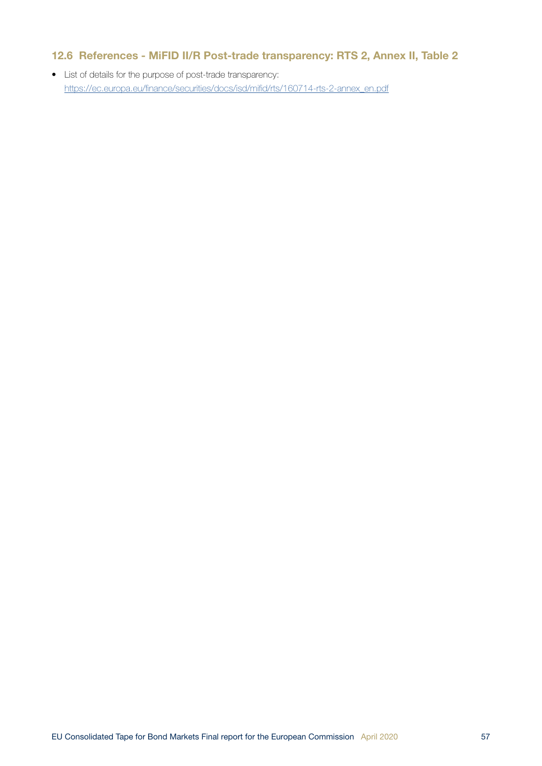## 12.6 References - MiFID II/R Post-trade transparency: RTS 2, Annex II, Table 2

- List of details for the purpose of post-trade transparency:
  https://ec.europa.eu/finance/securities/docs/isd/mifid/rts/160714-rts-2-annex_en.pdf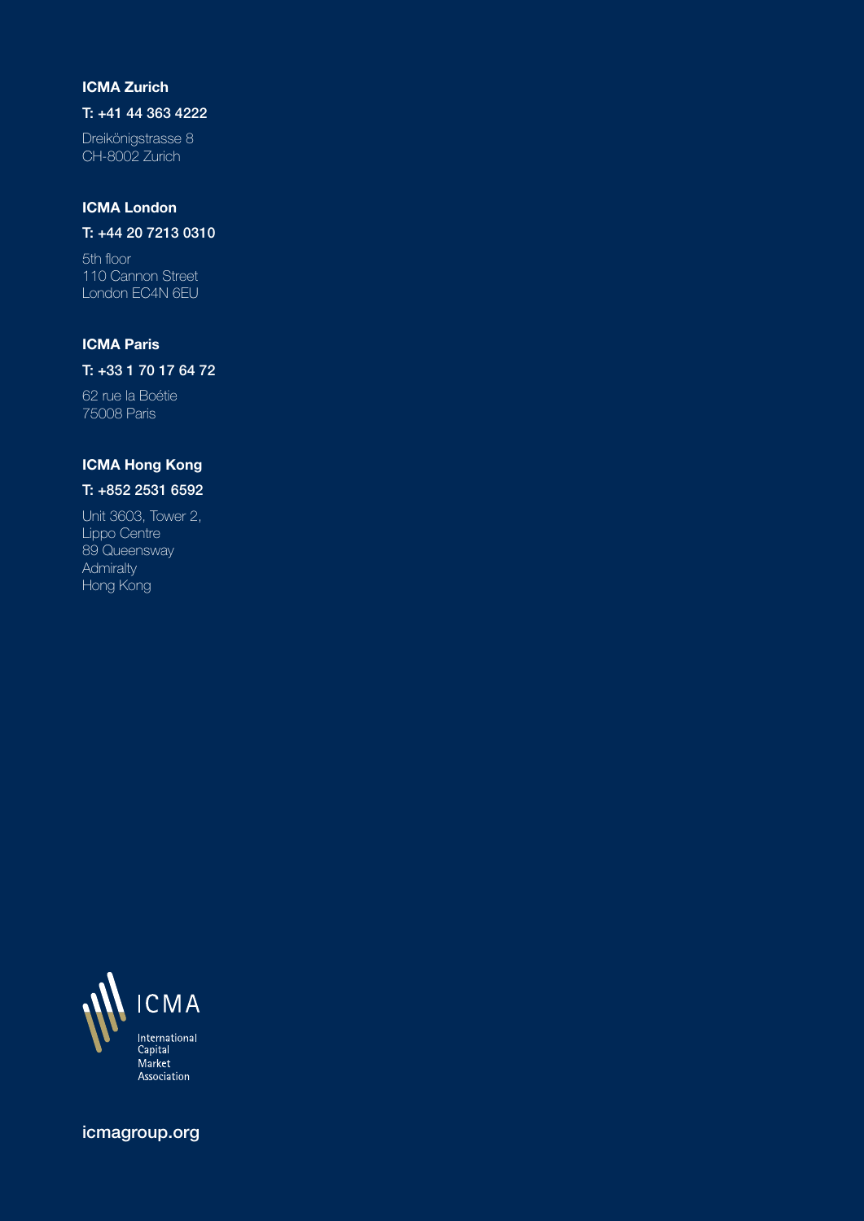**ICMA Zurich**

**T: +41 44 363 4222**

Dreikönigstrasse 8
CH-8002 Zurich

**ICMA London**

**T: +44 20 7213 0310**

5th floor
110 Cannon Street
London EC4N 6EU

**ICMA Paris**

**T: +33 1 70 17 64 72**

62 rue la Boétie
75008 Paris

**ICMA Hong Kong**

**T: +852 2531 6592**

Unit 3603, Tower 2,
Lippo Centre
89 Queensway
Admiralty
Hong Kong

ICMA
International
Capital
Market
Association

**icmagroup.org**